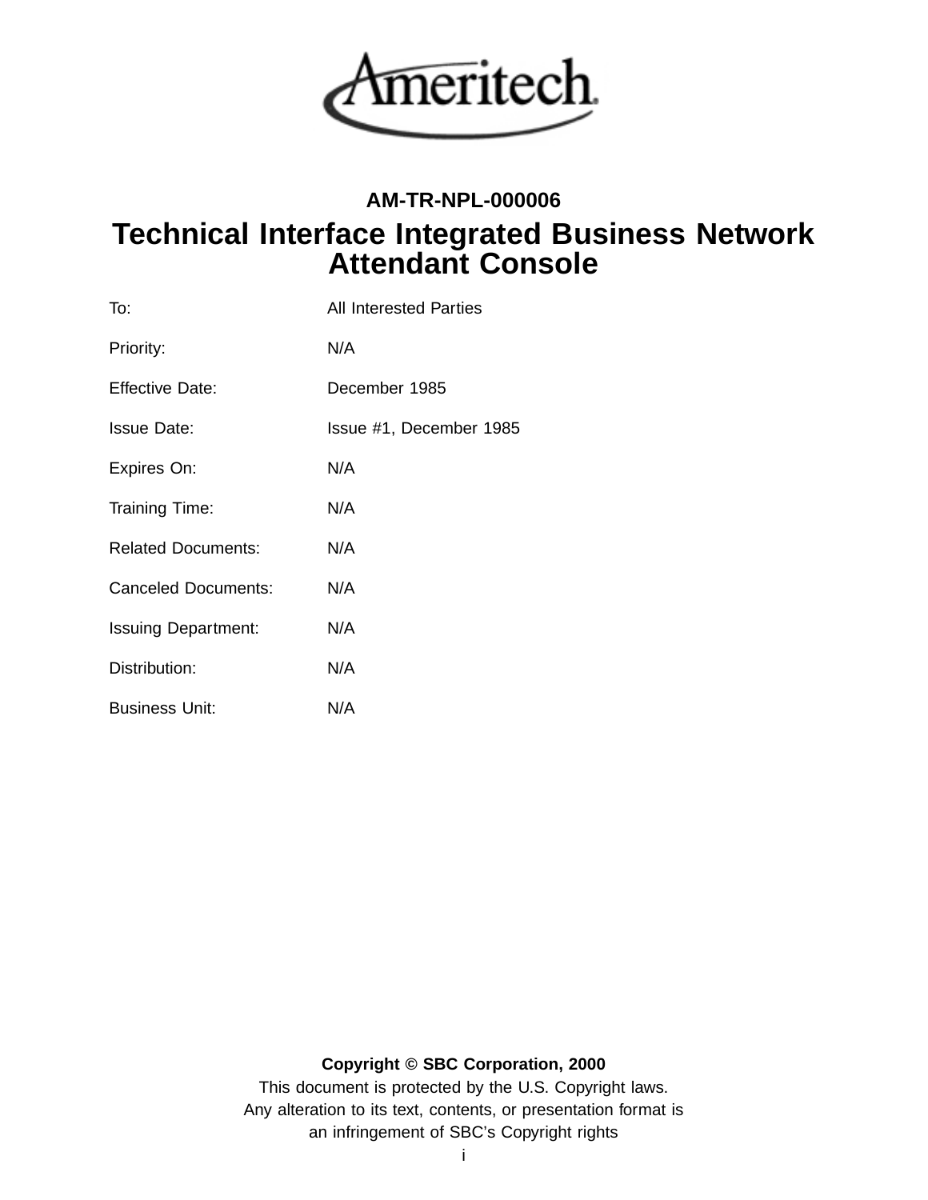**AM-TR-NPL-000006**

# Technical Interface Integrated Business Network Attendant Console

| | |
|---|---|
| To: | All Interested Parties |
| Priority: | N/A |
| Effective Date: | December 1985 |
| Issue Date: | Issue #1, December 1985 |
| Expires On: | N/A |
| Training Time: | N/A |
| Related Documents: | N/A |
| Canceled Documents: | N/A |
| Issuing Department: | N/A |
| Distribution: | N/A |
| Business Unit: | N/A |

**Copyright © SBC Corporation, 2000**

This document is protected by the U.S. Copyright laws.
Any alteration to its text, contents, or presentation format is an infringement of SBC's Copyright rights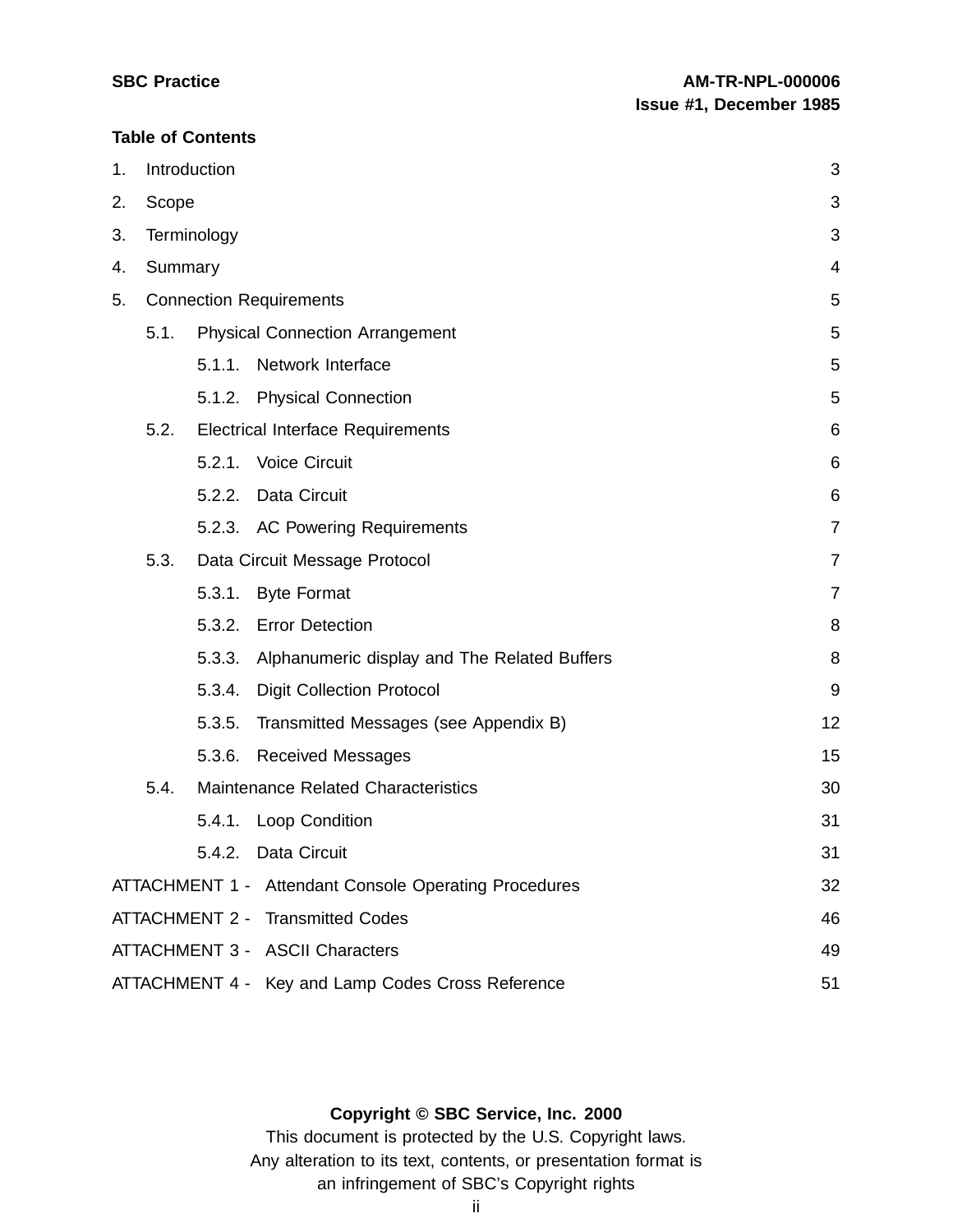## Table of Contents

1. Introduction 3
2. Scope 3
3. Terminology 3
4. Summary 4
5. Connection Requirements 5
    - 5.1. Physical Connection Arrangement 5
        - 5.1.1. Network Interface 5
        - 5.1.2. Physical Connection 5
    - 5.2. Electrical Interface Requirements 6
        - 5.2.1. Voice Circuit 6
        - 5.2.2. Data Circuit 6
        - 5.2.3. AC Powering Requirements 7
    - 5.3. Data Circuit Message Protocol 7
        - 5.3.1. Byte Format 7
        - 5.3.2. Error Detection 8
        - 5.3.3. Alphanumeric display and The Related Buffers 8
        - 5.3.4. Digit Collection Protocol 9
        - 5.3.5. Transmitted Messages (see Appendix B) 12
        - 5.3.6. Received Messages 15
    - 5.4. Maintenance Related Characteristics 30
        - 5.4.1. Loop Condition 31
        - 5.4.2. Data Circuit 31

ATTACHMENT 1 - Attendant Console Operating Procedures 32

ATTACHMENT 2 - Transmitted Codes 46

ATTACHMENT 3 - ASCII Characters 49

ATTACHMENT 4 - Key and Lamp Codes Cross Reference 51

**Copyright © SBC Service, Inc. 2000**

This document is protected by the U.S. Copyright laws.
Any alteration to its text, contents, or presentation format is
an infringement of SBC's Copyright rights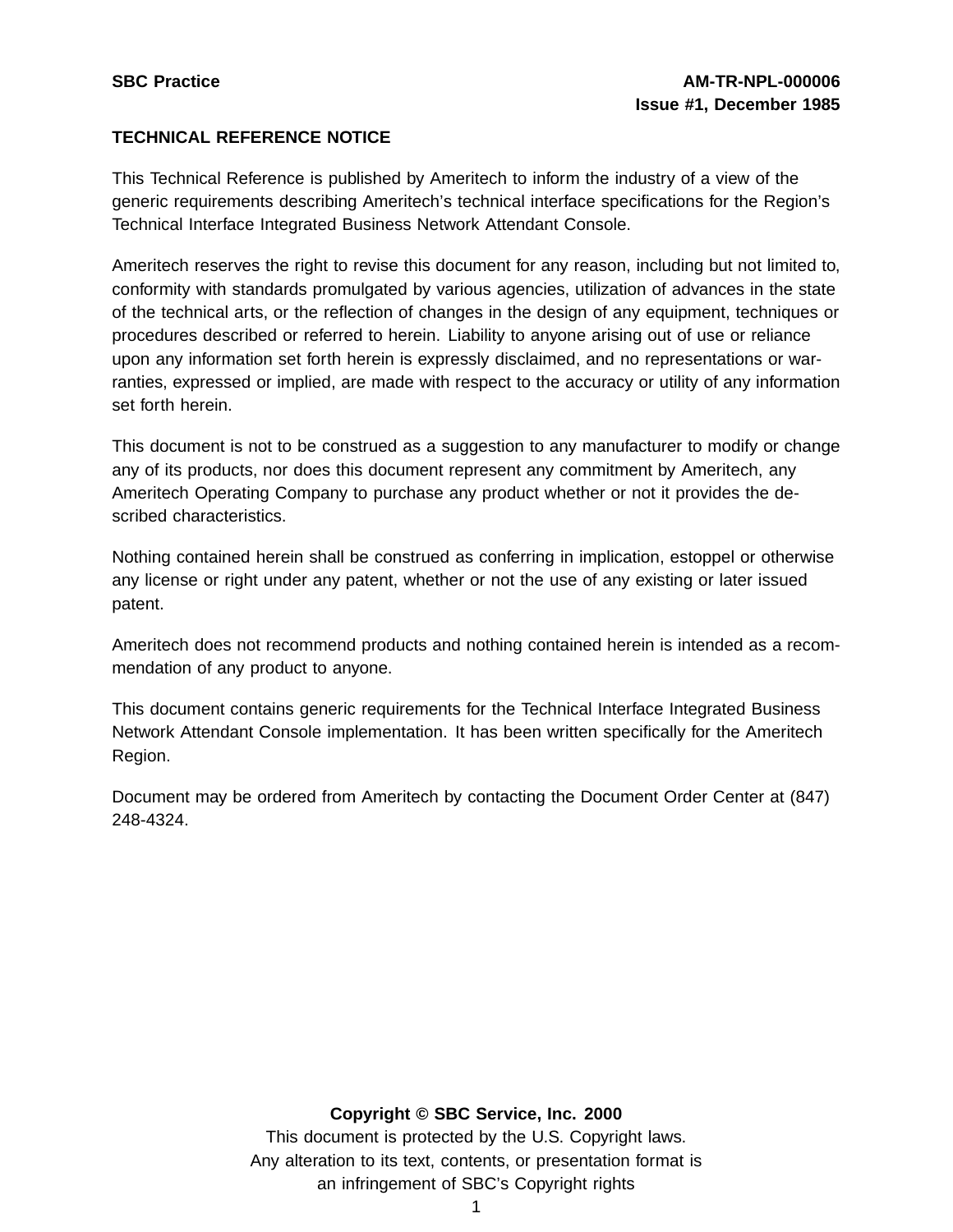**TECHNICAL REFERENCE NOTICE**

This Technical Reference is published by Ameritech to inform the industry of a view of the generic requirements describing Ameritech's technical interface specifications for the Region's Technical Interface Integrated Business Network Attendant Console.

Ameritech reserves the right to revise this document for any reason, including but not limited to, conformity with standards promulgated by various agencies, utilization of advances in the state of the technical arts, or the reflection of changes in the design of any equipment, techniques or procedures described or referred to herein. Liability to anyone arising out of use or reliance upon any information set forth herein is expressly disclaimed, and no representations or warranties, expressed or implied, are made with respect to the accuracy or utility of any information set forth herein.

This document is not to be construed as a suggestion to any manufacturer to modify or change any of its products, nor does this document represent any commitment by Ameritech, any Ameritech Operating Company to purchase any product whether or not it provides the described characteristics.

Nothing contained herein shall be construed as conferring in implication, estoppel or otherwise any license or right under any patent, whether or not the use of any existing or later issued patent.

Ameritech does not recommend products and nothing contained herein is intended as a recommendation of any product to anyone.

This document contains generic requirements for the Technical Interface Integrated Business Network Attendant Console implementation. It has been written specifically for the Ameritech Region.

Document may be ordered from Ameritech by contacting the Document Order Center at (847) 248-4324.

**Copyright © SBC Service, Inc. 2000**

This document is protected by the U.S. Copyright laws.
Any alteration to its text, contents, or presentation format is an infringement of SBC's Copyright rights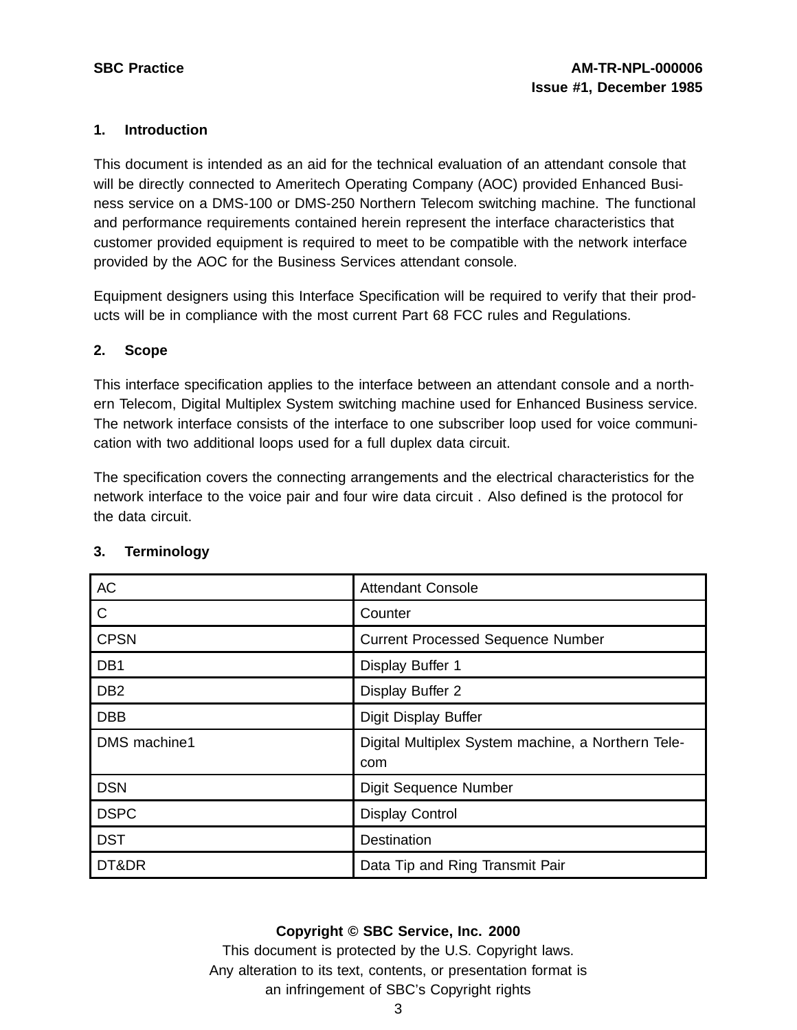## 1. Introduction

This document is intended as an aid for the technical evaluation of an attendant console that will be directly connected to Ameritech Operating Company (AOC) provided Enhanced Business service on a DMS-100 or DMS-250 Northern Telecom switching machine. The functional and performance requirements contained herein represent the interface characteristics that customer provided equipment is required to meet to be compatible with the network interface provided by the AOC for the Business Services attendant console.

Equipment designers using this Interface Specification will be required to verify that their products will be in compliance with the most current Part 68 FCC rules and Regulations.

## 2. Scope

This interface specification applies to the interface between an attendant console and a northern Telecom, Digital Multiplex System switching machine used for Enhanced Business service. The network interface consists of the interface to one subscriber loop used for voice communication with two additional loops used for a full duplex data circuit.

The specification covers the connecting arrangements and the electrical characteristics for the network interface to the voice pair and four wire data circuit . Also defined is the protocol for the data circuit.

## 3. Terminology

| | |
|---|---|
| AC | Attendant Console |
| C | Counter |
| CPSN | Current Processed Sequence Number |
| DB1 | Display Buffer 1 |
| DB2 | Display Buffer 2 |
| DBB | Digit Display Buffer |
| DMS machine1 | Digital Multiplex System machine, a Northern Telecom |
| DSN | Digit Sequence Number |
| DSPC | Display Control |
| DST | Destination |
| DT&DR | Data Tip and Ring Transmit Pair |

**Copyright © SBC Service, Inc. 2000**
This document is protected by the U.S. Copyright laws.
Any alteration to its text, contents, or presentation format is
an infringement of SBC's Copyright rights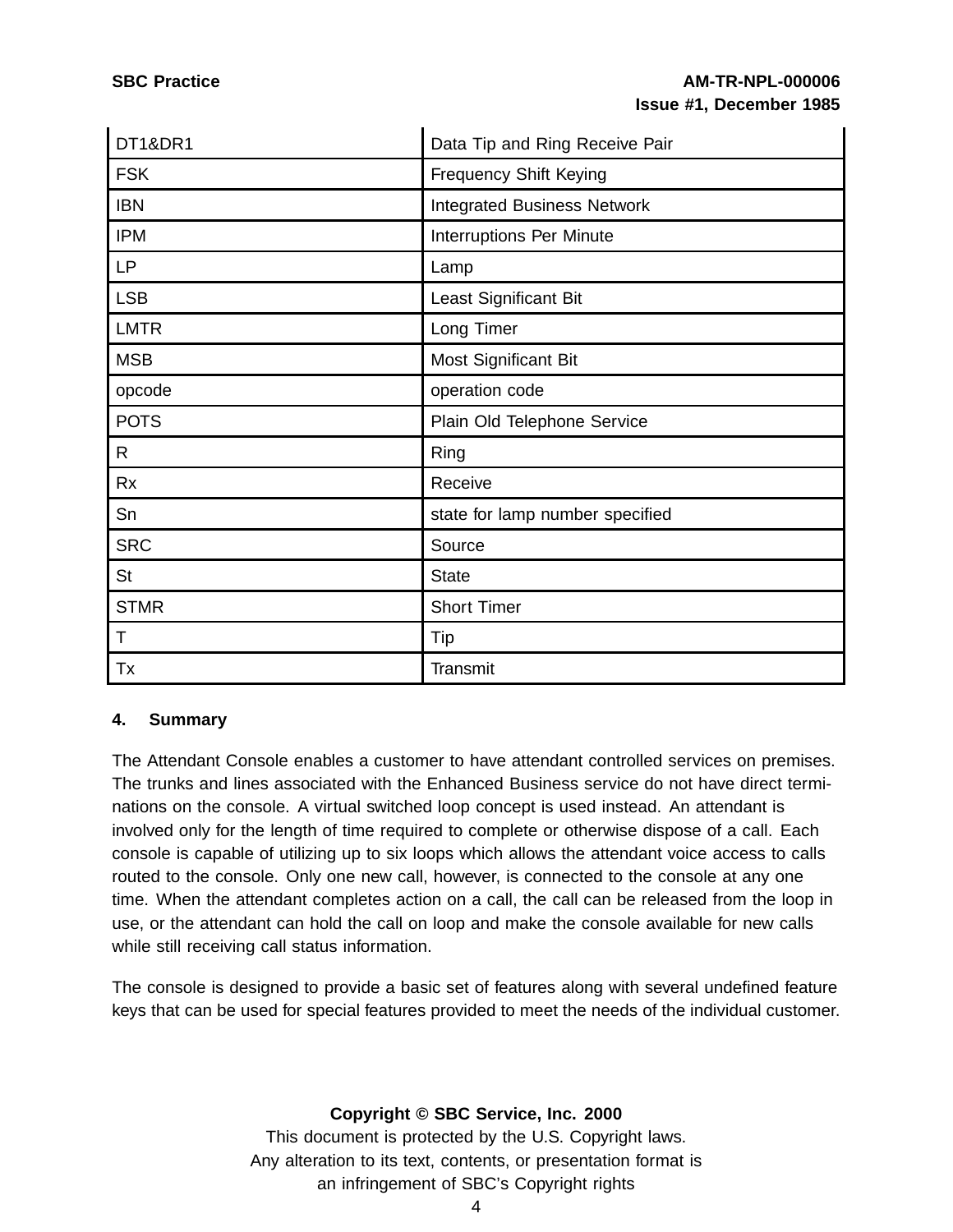| | |
|---|---|
| DT1&DR1 | Data Tip and Ring Receive Pair |
| FSK | Frequency Shift Keying |
| IBN | Integrated Business Network |
| IPM | Interruptions Per Minute |
| LP | Lamp |
| LSB | Least Significant Bit |
| LMTR | Long Timer |
| MSB | Most Significant Bit |
| opcode | operation code |
| POTS | Plain Old Telephone Service |
| R | Ring |
| Rx | Receive |
| Sn | state for lamp number specified |
| SRC | Source |
| St | State |
| STMR | Short Timer |
| T | Tip |
| Tx | Transmit |

## 4. Summary

The Attendant Console enables a customer to have attendant controlled services on premises. The trunks and lines associated with the Enhanced Business service do not have direct terminations on the console. A virtual switched loop concept is used instead. An attendant is involved only for the length of time required to complete or otherwise dispose of a call. Each console is capable of utilizing up to six loops which allows the attendant voice access to calls routed to the console. Only one new call, however, is connected to the console at any one time. When the attendant completes action on a call, the call can be released from the loop in use, or the attendant can hold the call on loop and make the console available for new calls while still receiving call status information.

The console is designed to provide a basic set of features along with several undefined feature keys that can be used for special features provided to meet the needs of the individual customer.

**Copyright © SBC Service, Inc. 2000**
This document is protected by the U.S. Copyright laws.
Any alteration to its text, contents, or presentation format is
an infringement of SBC's Copyright rights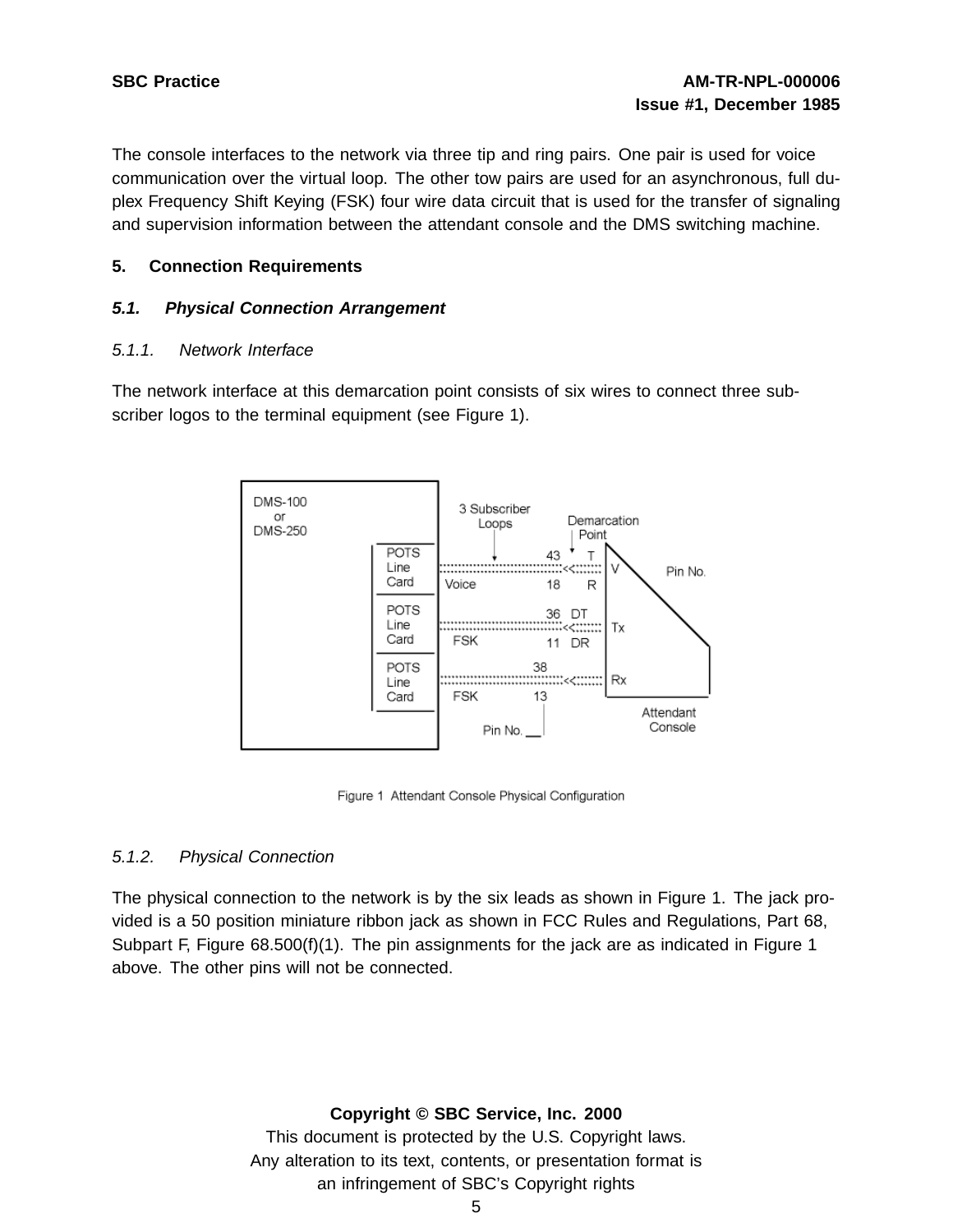The console interfaces to the network via three tip and ring pairs. One pair is used for voice communication over the virtual loop. The other tow pairs are used for an asynchronous, full duplex Frequency Shift Keying (FSK) four wire data circuit that is used for the transfer of signaling and supervision information between the attendant console and the DMS switching machine.

## 5. Connection Requirements

### *5.1. Physical Connection Arrangement*

#### *5.1.1. Network Interface*

The network interface at this demarcation point consists of six wires to connect three subscriber logos to the terminal equipment (see Figure 1).

Figure 1 Attendant Console Physical Configuration

#### *5.1.2. Physical Connection*

The physical connection to the network is by the six leads as shown in Figure 1. The jack provided is a 50 position miniature ribbon jack as shown in FCC Rules and Regulations, Part 68, Subpart F, Figure 68.500(f)(1). The pin assignments for the jack are as indicated in Figure 1 above. The other pins will not be connected.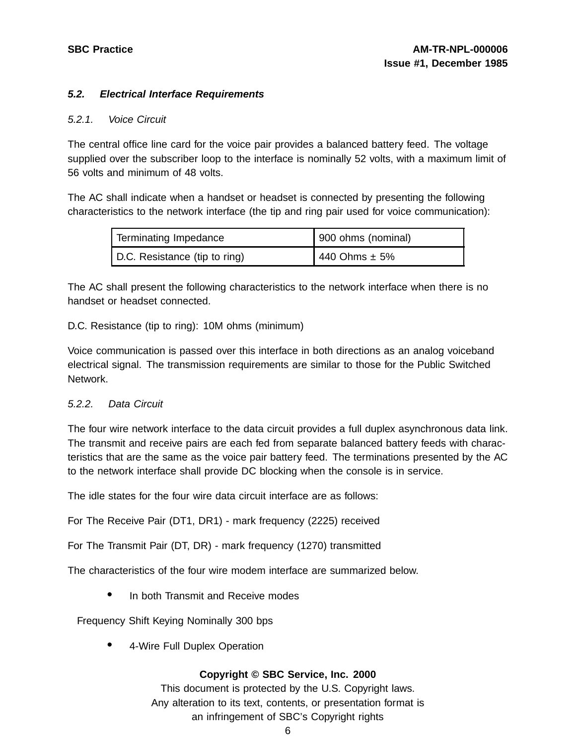### 5.2. *Electrical Interface Requirements*

#### *5.2.1. Voice Circuit*

The central office line card for the voice pair provides a balanced battery feed. The voltage supplied over the subscriber loop to the interface is nominally 52 volts, with a maximum limit of 56 volts and minimum of 48 volts.

The AC shall indicate when a handset or headset is connected by presenting the following characteristics to the network interface (the tip and ring pair used for voice communication):

| Terminating Impedance | 900 ohms (nominal) |
|---|---|
| D.C. Resistance (tip to ring) | 440 Ohms ± 5% |

The AC shall present the following characteristics to the network interface when there is no handset or headset connected.

D.C. Resistance (tip to ring): 10M ohms (minimum)

Voice communication is passed over this interface in both directions as an analog voiceband electrical signal. The transmission requirements are similar to those for the Public Switched Network.

#### *5.2.2. Data Circuit*

The four wire network interface to the data circuit provides a full duplex asynchronous data link. The transmit and receive pairs are each fed from separate balanced battery feeds with characteristics that are the same as the voice pair battery feed. The terminations presented by the AC to the network interface shall provide DC blocking when the console is in service.

The idle states for the four wire data circuit interface are as follows:

For The Receive Pair (DT1, DR1) - mark frequency (2225) received

For The Transmit Pair (DT, DR) - mark frequency (1270) transmitted

The characteristics of the four wire modem interface are summarized below.

- In both Transmit and Receive modes

Frequency Shift Keying Nominally 300 bps

- 4-Wire Full Duplex Operation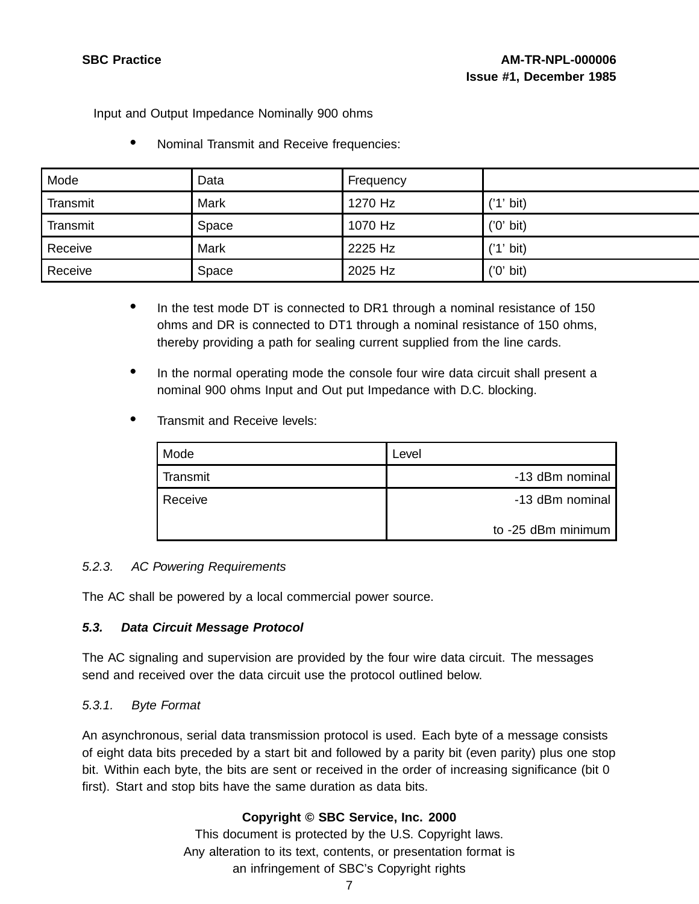Input and Output Impedance Nominally 900 ohms

- Nominal Transmit and Receive frequencies:

| Mode | Data | Frequency | |
|---|---|---|---|
| Transmit | Mark | 1270 Hz | ('1' bit) |
| Transmit | Space | 1070 Hz | ('0' bit) |
| Receive | Mark | 2225 Hz | ('1' bit) |
| Receive | Space | 2025 Hz | ('0' bit) |

- In the test mode DT is connected to DR1 through a nominal resistance of 150 ohms and DR is connected to DT1 through a nominal resistance of 150 ohms, thereby providing a path for sealing current supplied from the line cards.

- In the normal operating mode the console four wire data circuit shall present a nominal 900 ohms Input and Out put Impedance with D.C. blocking.

- Transmit and Receive levels:

| Mode | Level |
|---|---|
| Transmit | -13 dBm nominal |
| Receive | -13 dBm nominal to -25 dBm minimum |

*5.2.3. AC Powering Requirements*

The AC shall be powered by a local commercial power source.

***5.3. Data Circuit Message Protocol***

The AC signaling and supervision are provided by the four wire data circuit. The messages send and received over the data circuit use the protocol outlined below.

*5.3.1. Byte Format*

An asynchronous, serial data transmission protocol is used. Each byte of a message consists of eight data bits preceded by a start bit and followed by a parity bit (even parity) plus one stop bit. Within each byte, the bits are sent or received in the order of increasing significance (bit 0 first). Start and stop bits have the same duration as data bits.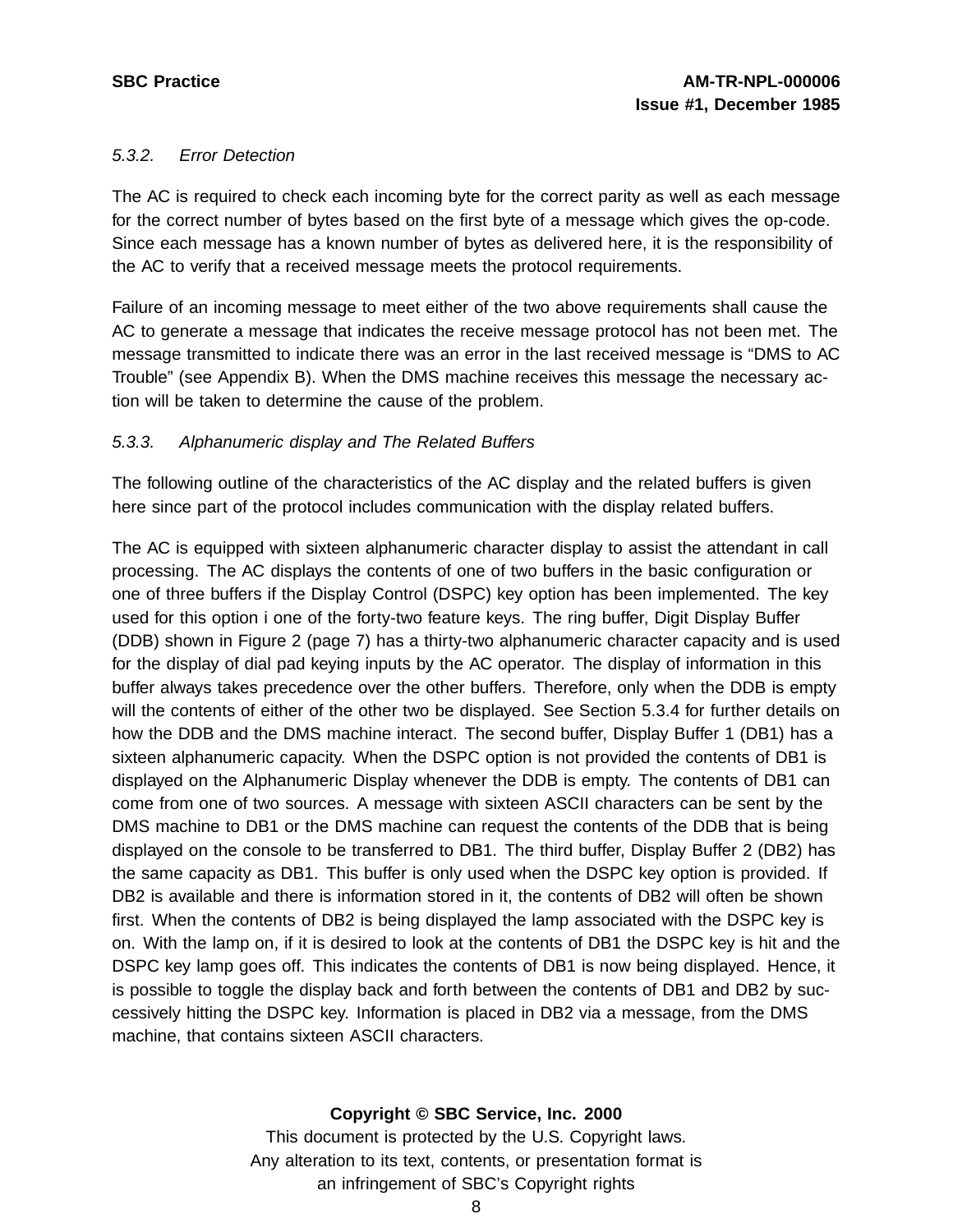#### *5.3.2. Error Detection*

The AC is required to check each incoming byte for the correct parity as well as each message for the correct number of bytes based on the first byte of a message which gives the op-code. Since each message has a known number of bytes as delivered here, it is the responsibility of the AC to verify that a received message meets the protocol requirements.

Failure of an incoming message to meet either of the two above requirements shall cause the AC to generate a message that indicates the receive message protocol has not been met. The message transmitted to indicate there was an error in the last received message is “DMS to AC Trouble” (see Appendix B). When the DMS machine receives this message the necessary action will be taken to determine the cause of the problem.

#### *5.3.3. Alphanumeric display and The Related Buffers*

The following outline of the characteristics of the AC display and the related buffers is given here since part of the protocol includes communication with the display related buffers.

The AC is equipped with sixteen alphanumeric character display to assist the attendant in call processing. The AC displays the contents of one of two buffers in the basic configuration or one of three buffers if the Display Control (DSPC) key option has been implemented. The key used for this option i one of the forty-two feature keys. The ring buffer, Digit Display Buffer (DDB) shown in Figure 2 (page 7) has a thirty-two alphanumeric character capacity and is used for the display of dial pad keying inputs by the AC operator. The display of information in this buffer always takes precedence over the other buffers. Therefore, only when the DDB is empty will the contents of either of the other two be displayed. See Section 5.3.4 for further details on how the DDB and the DMS machine interact. The second buffer, Display Buffer 1 (DB1) has a sixteen alphanumeric capacity. When the DSPC option is not provided the contents of DB1 is displayed on the Alphanumeric Display whenever the DDB is empty. The contents of DB1 can come from one of two sources. A message with sixteen ASCII characters can be sent by the DMS machine to DB1 or the DMS machine can request the contents of the DDB that is being displayed on the console to be transferred to DB1. The third buffer, Display Buffer 2 (DB2) has the same capacity as DB1. This buffer is only used when the DSPC key option is provided. If DB2 is available and there is information stored in it, the contents of DB2 will often be shown first. When the contents of DB2 is being displayed the lamp associated with the DSPC key is on. With the lamp on, if it is desired to look at the contents of DB1 the DSPC key is hit and the DSPC key lamp goes off. This indicates the contents of DB1 is now being displayed. Hence, it is possible to toggle the display back and forth between the contents of DB1 and DB2 by successively hitting the DSPC key. Information is placed in DB2 via a message, from the DMS machine, that contains sixteen ASCII characters.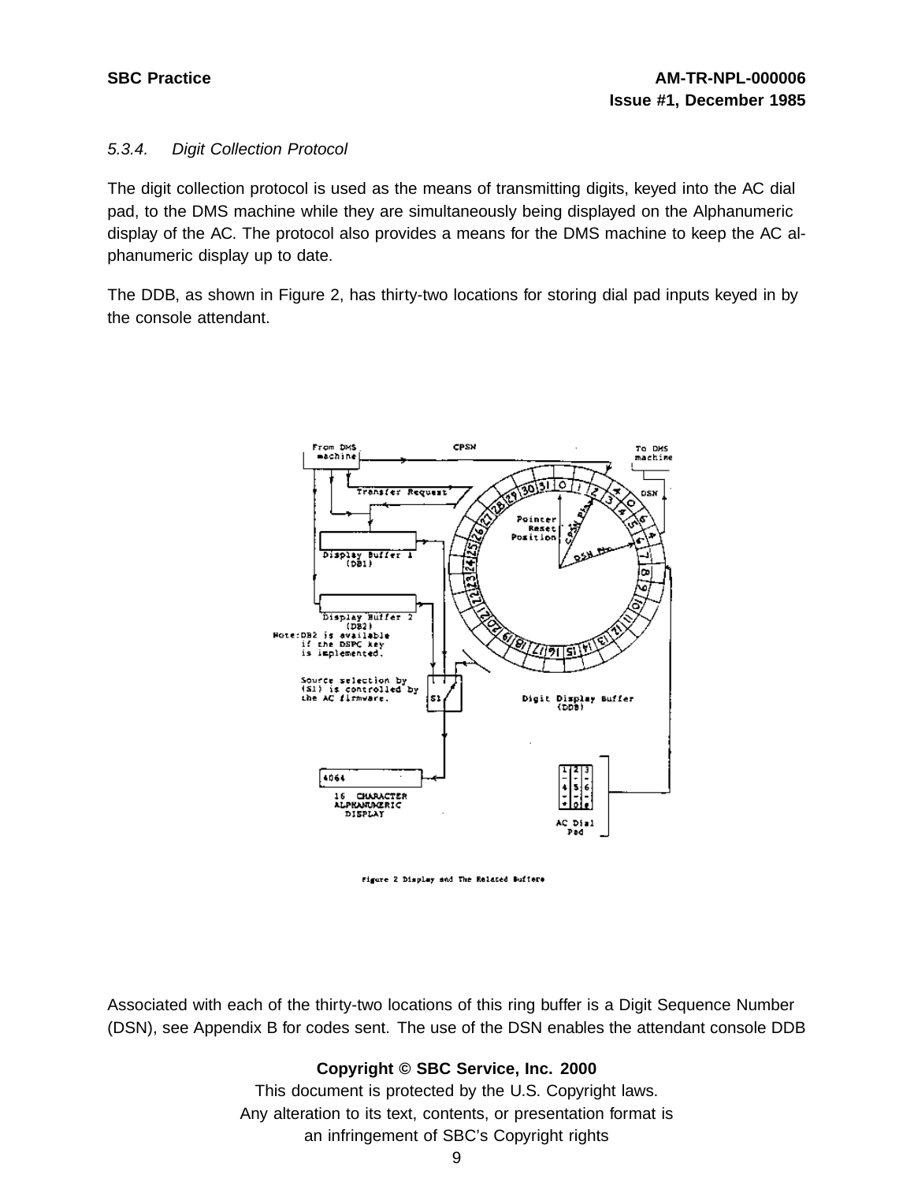#### 5.3.4. Digit Collection Protocol

The digit collection protocol is used as the means of transmitting digits, keyed into the AC dial pad, to the DMS machine while they are simultaneously being displayed on the Alphanumeric display of the AC. The protocol also provides a means for the DMS machine to keep the AC alphanumeric display up to date.

The DDB, as shown in Figure 2, has thirty-two locations for storing dial pad inputs keyed in by the console attendant.

Figure 2 Display and The Related Buffers

Associated with each of the thirty-two locations of this ring buffer is a Digit Sequence Number (DSN), see Appendix B for codes sent. The use of the DSN enables the attendant console DDB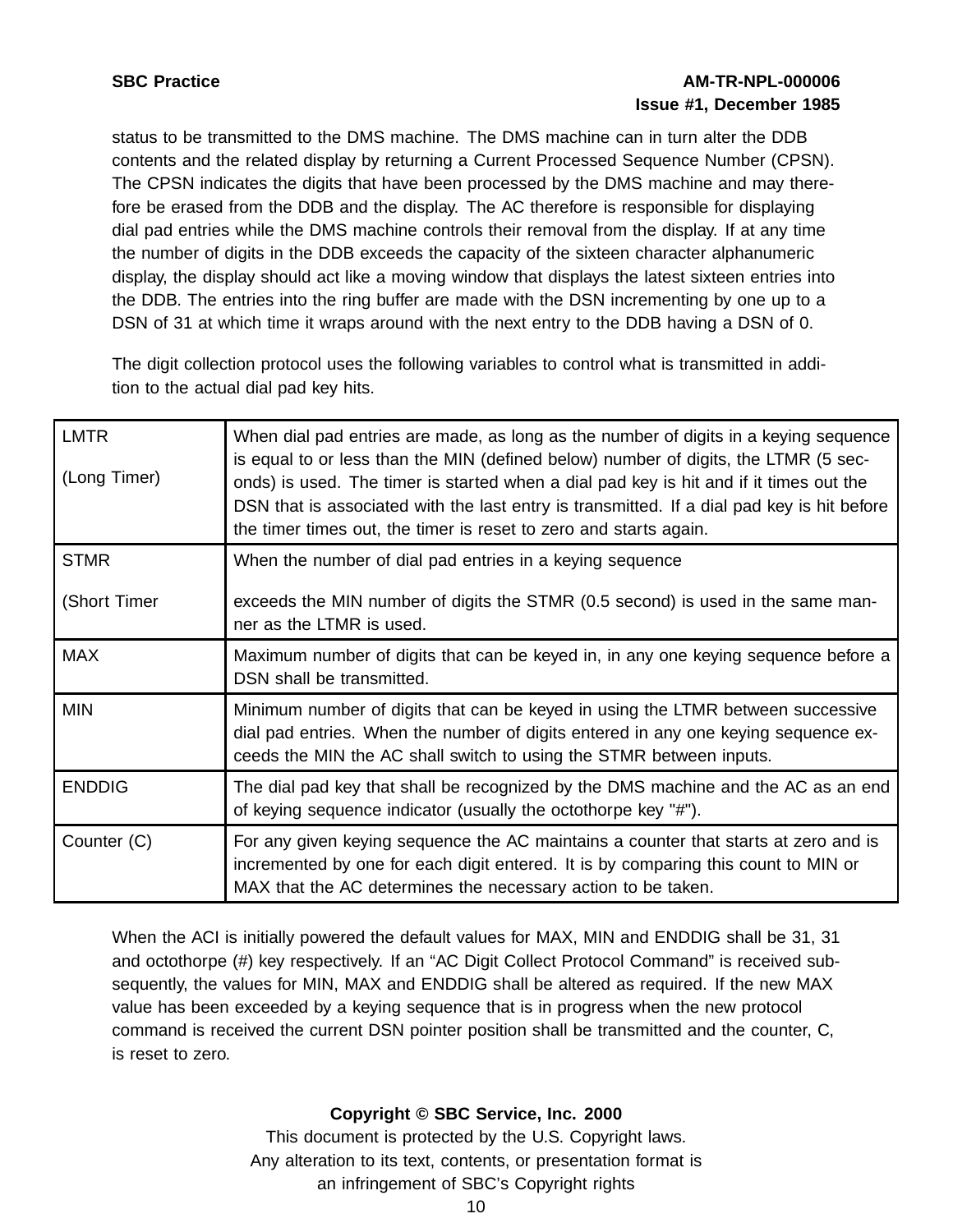status to be transmitted to the DMS machine. The DMS machine can in turn alter the DDB contents and the related display by returning a Current Processed Sequence Number (CPSN). The CPSN indicates the digits that have been processed by the DMS machine and may therefore be erased from the DDB and the display. The AC therefore is responsible for displaying dial pad entries while the DMS machine controls their removal from the display. If at any time the number of digits in the DDB exceeds the capacity of the sixteen character alphanumeric display, the display should act like a moving window that displays the latest sixteen entries into the DDB. The entries into the ring buffer are made with the DSN incrementing by one up to a DSN of 31 at which time it wraps around with the next entry to the DDB having a DSN of 0.

The digit collection protocol uses the following variables to control what is transmitted in addition to the actual dial pad key hits.

| | |
|---|---|
| LMTR<br><br>(Long Timer) | When dial pad entries are made, as long as the number of digits in a keying sequence is equal to or less than the MIN (defined below) number of digits, the LTMR (5 seconds) is used. The timer is started when a dial pad key is hit and if it times out the DSN that is associated with the last entry is transmitted. If a dial pad key is hit before the timer times out, the timer is reset to zero and starts again. |
| STMR<br><br>(Short Timer | When the number of dial pad entries in a keying sequence<br><br>exceeds the MIN number of digits the STMR (0.5 second) is used in the same manner as the LTMR is used. |
| MAX | Maximum number of digits that can be keyed in, in any one keying sequence before a DSN shall be transmitted. |
| MIN | Minimum number of digits that can be keyed in using the LTMR between successive dial pad entries. When the number of digits entered in any one keying sequence exceeds the MIN the AC shall switch to using the STMR between inputs. |
| ENDDIG | The dial pad key that shall be recognized by the DMS machine and the AC as an end of keying sequence indicator (usually the octothorpe key "#"). |
| Counter (C) | For any given keying sequence the AC maintains a counter that starts at zero and is incremented by one for each digit entered. It is by comparing this count to MIN or MAX that the AC determines the necessary action to be taken. |

When the ACI is initially powered the default values for MAX, MIN and ENDDIG shall be 31, 31 and octothorpe (#) key respectively. If an “AC Digit Collect Protocol Command” is received subsequently, the values for MIN, MAX and ENDDIG shall be altered as required. If the new MAX value has been exceeded by a keying sequence that is in progress when the new protocol command is received the current DSN pointer position shall be transmitted and the counter, C, is reset to zero.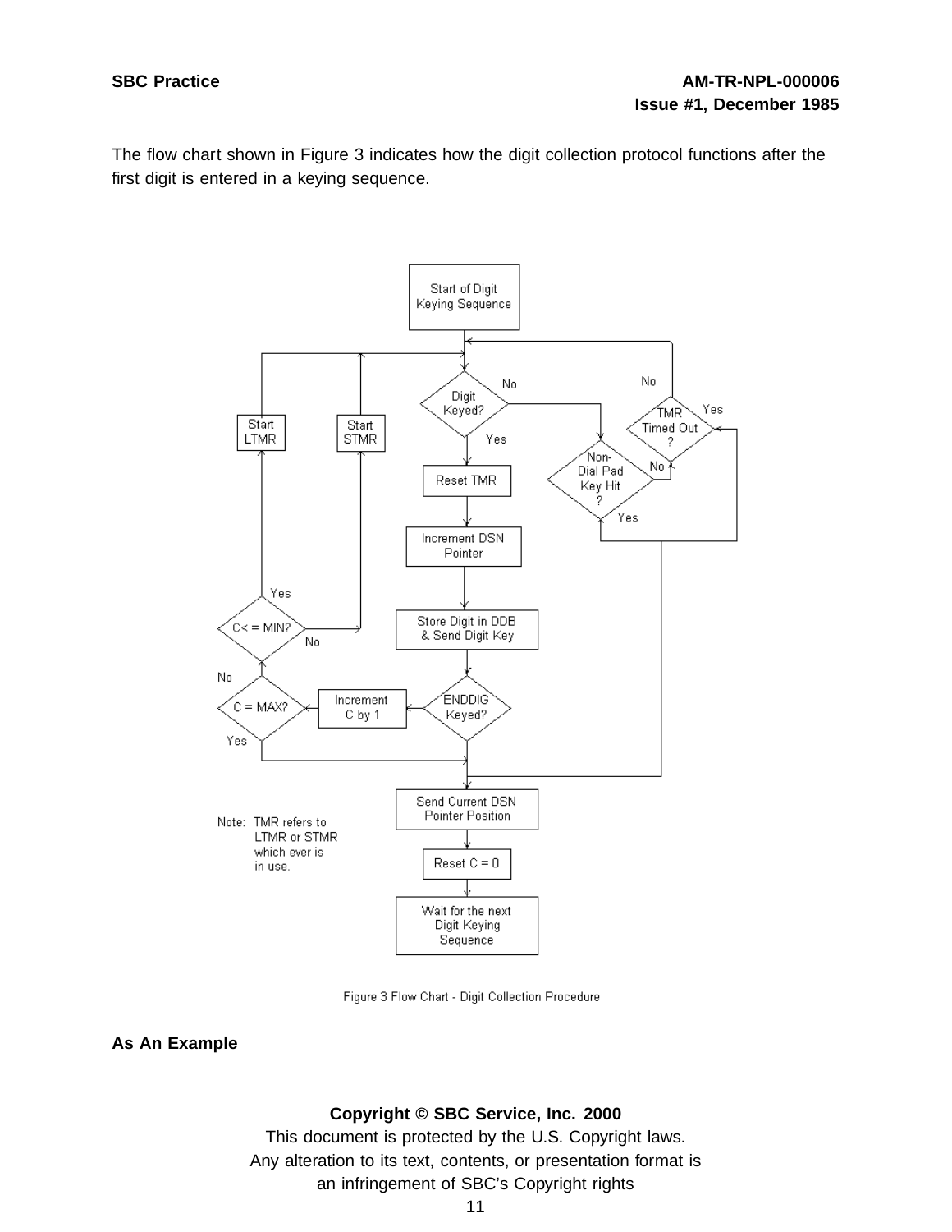The flow chart shown in Figure 3 indicates how the digit collection protocol functions after the first digit is entered in a keying sequence.

Figure 3 Flow Chart - Digit Collection Procedure

**As An Example**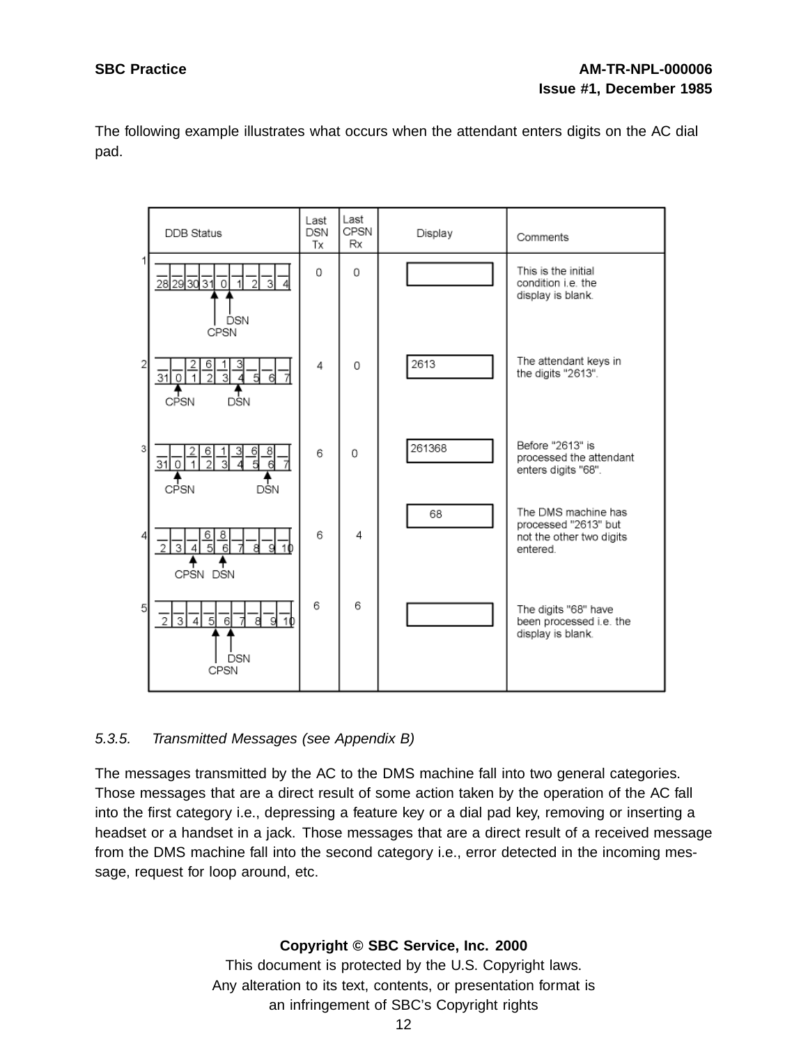The following example illustrates what occurs when the attendant enters digits on the AC dial pad.

| | DDB Status | Last DSN Tx | Last CPSN Rx | Display | Comments |
|---|---|---|---|---|---|
| 1 | Slots 28 29 30 31 0 1 2 3 4 (all empty); CPSN and DSN at 0 | 0 | 0 | (blank) | This is the initial condition i.e. the display is blank. |
| 2 | Slots 31 0 1 2 3 4 5 6 7; contents: _ _ 2 6 1 3 _ _ _; CPSN at 0, DSN at 4 | 4 | 0 | 2613 | The attendant keys in the digits "2613". |
| 3 | Slots 31 0 1 2 3 4 5 6 7; contents: _ _ 2 6 1 3 6 8 _; CPSN at 0, DSN at 6 | 6 | 0 | 261368 | Before "2613" is processed the attendant enters digits "68". |
| 4 | Slots 2 3 4 5 6 7 8 9 10; contents: _ _ 6 8 _ _ _ _ _; CPSN at 4, DSN at 6 | 6 | 4 | 68 | The DMS machine has processed "2613" but not the other two digits entered. |
| 5 | Slots 2 3 4 5 6 7 8 9 10 (all empty); CPSN and DSN at 6 | 6 | 6 | (blank) | The digits "68" have been processed i.e. the display is blank. |

#### *5.3.5. Transmitted Messages (see Appendix B)*

The messages transmitted by the AC to the DMS machine fall into two general categories. Those messages that are a direct result of some action taken by the operation of the AC fall into the first category i.e., depressing a feature key or a dial pad key, removing or inserting a headset or a handset in a jack. Those messages that are a direct result of a received message from the DMS machine fall into the second category i.e., error detected in the incoming message, request for loop around, etc.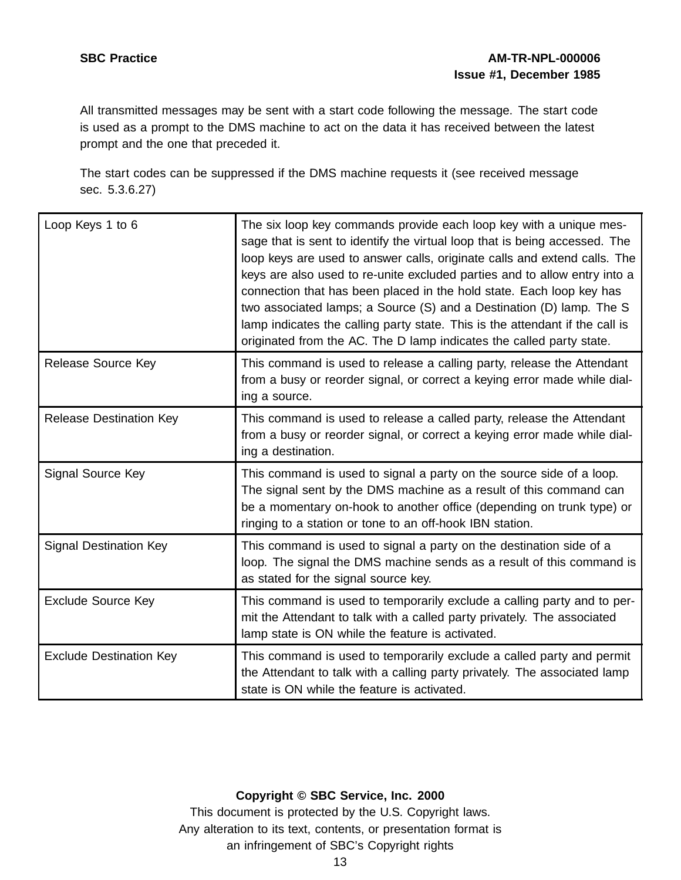All transmitted messages may be sent with a start code following the message. The start code is used as a prompt to the DMS machine to act on the data it has received between the latest prompt and the one that preceded it.

The start codes can be suppressed if the DMS machine requests it (see received message sec. 5.3.6.27)

| | |
|---|---|
| Loop Keys 1 to 6 | The six loop key commands provide each loop key with a unique message that is sent to identify the virtual loop that is being accessed. The loop keys are used to answer calls, originate calls and extend calls. The keys are also used to re-unite excluded parties and to allow entry into a connection that has been placed in the hold state. Each loop key has two associated lamps; a Source (S) and a Destination (D) lamp. The S lamp indicates the calling party state. This is the attendant if the call is originated from the AC. The D lamp indicates the called party state. |
| Release Source Key | This command is used to release a calling party, release the Attendant from a busy or reorder signal, or correct a keying error made while dialing a source. |
| Release Destination Key | This command is used to release a called party, release the Attendant from a busy or reorder signal, or correct a keying error made while dialing a destination. |
| Signal Source Key | This command is used to signal a party on the source side of a loop. The signal sent by the DMS machine as a result of this command can be a momentary on-hook to another office (depending on trunk type) or ringing to a station or tone to an off-hook IBN station. |
| Signal Destination Key | This command is used to signal a party on the destination side of a loop. The signal the DMS machine sends as a result of this command is as stated for the signal source key. |
| Exclude Source Key | This command is used to temporarily exclude a calling party and to permit the Attendant to talk with a called party privately. The associated lamp state is ON while the feature is activated. |
| Exclude Destination Key | This command is used to temporarily exclude a called party and permit the Attendant to talk with a calling party privately. The associated lamp state is ON while the feature is activated. |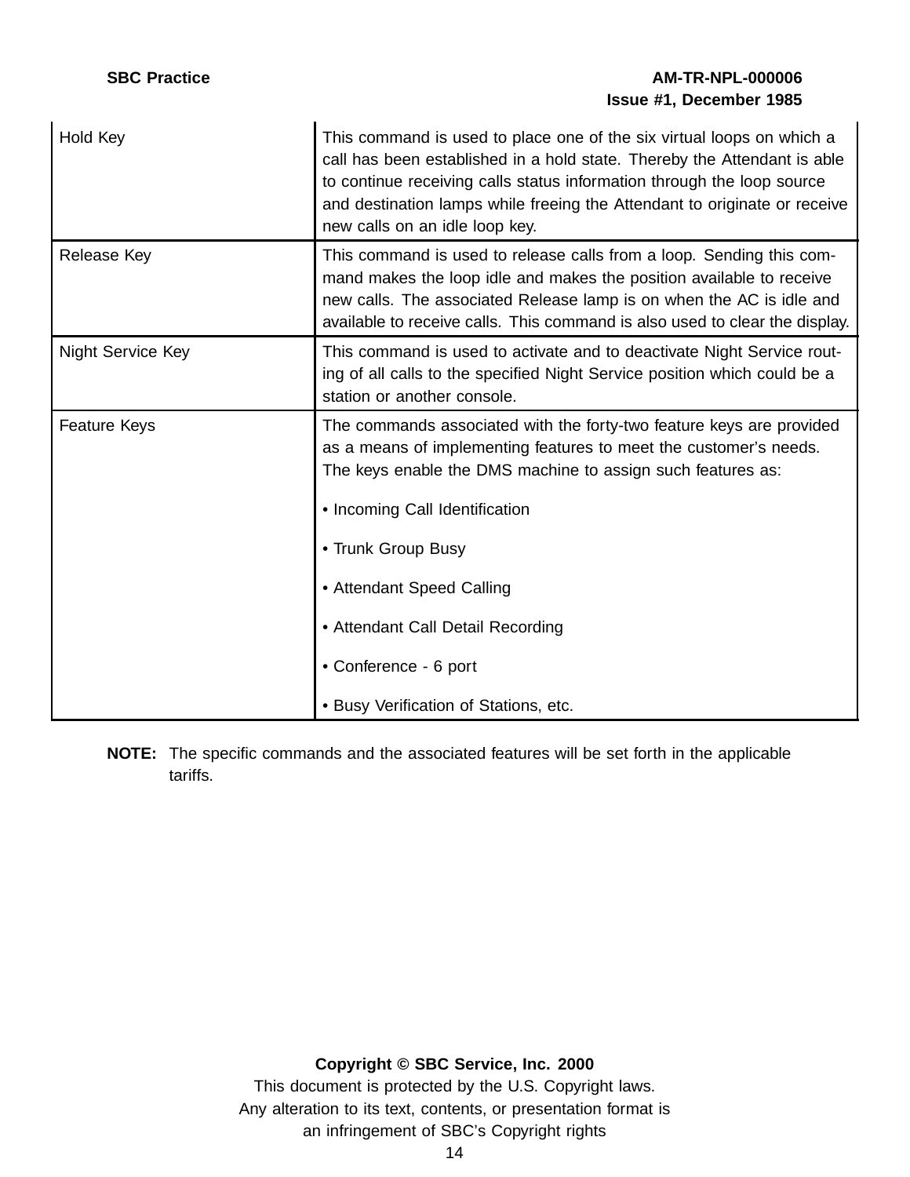| | |
|---|---|
| Hold Key | This command is used to place one of the six virtual loops on which a call has been established in a hold state. Thereby the Attendant is able to continue receiving calls status information through the loop source and destination lamps while freeing the Attendant to originate or receive new calls on an idle loop key. |
| Release Key | This command is used to release calls from a loop. Sending this command makes the loop idle and makes the position available to receive new calls. The associated Release lamp is on when the AC is idle and available to receive calls. This command is also used to clear the display. |
| Night Service Key | This command is used to activate and to deactivate Night Service routing of all calls to the specified Night Service position which could be a station or another console. |
| Feature Keys | The commands associated with the forty-two feature keys are provided as a means of implementing features to meet the customer's needs. The keys enable the DMS machine to assign such features as:<br><br>• Incoming Call Identification<br><br>• Trunk Group Busy<br><br>• Attendant Speed Calling<br><br>• Attendant Call Detail Recording<br><br>• Conference - 6 port<br><br>• Busy Verification of Stations, etc. |

**NOTE:** The specific commands and the associated features will be set forth in the applicable tariffs.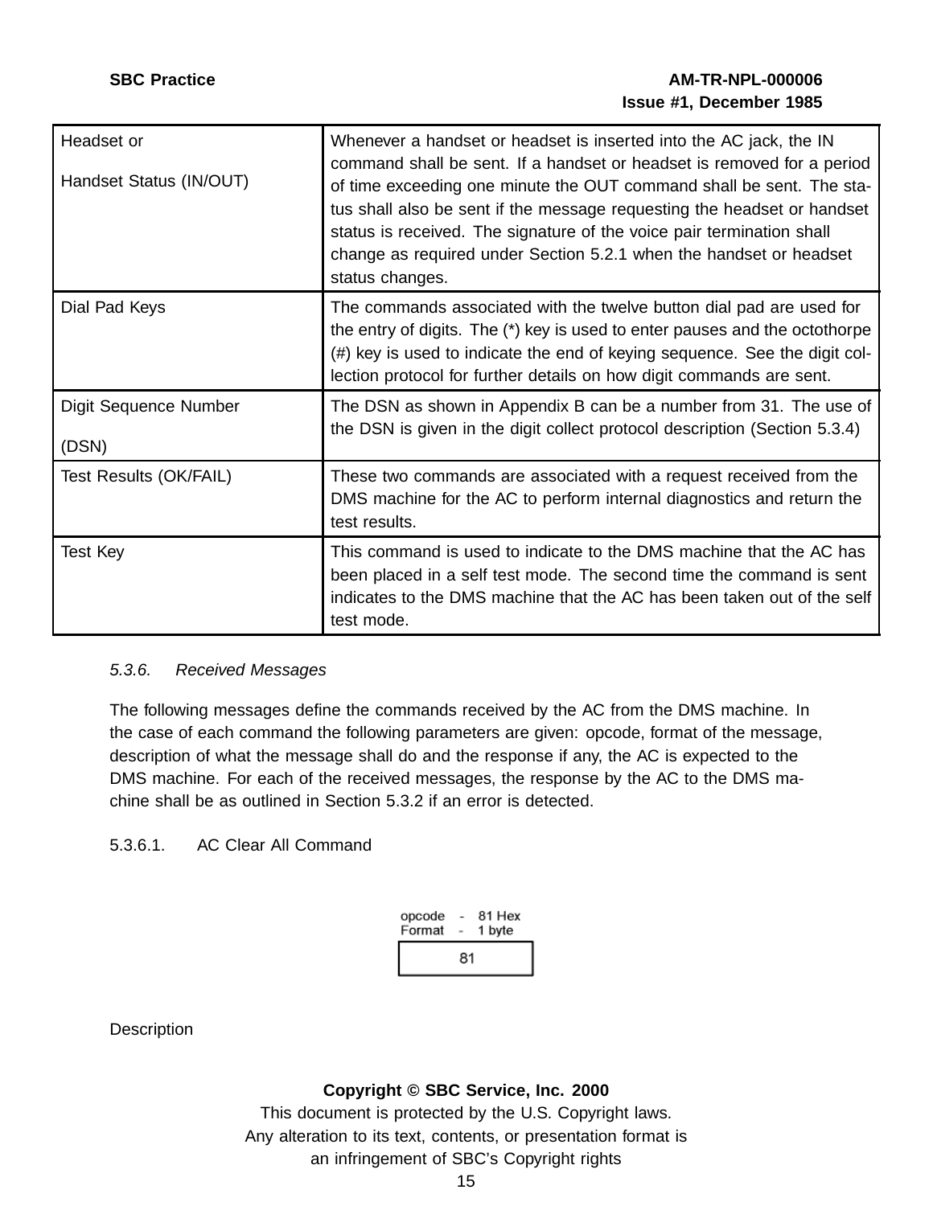| | |
|---|---|
| Headset or<br><br>Handset Status (IN/OUT) | Whenever a handset or headset is inserted into the AC jack, the IN command shall be sent. If a handset or headset is removed for a period of time exceeding one minute the OUT command shall be sent. The status shall also be sent if the message requesting the headset or handset status is received. The signature of the voice pair termination shall change as required under Section 5.2.1 when the handset or headset status changes. |
| Dial Pad Keys | The commands associated with the twelve button dial pad are used for the entry of digits. The (*) key is used to enter pauses and the octothorpe (#) key is used to indicate the end of keying sequence. See the digit collection protocol for further details on how digit commands are sent. |
| Digit Sequence Number<br><br>(DSN) | The DSN as shown in Appendix B can be a number from 31. The use of the DSN is given in the digit collect protocol description (Section 5.3.4) |
| Test Results (OK/FAIL) | These two commands are associated with a request received from the DMS machine for the AC to perform internal diagnostics and return the test results. |
| Test Key | This command is used to indicate to the DMS machine that the AC has been placed in a self test mode. The second time the command is sent indicates to the DMS machine that the AC has been taken out of the self test mode. |

### *5.3.6. Received Messages*

The following messages define the commands received by the AC from the DMS machine. In the case of each command the following parameters are given: opcode, format of the message, description of what the message shall do and the response if any, the AC is expected to the DMS machine. For each of the received messages, the response by the AC to the DMS machine shall be as outlined in Section 5.3.2 if an error is detected.

#### 5.3.6.1. AC Clear All Command

opcode - 81 Hex
Format - 1 byte

| 81 |
|---|

Description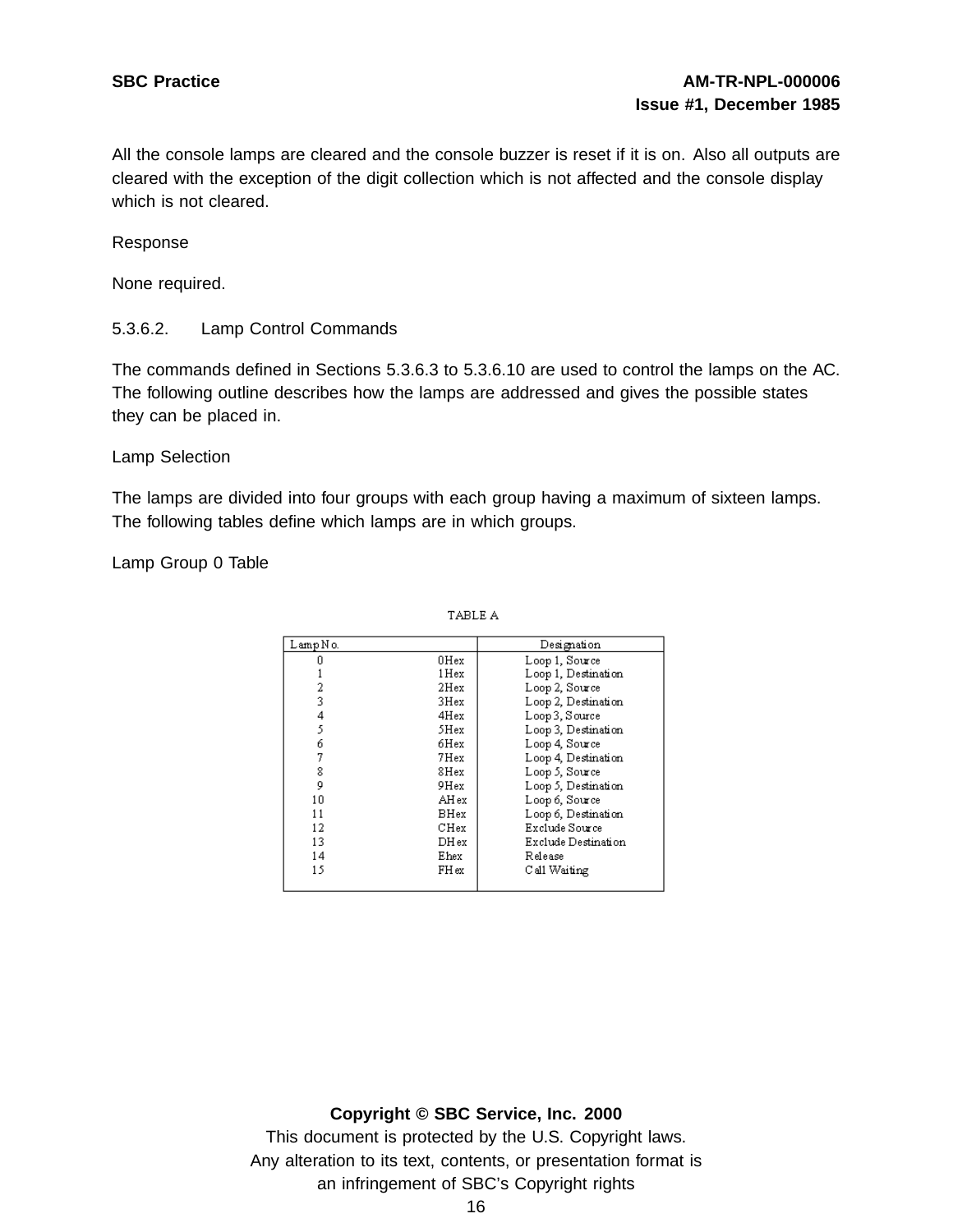All the console lamps are cleared and the console buzzer is reset if it is on. Also all outputs are cleared with the exception of the digit collection which is not affected and the console display which is not cleared.

Response

None required.

5.3.6.2. Lamp Control Commands

The commands defined in Sections 5.3.6.3 to 5.3.6.10 are used to control the lamps on the AC. The following outline describes how the lamps are addressed and gives the possible states they can be placed in.

Lamp Selection

The lamps are divided into four groups with each group having a maximum of sixteen lamps. The following tables define which lamps are in which groups.

Lamp Group 0 Table

TABLE A

| Lamp No. | | Designation |
|---|---|---|
| 0 | 0Hex | Loop 1, Source |
| 1 | 1Hex | Loop 1, Destination |
| 2 | 2Hex | Loop 2, Source |
| 3 | 3Hex | Loop 2, Destination |
| 4 | 4Hex | Loop 3, Source |
| 5 | 5Hex | Loop 3, Destination |
| 6 | 6Hex | Loop 4, Source |
| 7 | 7Hex | Loop 4, Destination |
| 8 | 8Hex | Loop 5, Source |
| 9 | 9Hex | Loop 5, Destination |
| 10 | AHex | Loop 6, Source |
| 11 | BHex | Loop 6, Destination |
| 12 | CHex | Exclude Source |
| 13 | DHex | Exclude Destination |
| 14 | Ehex | Release |
| 15 | FHex | Call Waiting |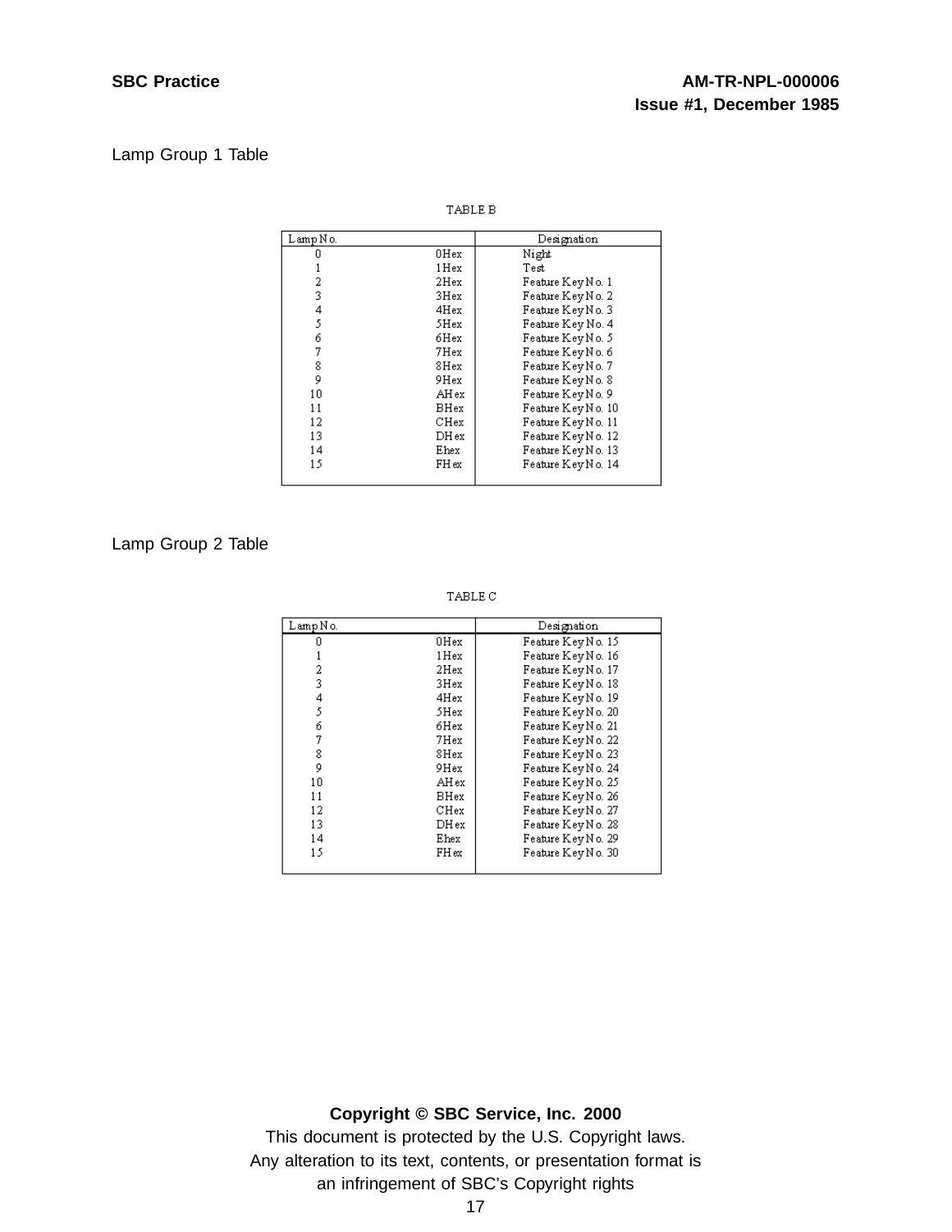Lamp Group 1 Table

TABLE B

| Lamp No. | | Designation |
|---|---|---|
| 0 | 0Hex | Night |
| 1 | 1Hex | Test |
| 2 | 2Hex | Feature Key No. 1 |
| 3 | 3Hex | Feature Key No. 2 |
| 4 | 4Hex | Feature Key No. 3 |
| 5 | 5Hex | Feature Key No. 4 |
| 6 | 6Hex | Feature Key No. 5 |
| 7 | 7Hex | Feature Key No. 6 |
| 8 | 8Hex | Feature Key No. 7 |
| 9 | 9Hex | Feature Key No. 8 |
| 10 | AHex | Feature Key No. 9 |
| 11 | BHex | Feature Key No. 10 |
| 12 | CHex | Feature Key No. 11 |
| 13 | DHex | Feature Key No. 12 |
| 14 | Ehex | Feature Key No. 13 |
| 15 | FHex | Feature Key No. 14 |

Lamp Group 2 Table

TABLE C

| Lamp No. | | Designation |
|---|---|---|
| 0 | 0Hex | Feature Key No. 15 |
| 1 | 1Hex | Feature Key No. 16 |
| 2 | 2Hex | Feature Key No. 17 |
| 3 | 3Hex | Feature Key No. 18 |
| 4 | 4Hex | Feature Key No. 19 |
| 5 | 5Hex | Feature Key No. 20 |
| 6 | 6Hex | Feature Key No. 21 |
| 7 | 7Hex | Feature Key No. 22 |
| 8 | 8Hex | Feature Key No. 23 |
| 9 | 9Hex | Feature Key No. 24 |
| 10 | AHex | Feature Key No. 25 |
| 11 | BHex | Feature Key No. 26 |
| 12 | CHex | Feature Key No. 27 |
| 13 | DHex | Feature Key No. 28 |
| 14 | Ehex | Feature Key No. 29 |
| 15 | FHex | Feature Key No. 30 |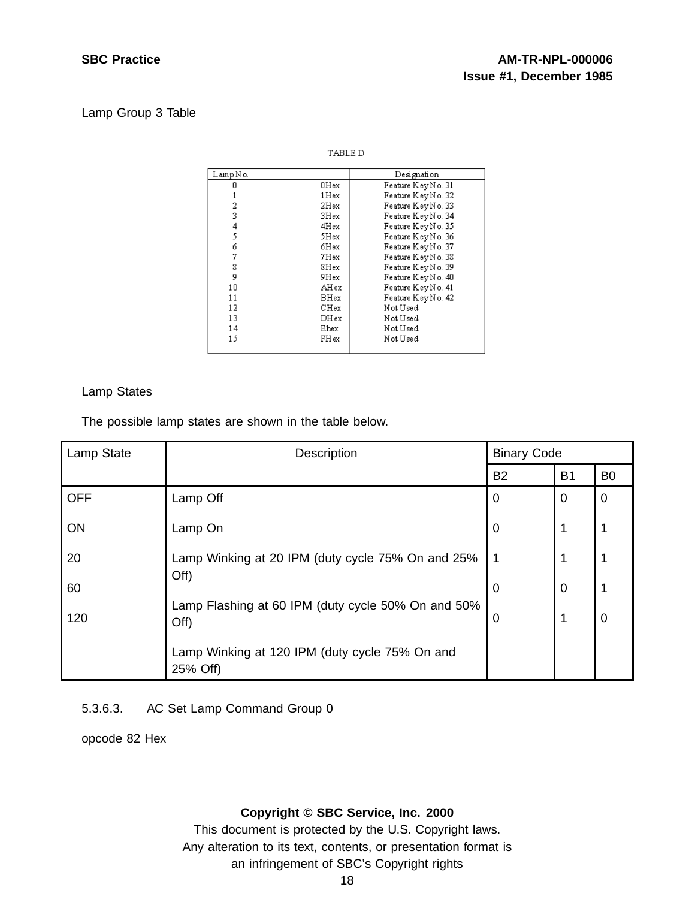Lamp Group 3 Table

TABLE D

| Lamp No. | | Designation |
|---|---|---|
| 0 | 0Hex | Feature Key No. 31 |
| 1 | 1Hex | Feature Key No. 32 |
| 2 | 2Hex | Feature Key No. 33 |
| 3 | 3Hex | Feature Key No. 34 |
| 4 | 4Hex | Feature Key No. 35 |
| 5 | 5Hex | Feature Key No. 36 |
| 6 | 6Hex | Feature Key No. 37 |
| 7 | 7Hex | Feature Key No. 38 |
| 8 | 8Hex | Feature Key No. 39 |
| 9 | 9Hex | Feature Key No. 40 |
| 10 | AHex | Feature Key No. 41 |
| 11 | BHex | Feature Key No. 42 |
| 12 | CHex | Not Used |
| 13 | DHex | Not Used |
| 14 | Ehex | Not Used |
| 15 | FHex | Not Used |

Lamp States

The possible lamp states are shown in the table below.

| Lamp State | Description | Binary Code | | |
|---|---|---|---|---|
| | | B2 | B1 | B0 |
| OFF | Lamp Off | 0 | 0 | 0 |
| ON | Lamp On | 0 | 1 | 1 |
| 20 | Lamp Winking at 20 IPM (duty cycle 75% On and 25% Off) | 1 | 1 | 1 |
| 60 | Lamp Flashing at 60 IPM (duty cycle 50% On and 50% Off) | 0 | 0 | 1 |
| 120 | Lamp Winking at 120 IPM (duty cycle 75% On and 25% Off) | 0 | 1 | 0 |

5.3.6.3. AC Set Lamp Command Group 0

opcode 82 Hex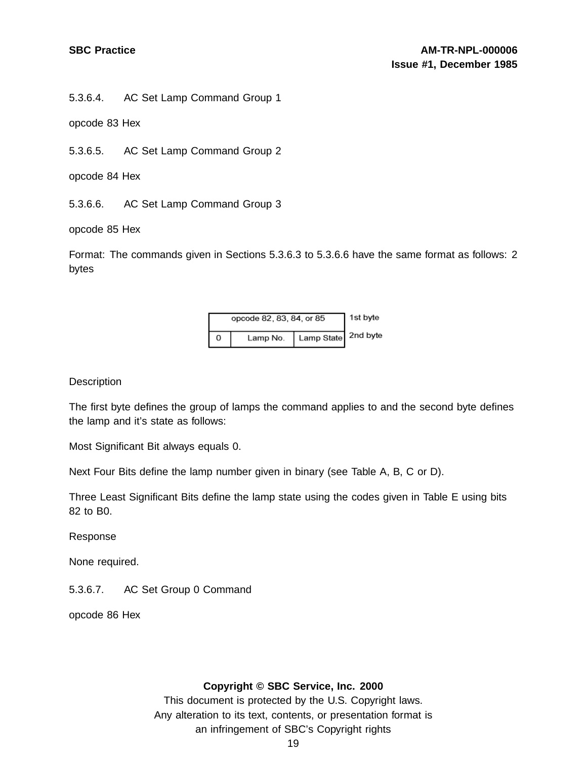5.3.6.4. AC Set Lamp Command Group 1

opcode 83 Hex

5.3.6.5. AC Set Lamp Command Group 2

opcode 84 Hex

5.3.6.6. AC Set Lamp Command Group 3

opcode 85 Hex

Format: The commands given in Sections 5.3.6.3 to 5.3.6.6 have the same format as follows: 2 bytes

| opcode 82, 83, 84, or 85 | | | 1st byte |
|---|---|---|---|
| 0 | Lamp No. | Lamp State | 2nd byte |

Description

The first byte defines the group of lamps the command applies to and the second byte defines the lamp and it's state as follows:

Most Significant Bit always equals 0.

Next Four Bits define the lamp number given in binary (see Table A, B, C or D).

Three Least Significant Bits define the lamp state using the codes given in Table E using bits 82 to B0.

Response

None required.

5.3.6.7. AC Set Group 0 Command

opcode 86 Hex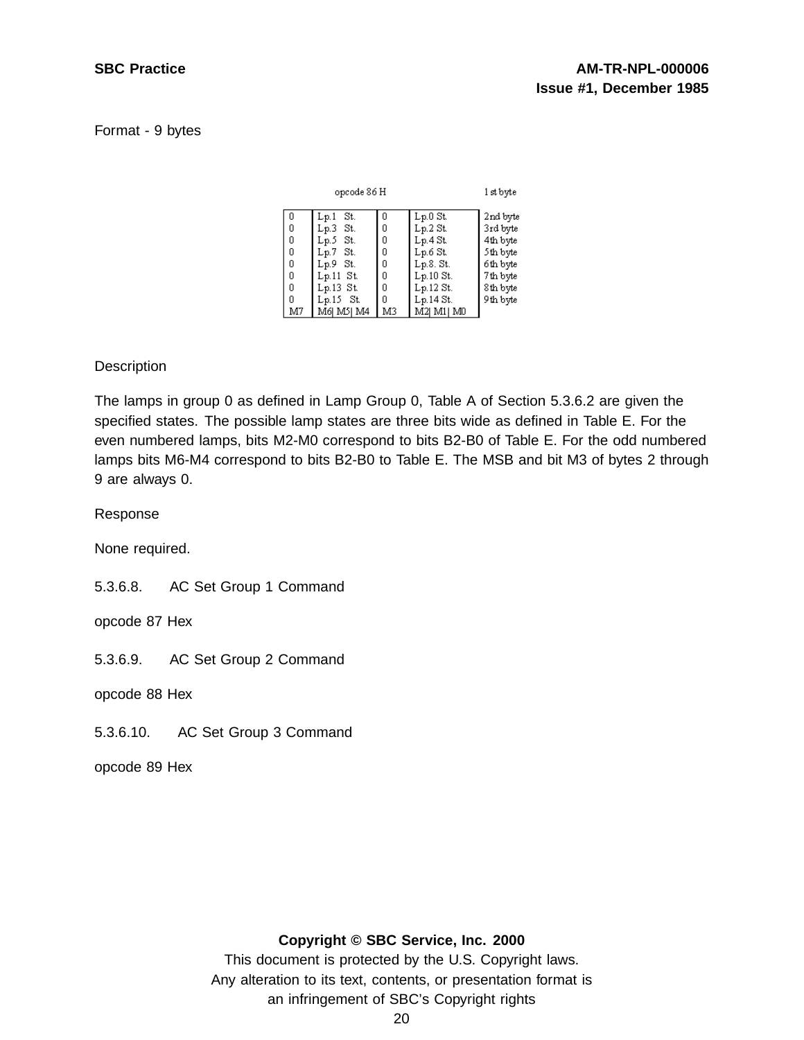Format - 9 bytes

| opcode 86 H | | | | 1 st byte |
|---|---|---|---|---|
| 0 | Lp.1 St. | 0 | Lp.0 St. | 2nd byte |
| 0 | Lp.3 St. | 0 | Lp.2 St. | 3rd byte |
| 0 | Lp.5 St. | 0 | Lp.4 St. | 4th byte |
| 0 | Lp.7 St. | 0 | Lp.6 St. | 5th byte |
| 0 | Lp.9 St. | 0 | Lp.8. St. | 6th byte |
| 0 | Lp.11 St. | 0 | Lp.10 St. | 7th byte |
| 0 | Lp.13 St. | 0 | Lp.12 St. | 8th byte |
| 0 | Lp.15 St. | 0 | Lp.14 St. | 9th byte |
| M7 | M6\| M5\| M4 | M3 | M2\| M1\| M0 | |

Description

The lamps in group 0 as defined in Lamp Group 0, Table A of Section 5.3.6.2 are given the specified states. The possible lamp states are three bits wide as defined in Table E. For the even numbered lamps, bits M2-M0 correspond to bits B2-B0 of Table E. For the odd numbered lamps bits M6-M4 correspond to bits B2-B0 to Table E. The MSB and bit M3 of bytes 2 through 9 are always 0.

Response

None required.

5.3.6.8. AC Set Group 1 Command

opcode 87 Hex

5.3.6.9. AC Set Group 2 Command

opcode 88 Hex

5.3.6.10. AC Set Group 3 Command

opcode 89 Hex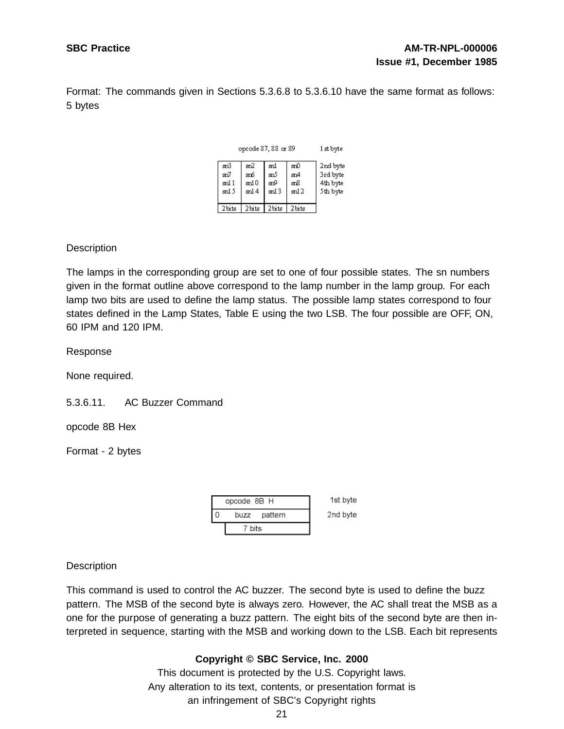Format: The commands given in Sections 5.3.6.8 to 5.3.6.10 have the same format as follows: 5 bytes

| opcode 87, 88 or 89 | | | | 1st byte |
|---|---|---|---|---|
| sn3 | sn2 | sn1 | sn0 | 2nd byte |
| sn7 | sn6 | sn5 | sn4 | 3rd byte |
| sn11 | sn10 | sn9 | sn8 | 4th byte |
| sn15 | sn14 | sn13 | sn12 | 5th byte |
| 2 bits | 2 bits | 2 bits | 2 bits | |

Description

The lamps in the corresponding group are set to one of four possible states. The sn numbers given in the format outline above correspond to the lamp number in the lamp group. For each lamp two bits are used to define the lamp status. The possible lamp states correspond to four states defined in the Lamp States, Table E using the two LSB. The four possible are OFF, ON, 60 IPM and 120 IPM.

Response

None required.

5.3.6.11. AC Buzzer Command

opcode 8B Hex

Format - 2 bytes

| opcode 8B H | | 1st byte |
|---|---|---|
| 0 | buzz pattern | 2nd byte |
| | 7 bits | |

Description

This command is used to control the AC buzzer. The second byte is used to define the buzz pattern. The MSB of the second byte is always zero. However, the AC shall treat the MSB as a one for the purpose of generating a buzz pattern. The eight bits of the second byte are then interpreted in sequence, starting with the MSB and working down to the LSB. Each bit represents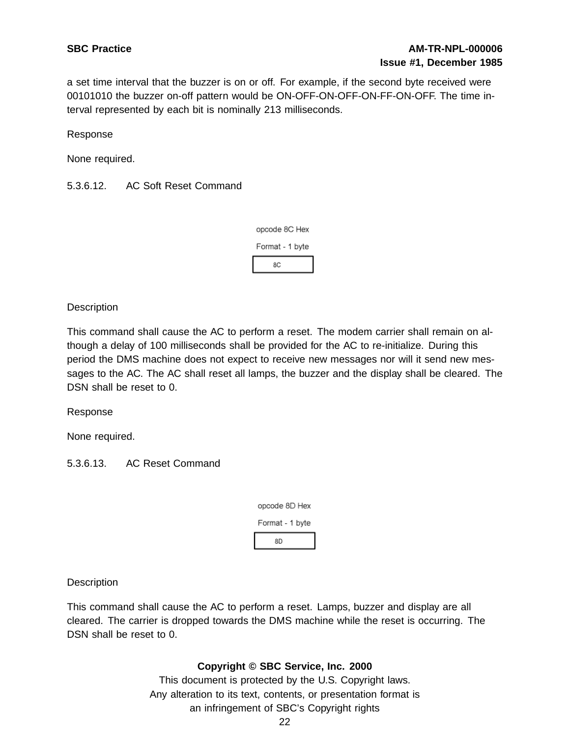a set time interval that the buzzer is on or off. For example, if the second byte received were 00101010 the buzzer on-off pattern would be ON-OFF-ON-OFF-ON-FF-ON-OFF. The time interval represented by each bit is nominally 213 milliseconds.

Response

None required.

5.3.6.12. AC Soft Reset Command

opcode 8C Hex

Format - 1 byte

| 8C |
|---|

Description

This command shall cause the AC to perform a reset. The modem carrier shall remain on although a delay of 100 milliseconds shall be provided for the AC to re-initialize. During this period the DMS machine does not expect to receive new messages nor will it send new messages to the AC. The AC shall reset all lamps, the buzzer and the display shall be cleared. The DSN shall be reset to 0.

Response

None required.

5.3.6.13. AC Reset Command

opcode 8D Hex

Format - 1 byte

| 8D |
|---|

Description

This command shall cause the AC to perform a reset. Lamps, buzzer and display are all cleared. The carrier is dropped towards the DMS machine while the reset is occurring. The DSN shall be reset to 0.

**Copyright © SBC Service, Inc. 2000**

This document is protected by the U.S. Copyright laws.

Any alteration to its text, contents, or presentation format is an infringement of SBC's Copyright rights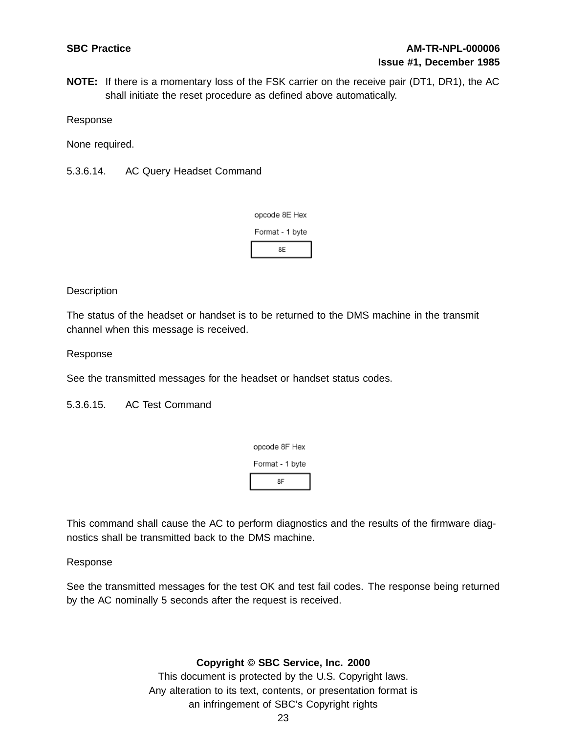**NOTE:** If there is a momentary loss of the FSK carrier on the receive pair (DT1, DR1), the AC shall initiate the reset procedure as defined above automatically.

Response

None required.

5.3.6.14. AC Query Headset Command

opcode 8E Hex

Format - 1 byte

| 8E |
|---|

Description

The status of the headset or handset is to be returned to the DMS machine in the transmit channel when this message is received.

Response

See the transmitted messages for the headset or handset status codes.

5.3.6.15. AC Test Command

opcode 8F Hex

Format - 1 byte

| 8F |
|---|

This command shall cause the AC to perform diagnostics and the results of the firmware diagnostics shall be transmitted back to the DMS machine.

Response

See the transmitted messages for the test OK and test fail codes. The response being returned by the AC nominally 5 seconds after the request is received.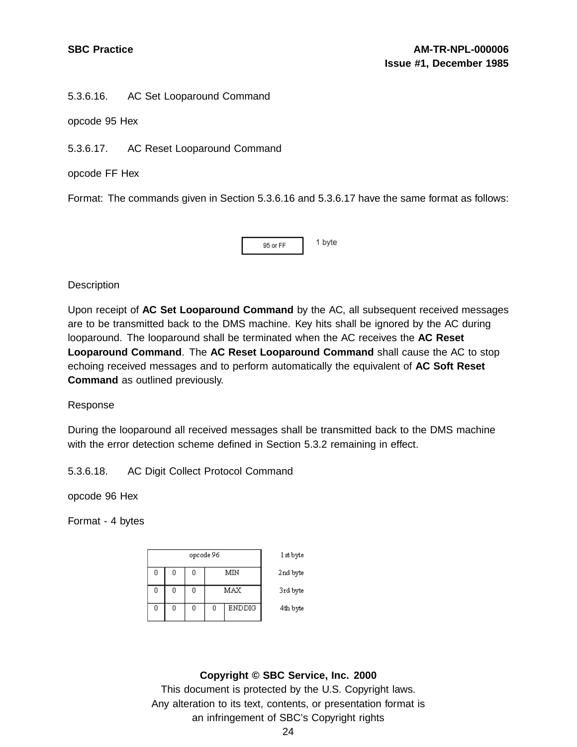5.3.6.16. AC Set Looparound Command

opcode 95 Hex

5.3.6.17. AC Reset Looparound Command

opcode FF Hex

Format: The commands given in Section 5.3.6.16 and 5.3.6.17 have the same format as follows:

| 95 or FF | 1 byte |
|---|---|

Description

Upon receipt of **AC Set Looparound Command** by the AC, all subsequent received messages are to be transmitted back to the DMS machine. Key hits shall be ignored by the AC during looparound. The looparound shall be terminated when the AC receives the **AC Reset Looparound Command**. The **AC Reset Looparound Command** shall cause the AC to stop echoing received messages and to perform automatically the equivalent of **AC Soft Reset Command** as outlined previously.

Response

During the looparound all received messages shall be transmitted back to the DMS machine with the error detection scheme defined in Section 5.3.2 remaining in effect.

5.3.6.18. AC Digit Collect Protocol Command

opcode 96 Hex

Format - 4 bytes

| opcode 96 | | | | | 1st byte |
|---|---|---|---|---|---|
| 0 | 0 | 0 | MIN | | 2nd byte |
| 0 | 0 | 0 | MAX | | 3rd byte |
| 0 | 0 | 0 | 0 | ENDDIG | 4th byte |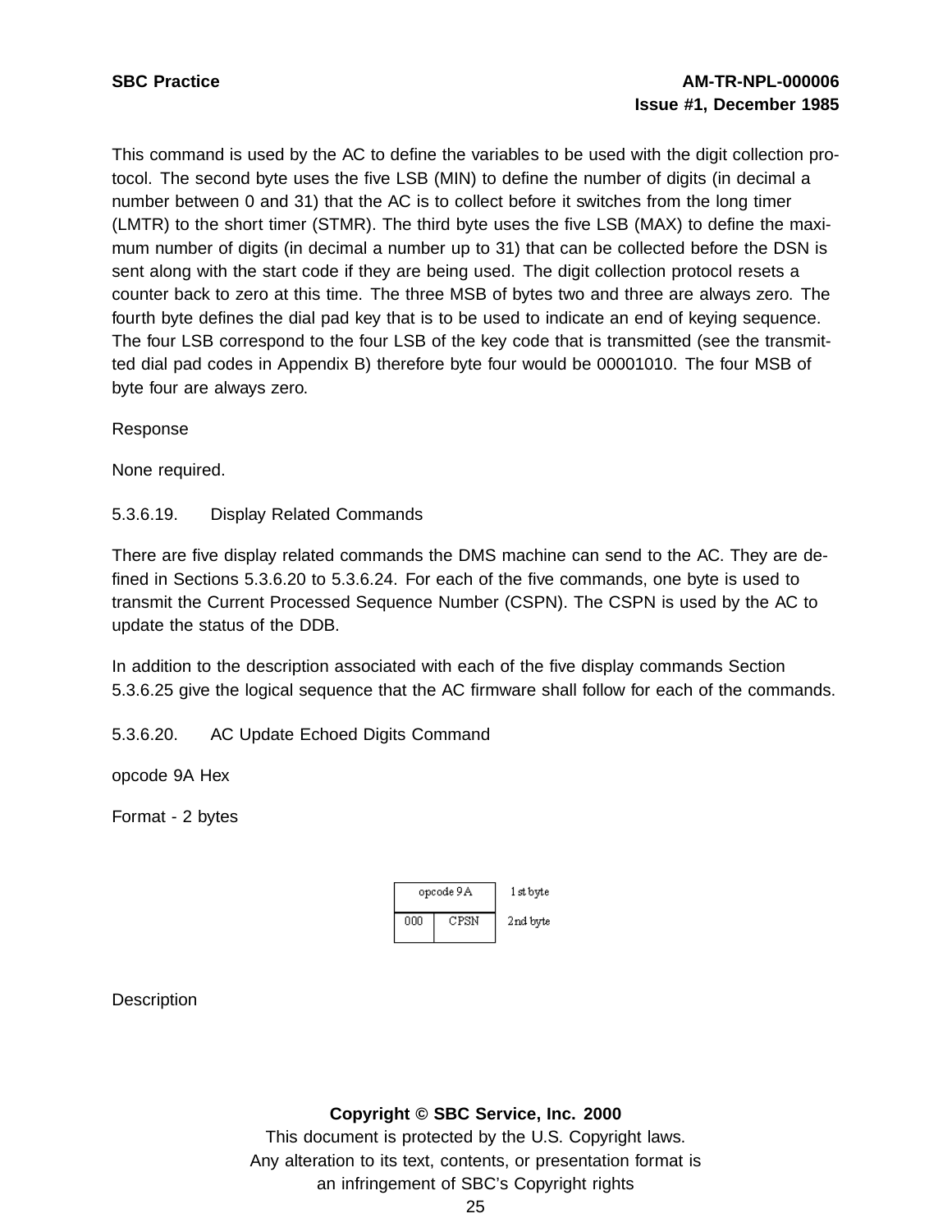This command is used by the AC to define the variables to be used with the digit collection protocol. The second byte uses the five LSB (MIN) to define the number of digits (in decimal a number between 0 and 31) that the AC is to collect before it switches from the long timer (LMTR) to the short timer (STMR). The third byte uses the five LSB (MAX) to define the maximum number of digits (in decimal a number up to 31) that can be collected before the DSN is sent along with the start code if they are being used. The digit collection protocol resets a counter back to zero at this time. The three MSB of bytes two and three are always zero. The fourth byte defines the dial pad key that is to be used to indicate an end of keying sequence. The four LSB correspond to the four LSB of the key code that is transmitted (see the transmitted dial pad codes in Appendix B) therefore byte four would be 00001010. The four MSB of byte four are always zero.

Response

None required.

5.3.6.19. Display Related Commands

There are five display related commands the DMS machine can send to the AC. They are defined in Sections 5.3.6.20 to 5.3.6.24. For each of the five commands, one byte is used to transmit the Current Processed Sequence Number (CSPN). The CSPN is used by the AC to update the status of the DDB.

In addition to the description associated with each of the five display commands Section 5.3.6.25 give the logical sequence that the AC firmware shall follow for each of the commands.

5.3.6.20. AC Update Echoed Digits Command

opcode 9A Hex

Format - 2 bytes

| opcode 9A | | 1st byte |
|---|---|---|
| 000 | CPSN | 2nd byte |

Description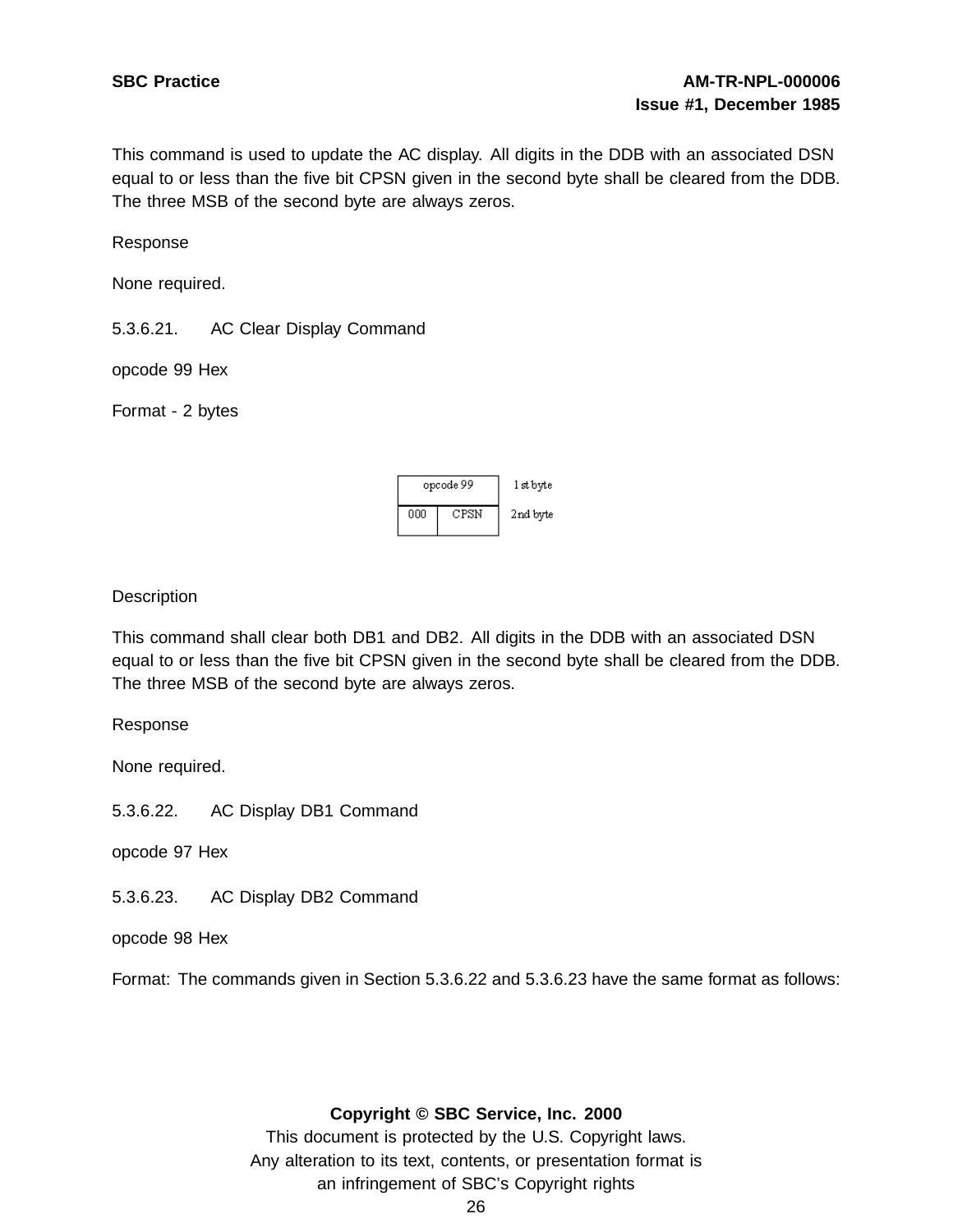This command is used to update the AC display. All digits in the DDB with an associated DSN equal to or less than the five bit CPSN given in the second byte shall be cleared from the DDB. The three MSB of the second byte are always zeros.

Response

None required.

5.3.6.21. AC Clear Display Command

opcode 99 Hex

Format - 2 bytes

| opcode 99 | | 1st byte |
|---|---|---|
| 000 | CPSN | 2nd byte |

Description

This command shall clear both DB1 and DB2. All digits in the DDB with an associated DSN equal to or less than the five bit CPSN given in the second byte shall be cleared from the DDB. The three MSB of the second byte are always zeros.

Response

None required.

5.3.6.22. AC Display DB1 Command

opcode 97 Hex

5.3.6.23. AC Display DB2 Command

opcode 98 Hex

Format: The commands given in Section 5.3.6.22 and 5.3.6.23 have the same format as follows: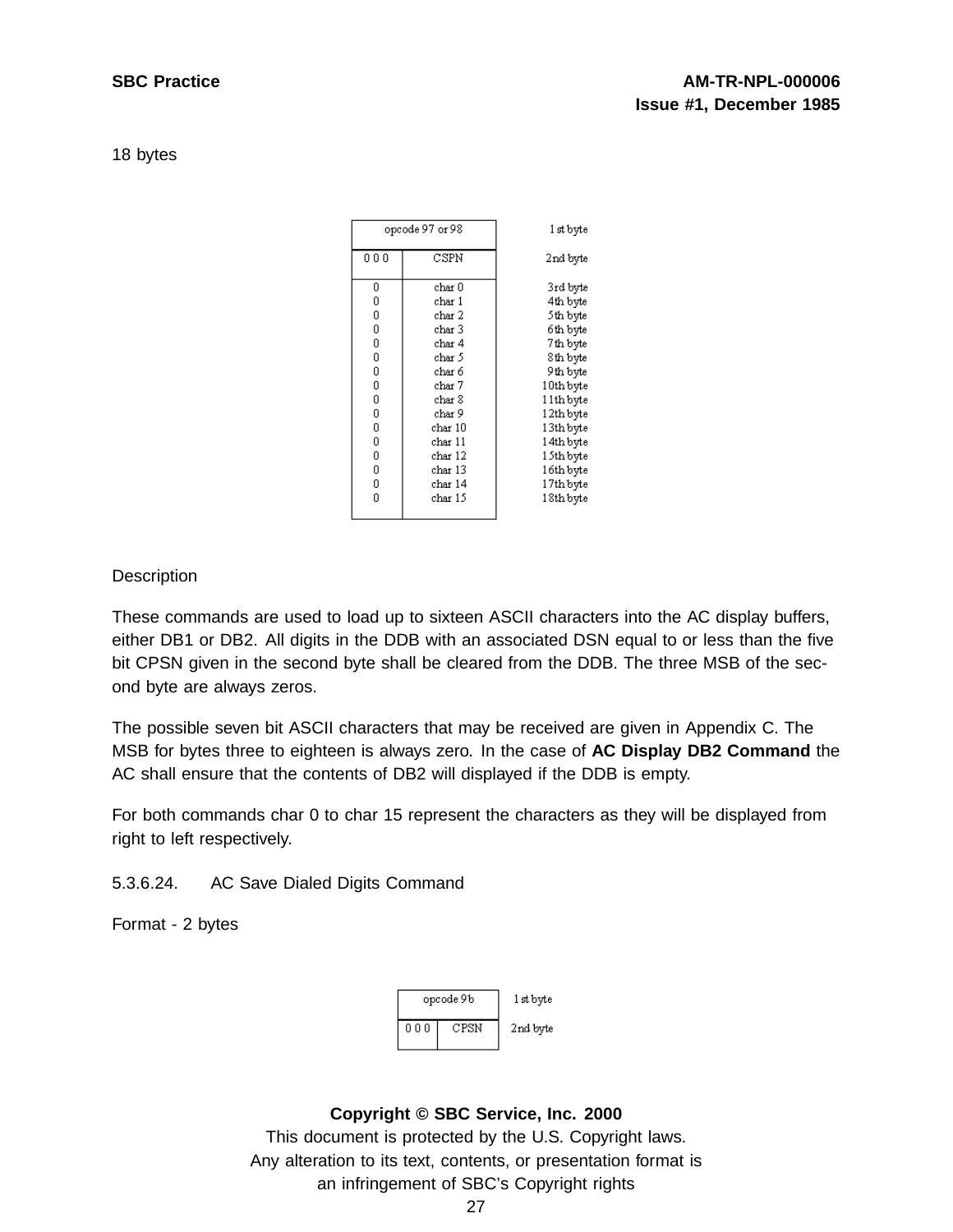18 bytes

| opcode 97 or 98 | | 1st byte |
|---|---|---|
| 0 0 0 | CSPN | 2nd byte |
| 0 | char 0 | 3rd byte |
| 0 | char 1 | 4th byte |
| 0 | char 2 | 5th byte |
| 0 | char 3 | 6th byte |
| 0 | char 4 | 7th byte |
| 0 | char 5 | 8th byte |
| 0 | char 6 | 9th byte |
| 0 | char 7 | 10th byte |
| 0 | char 8 | 11th byte |
| 0 | char 9 | 12th byte |
| 0 | char 10 | 13th byte |
| 0 | char 11 | 14th byte |
| 0 | char 12 | 15th byte |
| 0 | char 13 | 16th byte |
| 0 | char 14 | 17th byte |
| 0 | char 15 | 18th byte |

Description

These commands are used to load up to sixteen ASCII characters into the AC display buffers, either DB1 or DB2. All digits in the DDB with an associated DSN equal to or less than the five bit CPSN given in the second byte shall be cleared from the DDB. The three MSB of the second byte are always zeros.

The possible seven bit ASCII characters that may be received are given in Appendix C. The MSB for bytes three to eighteen is always zero. In the case of **AC Display DB2 Command** the AC shall ensure that the contents of DB2 will displayed if the DDB is empty.

For both commands char 0 to char 15 represent the characters as they will be displayed from right to left respectively.

5.3.6.24. AC Save Dialed Digits Command

Format - 2 bytes

| opcode 9b | | 1st byte |
|---|---|---|
| 0 0 0 | CPSN | 2nd byte |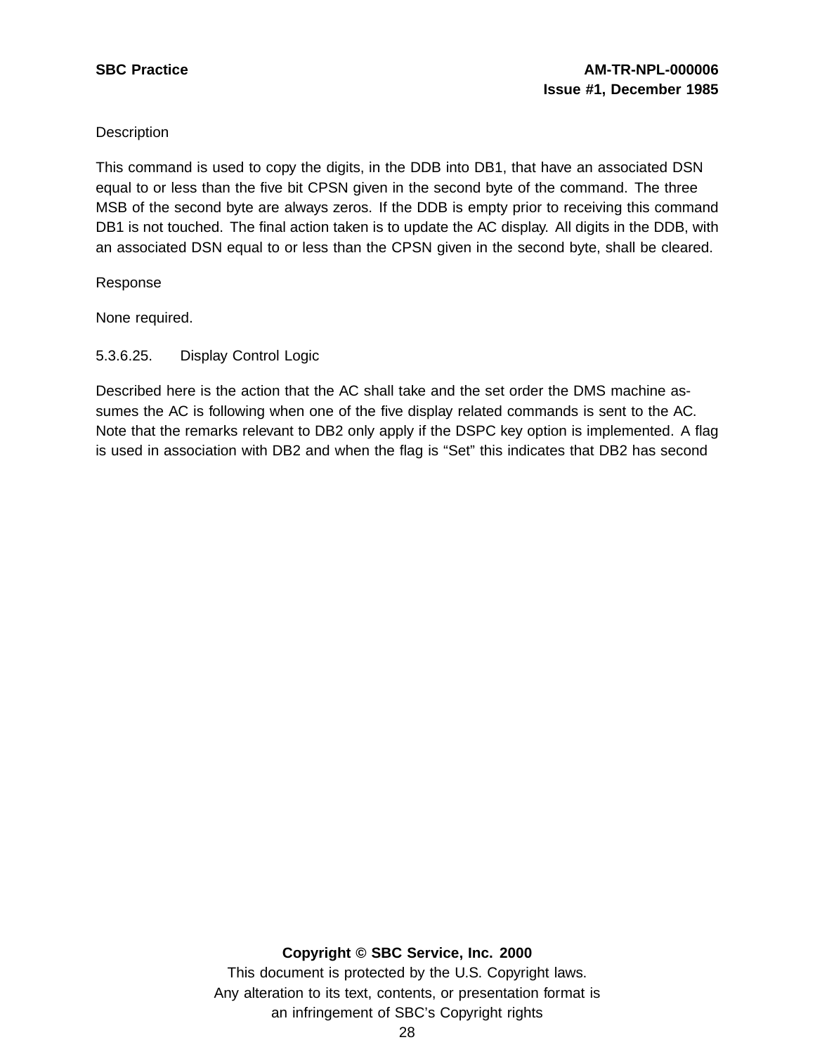Description

This command is used to copy the digits, in the DDB into DB1, that have an associated DSN equal to or less than the five bit CPSN given in the second byte of the command. The three MSB of the second byte are always zeros. If the DDB is empty prior to receiving this command DB1 is not touched. The final action taken is to update the AC display. All digits in the DDB, with an associated DSN equal to or less than the CPSN given in the second byte, shall be cleared.

Response

None required.

5.3.6.25. Display Control Logic

Described here is the action that the AC shall take and the set order the DMS machine assumes the AC is following when one of the five display related commands is sent to the AC. Note that the remarks relevant to DB2 only apply if the DSPC key option is implemented. A flag is used in association with DB2 and when the flag is "Set" this indicates that DB2 has second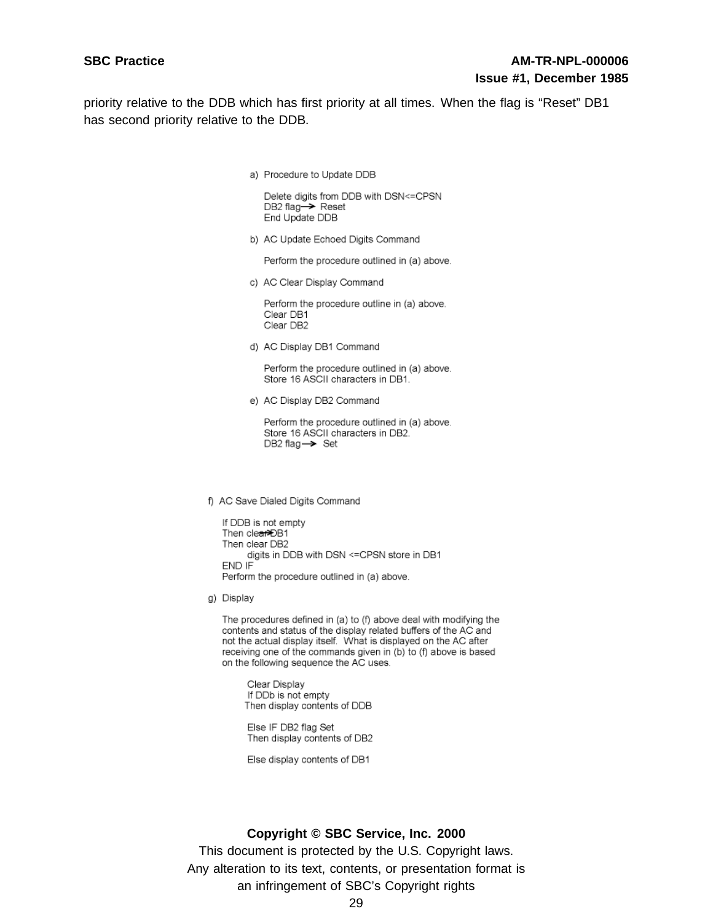priority relative to the DDB which has first priority at all times. When the flag is “Reset” DB1 has second priority relative to the DDB.

a) Procedure to Update DDB

Delete digits from DDB with DSN<=CPSN
DB2 flag→ Reset
End Update DDB

b) AC Update Echoed Digits Command

Perform the procedure outlined in (a) above.

c) AC Clear Display Command

Perform the procedure outline in (a) above.
Clear DB1
Clear DB2

d) AC Display DB1 Command

Perform the procedure outlined in (a) above.
Store 16 ASCII characters in DB1.

e) AC Display DB2 Command

Perform the procedure outlined in (a) above.
Store 16 ASCII characters in DB2.
DB2 flag→ Set

f) AC Save Dialed Digits Command

If DDB is not empty
Then clear→DB1
Then clear DB2
digits in DDB with DSN <=CPSN store in DB1
END IF
Perform the procedure outlined in (a) above.

g) Display

The procedures defined in (a) to (f) above deal with modifying the contents and status of the display related buffers of the AC and not the actual display itself. What is displayed on the AC after receiving one of the commands given in (b) to (f) above is based on the following sequence the AC uses.

Clear Display
If DDb is not empty
Then display contents of DDB

Else IF DB2 flag Set
Then display contents of DB2

Else display contents of DB1

**Copyright © SBC Service, Inc. 2000**
This document is protected by the U.S. Copyright laws.
Any alteration to its text, contents, or presentation format is an infringement of SBC’s Copyright rights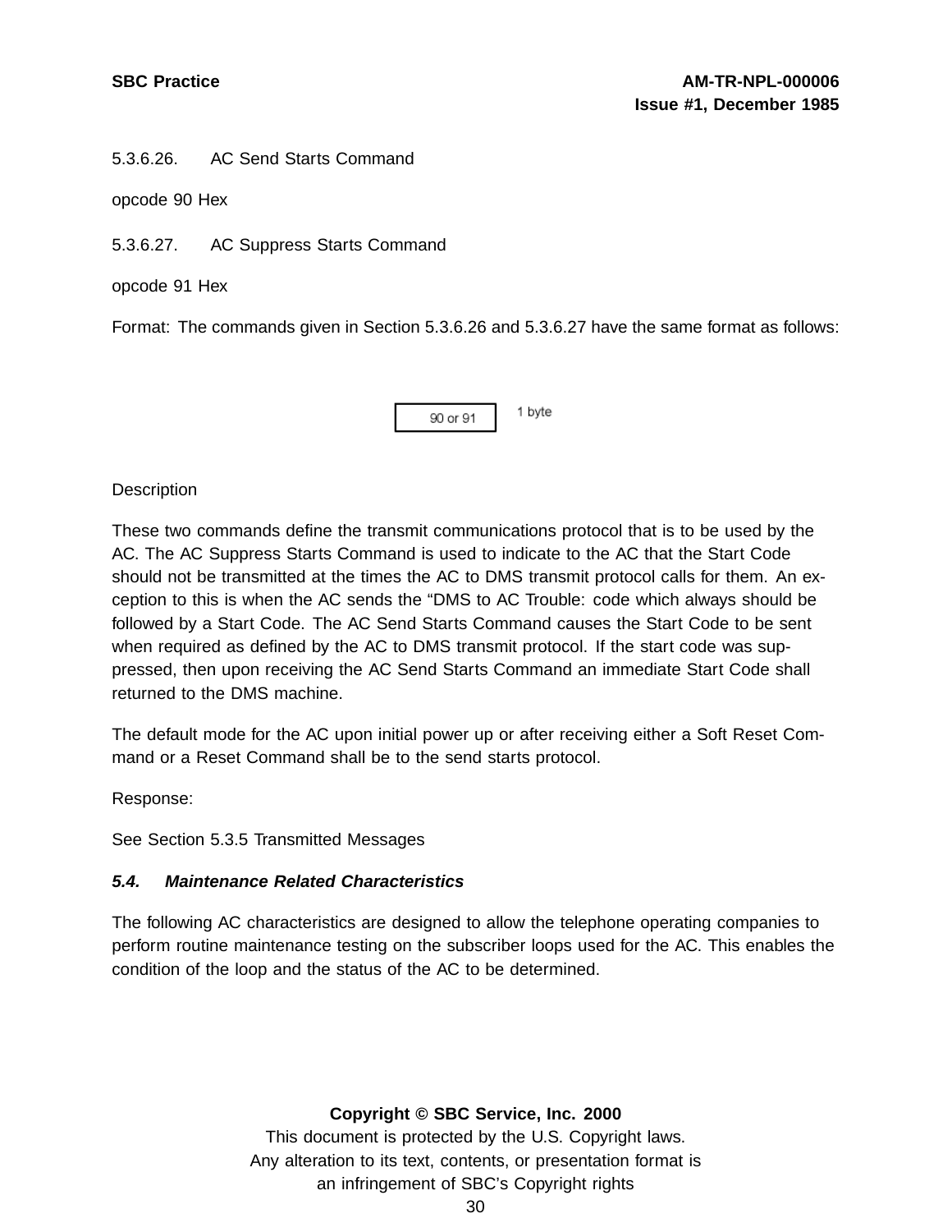5.3.6.26. AC Send Starts Command

opcode 90 Hex

5.3.6.27. AC Suppress Starts Command

opcode 91 Hex

Format: The commands given in Section 5.3.6.26 and 5.3.6.27 have the same format as follows:

| 90 or 91 | 1 byte |
|---|---|

Description

These two commands define the transmit communications protocol that is to be used by the AC. The AC Suppress Starts Command is used to indicate to the AC that the Start Code should not be transmitted at the times the AC to DMS transmit protocol calls for them. An exception to this is when the AC sends the “DMS to AC Trouble: code which always should be followed by a Start Code. The AC Send Starts Command causes the Start Code to be sent when required as defined by the AC to DMS transmit protocol. If the start code was suppressed, then upon receiving the AC Send Starts Command an immediate Start Code shall returned to the DMS machine.

The default mode for the AC upon initial power up or after receiving either a Soft Reset Command or a Reset Command shall be to the send starts protocol.

Response:

See Section 5.3.5 Transmitted Messages

### *5.4. Maintenance Related Characteristics*

The following AC characteristics are designed to allow the telephone operating companies to perform routine maintenance testing on the subscriber loops used for the AC. This enables the condition of the loop and the status of the AC to be determined.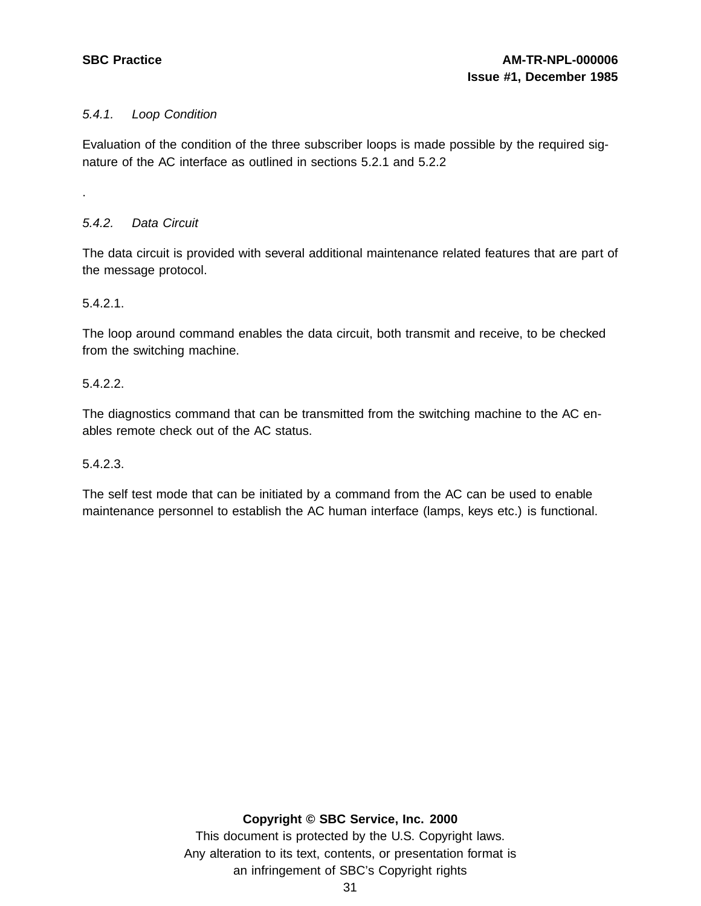#### *5.4.1. Loop Condition*

Evaluation of the condition of the three subscriber loops is made possible by the required signature of the AC interface as outlined in sections 5.2.1 and 5.2.2

.

#### *5.4.2. Data Circuit*

The data circuit is provided with several additional maintenance related features that are part of the message protocol.

5.4.2.1.

The loop around command enables the data circuit, both transmit and receive, to be checked from the switching machine.

5.4.2.2.

The diagnostics command that can be transmitted from the switching machine to the AC enables remote check out of the AC status.

5.4.2.3.

The self test mode that can be initiated by a command from the AC can be used to enable maintenance personnel to establish the AC human interface (lamps, keys etc.) is functional.

**Copyright © SBC Service, Inc. 2000**

This document is protected by the U.S. Copyright laws.
Any alteration to its text, contents, or presentation format is an infringement of SBC's Copyright rights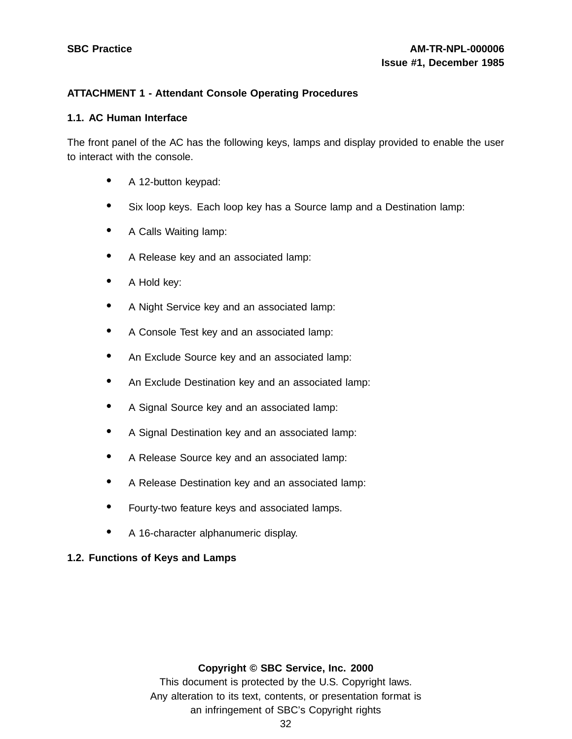## ATTACHMENT 1 - Attendant Console Operating Procedures

### 1.1. AC Human Interface

The front panel of the AC has the following keys, lamps and display provided to enable the user to interact with the console.

- A 12-button keypad:
- Six loop keys. Each loop key has a Source lamp and a Destination lamp:
- A Calls Waiting lamp:
- A Release key and an associated lamp:
- A Hold key:
- A Night Service key and an associated lamp:
- A Console Test key and an associated lamp:
- An Exclude Source key and an associated lamp:
- An Exclude Destination key and an associated lamp:
- A Signal Source key and an associated lamp:
- A Signal Destination key and an associated lamp:
- A Release Source key and an associated lamp:
- A Release Destination key and an associated lamp:
- Fourty-two feature keys and associated lamps.
- A 16-character alphanumeric display.

### 1.2. Functions of Keys and Lamps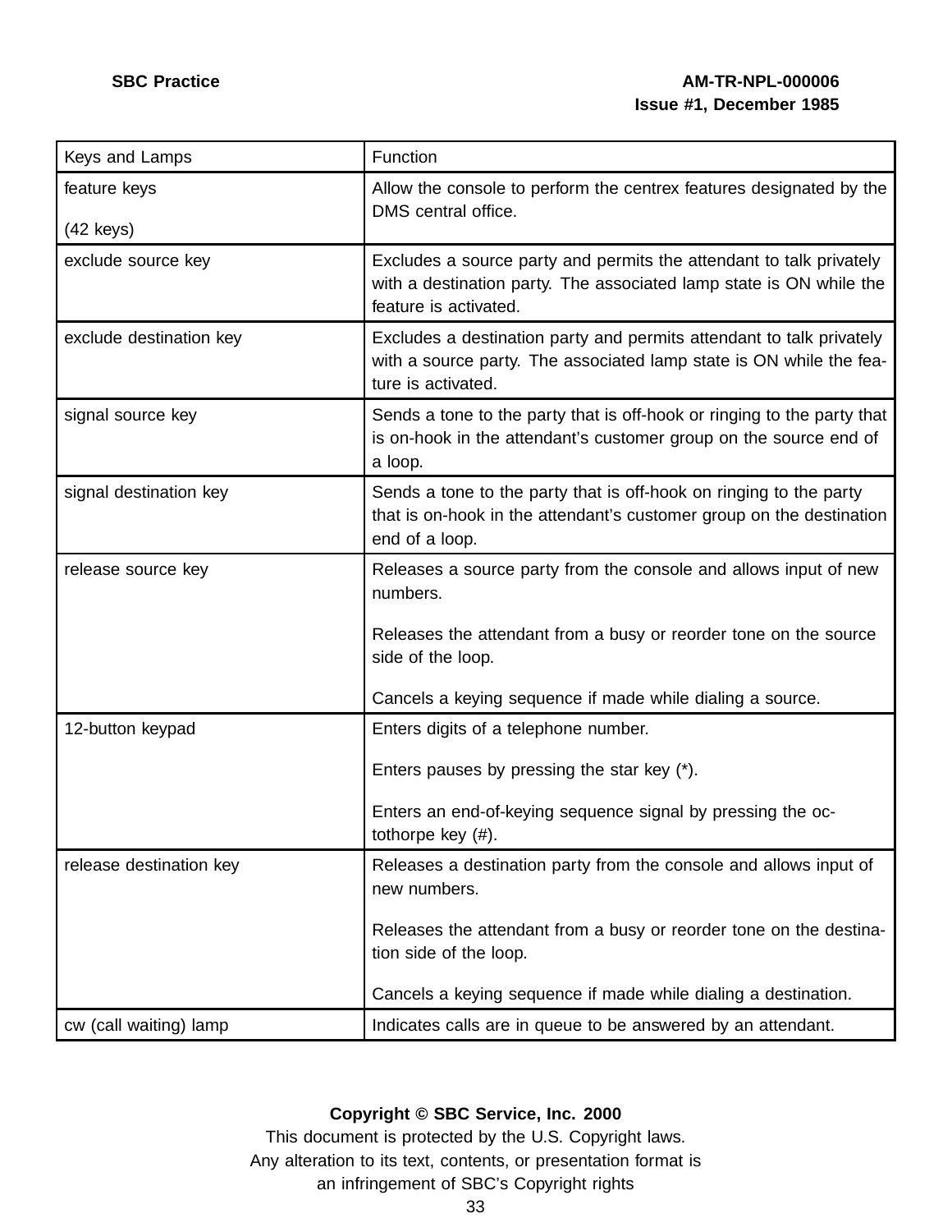| Keys and Lamps | Function |
|---|---|
| feature keys<br><br>(42 keys) | Allow the console to perform the centrex features designated by the DMS central office. |
| exclude source key | Excludes a source party and permits the attendant to talk privately with a destination party. The associated lamp state is ON while the feature is activated. |
| exclude destination key | Excludes a destination party and permits attendant to talk privately with a source party. The associated lamp state is ON while the feature is activated. |
| signal source key | Sends a tone to the party that is off-hook or ringing to the party that is on-hook in the attendant's customer group on the source end of a loop. |
| signal destination key | Sends a tone to the party that is off-hook on ringing to the party that is on-hook in the attendant's customer group on the destination end of a loop. |
| release source key | Releases a source party from the console and allows input of new numbers.<br><br>Releases the attendant from a busy or reorder tone on the source side of the loop.<br><br>Cancels a keying sequence if made while dialing a source. |
| 12-button keypad | Enters digits of a telephone number.<br><br>Enters pauses by pressing the star key (*).<br><br>Enters an end-of-keying sequence signal by pressing the octothorpe key (#). |
| release destination key | Releases a destination party from the console and allows input of new numbers.<br><br>Releases the attendant from a busy or reorder tone on the destination side of the loop.<br><br>Cancels a keying sequence if made while dialing a destination. |
| cw (call waiting) lamp | Indicates calls are in queue to be answered by an attendant. |

**Copyright © SBC Service, Inc. 2000**
This document is protected by the U.S. Copyright laws.
Any alteration to its text, contents, or presentation format is
an infringement of SBC's Copyright rights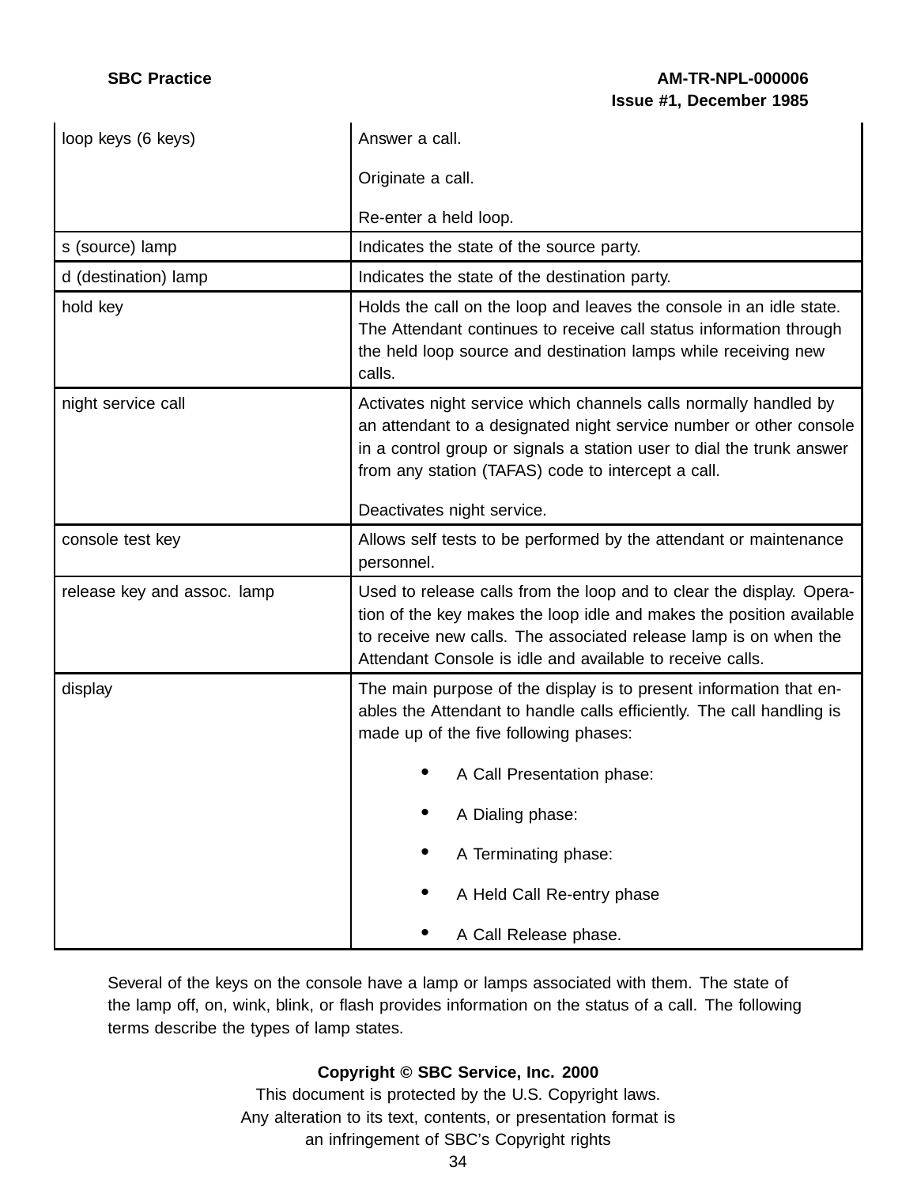| | |
|---|---|
| loop keys (6 keys) | Answer a call.<br><br>Originate a call.<br><br>Re-enter a held loop. |
| s (source) lamp | Indicates the state of the source party. |
| d (destination) lamp | Indicates the state of the destination party. |
| hold key | Holds the call on the loop and leaves the console in an idle state. The Attendant continues to receive call status information through the held loop source and destination lamps while receiving new calls. |
| night service call | Activates night service which channels calls normally handled by an attendant to a designated night service number or other console in a control group or signals a station user to dial the trunk answer from any station (TAFAS) code to intercept a call.<br><br>Deactivates night service. |
| console test key | Allows self tests to be performed by the attendant or maintenance personnel. |
| release key and assoc. lamp | Used to release calls from the loop and to clear the display. Operation of the key makes the loop idle and makes the position available to receive new calls. The associated release lamp is on when the Attendant Console is idle and available to receive calls. |
| display | The main purpose of the display is to present information that enables the Attendant to handle calls efficiently. The call handling is made up of the five following phases:<br><br>• A Call Presentation phase:<br><br>• A Dialing phase:<br><br>• A Terminating phase:<br><br>• A Held Call Re-entry phase<br><br>• A Call Release phase. |

Several of the keys on the console have a lamp or lamps associated with them. The state of the lamp off, on, wink, blink, or flash provides information on the status of a call. The following terms describe the types of lamp states.

**Copyright © SBC Service, Inc. 2000**
This document is protected by the U.S. Copyright laws.
Any alteration to its text, contents, or presentation format is
an infringement of SBC's Copyright rights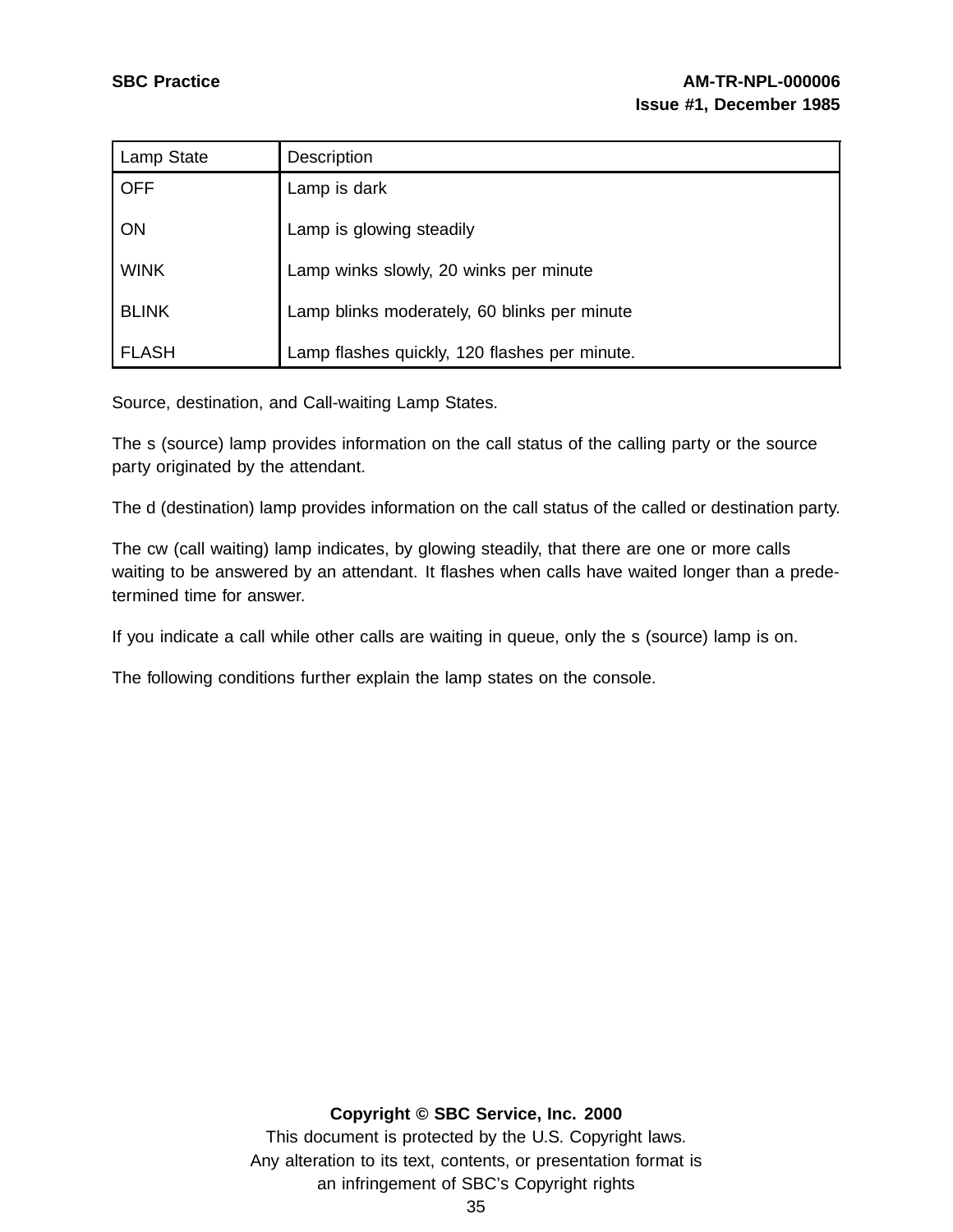| Lamp State | Description |
|---|---|
| OFF | Lamp is dark |
| ON | Lamp is glowing steadily |
| WINK | Lamp winks slowly, 20 winks per minute |
| BLINK | Lamp blinks moderately, 60 blinks per minute |
| FLASH | Lamp flashes quickly, 120 flashes per minute. |

Source, destination, and Call-waiting Lamp States.

The s (source) lamp provides information on the call status of the calling party or the source party originated by the attendant.

The d (destination) lamp provides information on the call status of the called or destination party.

The cw (call waiting) lamp indicates, by glowing steadily, that there are one or more calls waiting to be answered by an attendant. It flashes when calls have waited longer than a predetermined time for answer.

If you indicate a call while other calls are waiting in queue, only the s (source) lamp is on.

The following conditions further explain the lamp states on the console.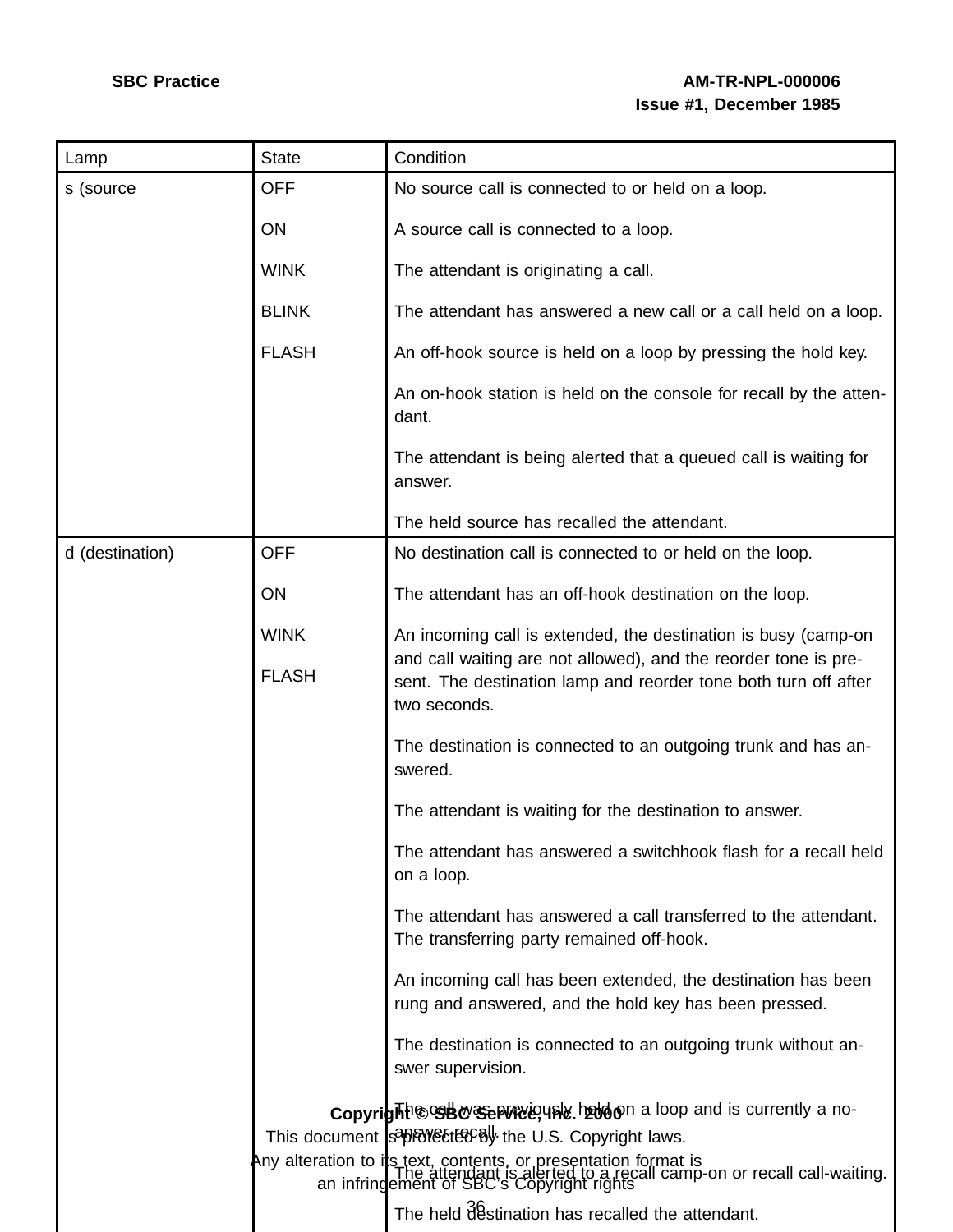| Lamp | State | Condition |
|---|---|---|
| s (source | OFF | No source call is connected to or held on a loop. |
| | ON | A source call is connected to a loop. |
| | WINK | The attendant is originating a call. |
| | BLINK | The attendant has answered a new call or a call held on a loop. |
| | FLASH | An off-hook source is held on a loop by pressing the hold key. |
| | | An on-hook station is held on the console for recall by the attendant. |
| | | The attendant is being alerted that a queued call is waiting for answer. |
| | | The held source has recalled the attendant. |
| d (destination) | OFF | No destination call is connected to or held on the loop. |
| | ON | The attendant has an off-hook destination on the loop. |
| | WINK | An incoming call is extended, the destination is busy (camp-on and call waiting are not allowed), and the reorder tone is present. The destination lamp and reorder tone both turn off after two seconds. |
| | FLASH | The destination is connected to an outgoing trunk and has answered. |
| | | The attendant is waiting for the destination to answer. |
| | | The attendant has answered a switchhook flash for a recall held on a loop. |
| | | The attendant has answered a call transferred to the attendant. The transferring party remained off-hook. |
| | | An incoming call has been extended, the destination has been rung and answered, and the hold key has been pressed. |
| | | The destination is connected to an outgoing trunk without answer supervision. |
| | | The call was previously held on a loop and is currently a no-answer recall. |
| | | The attendant is alerted to a recall camp-on or recall call-waiting. |
| | | The held destination has recalled the attendant. |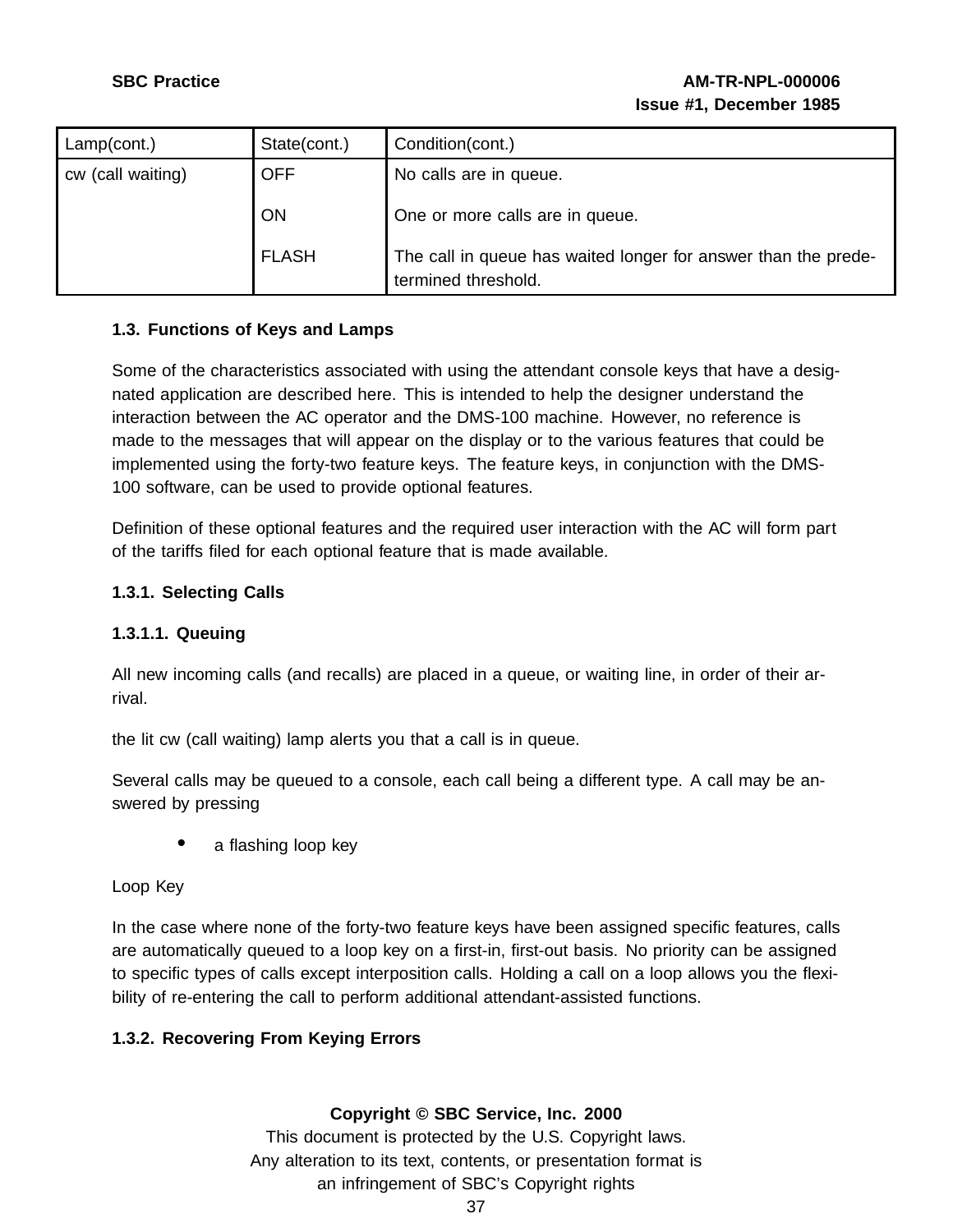| Lamp(cont.) | State(cont.) | Condition(cont.) |
|---|---|---|
| cw (call waiting) | OFF | No calls are in queue. |
| | ON | One or more calls are in queue. |
| | FLASH | The call in queue has waited longer for answer than the predetermined threshold. |

### 1.3. Functions of Keys and Lamps

Some of the characteristics associated with using the attendant console keys that have a designated application are described here. This is intended to help the designer understand the interaction between the AC operator and the DMS-100 machine. However, no reference is made to the messages that will appear on the display or to the various features that could be implemented using the forty-two feature keys. The feature keys, in conjunction with the DMS-100 software, can be used to provide optional features.

Definition of these optional features and the required user interaction with the AC will form part of the tariffs filed for each optional feature that is made available.

#### 1.3.1. Selecting Calls

##### 1.3.1.1. Queuing

All new incoming calls (and recalls) are placed in a queue, or waiting line, in order of their arrival.

the lit cw (call waiting) lamp alerts you that a call is in queue.

Several calls may be queued to a console, each call being a different type. A call may be answered by pressing

- a flashing loop key

Loop Key

In the case where none of the forty-two feature keys have been assigned specific features, calls are automatically queued to a loop key on a first-in, first-out basis. No priority can be assigned to specific types of calls except interposition calls. Holding a call on a loop allows you the flexibility of re-entering the call to perform additional attendant-assisted functions.

#### 1.3.2. Recovering From Keying Errors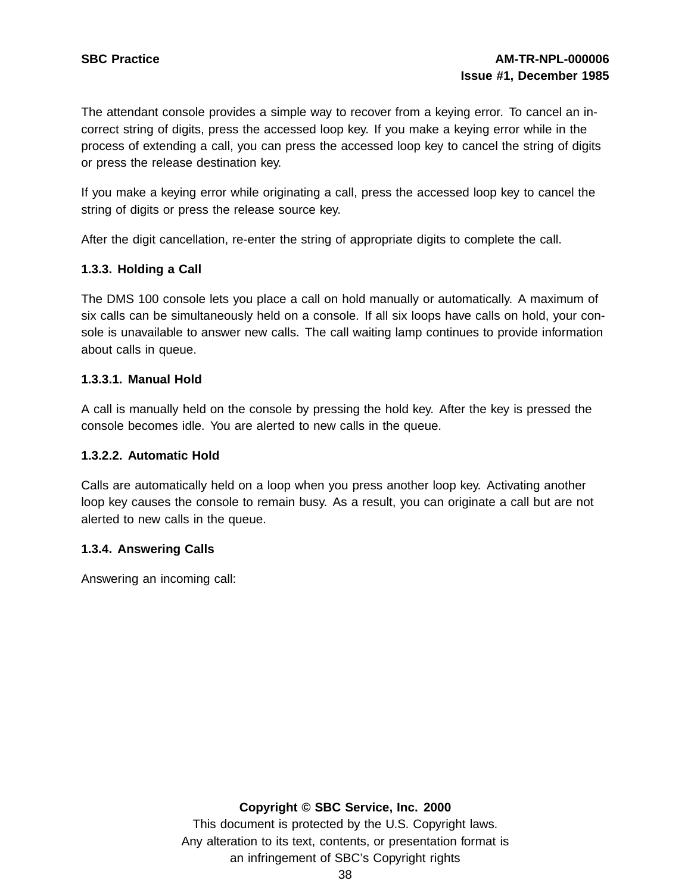The attendant console provides a simple way to recover from a keying error. To cancel an incorrect string of digits, press the accessed loop key. If you make a keying error while in the process of extending a call, you can press the accessed loop key to cancel the string of digits or press the release destination key.

If you make a keying error while originating a call, press the accessed loop key to cancel the string of digits or press the release source key.

After the digit cancellation, re-enter the string of appropriate digits to complete the call.

### 1.3.3. Holding a Call

The DMS 100 console lets you place a call on hold manually or automatically. A maximum of six calls can be simultaneously held on a console. If all six loops have calls on hold, your console is unavailable to answer new calls. The call waiting lamp continues to provide information about calls in queue.

#### 1.3.3.1. Manual Hold

A call is manually held on the console by pressing the hold key. After the key is pressed the console becomes idle. You are alerted to new calls in the queue.

#### 1.3.2.2. Automatic Hold

Calls are automatically held on a loop when you press another loop key. Activating another loop key causes the console to remain busy. As a result, you can originate a call but are not alerted to new calls in the queue.

### 1.3.4. Answering Calls

Answering an incoming call: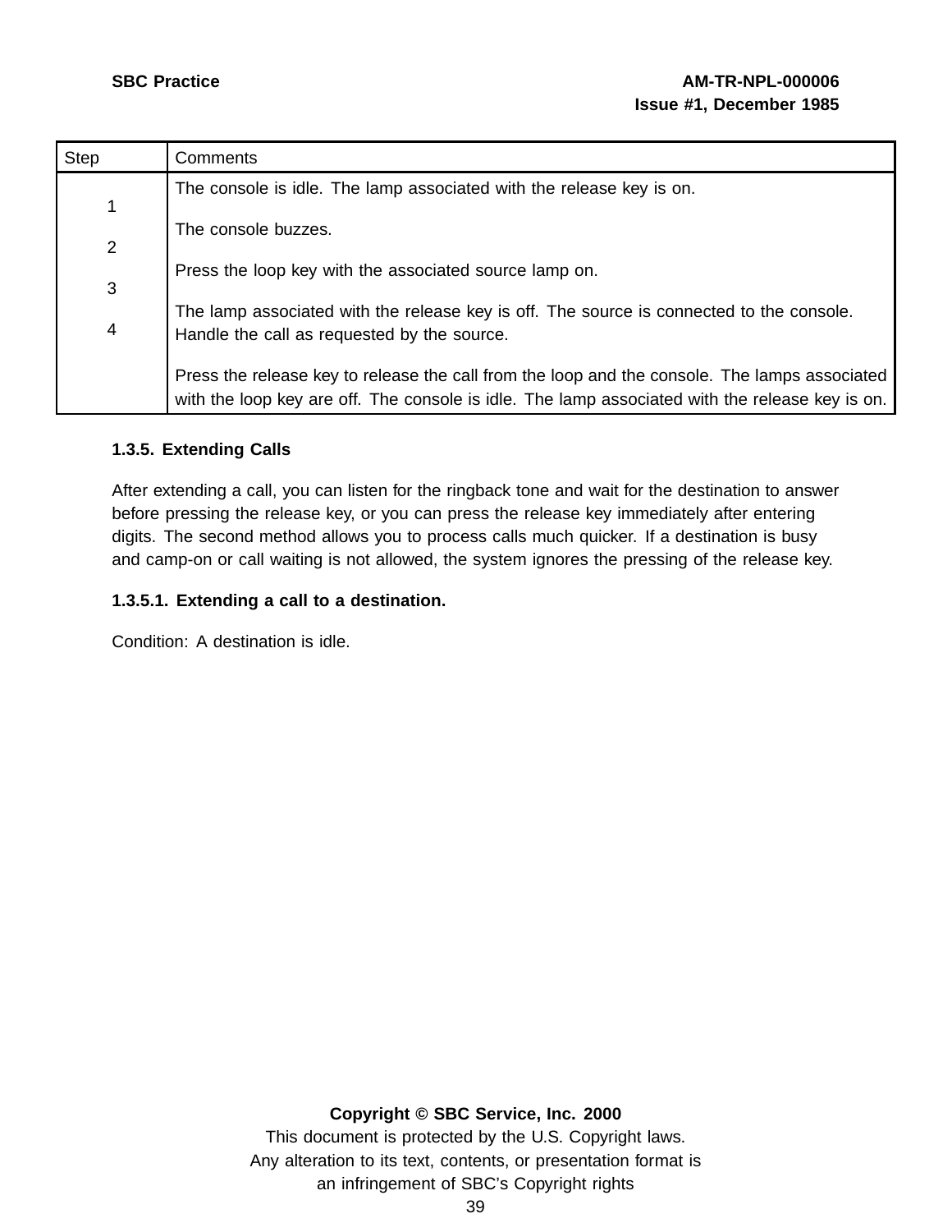| Step | Comments |
| --- | --- |
| | The console is idle. The lamp associated with the release key is on. |
| 1 | The console buzzes. |
| 2 | Press the loop key with the associated source lamp on. |
| 3 | The lamp associated with the release key is off. The source is connected to the console. Handle the call as requested by the source. |
| 4 | Press the release key to release the call from the loop and the console. The lamps associated with the loop key are off. The console is idle. The lamp associated with the release key is on. |

### 1.3.5. Extending Calls

After extending a call, you can listen for the ringback tone and wait for the destination to answer before pressing the release key, or you can press the release key immediately after entering digits. The second method allows you to process calls much quicker. If a destination is busy and camp-on or call waiting is not allowed, the system ignores the pressing of the release key.

#### 1.3.5.1. Extending a call to a destination.

Condition: A destination is idle.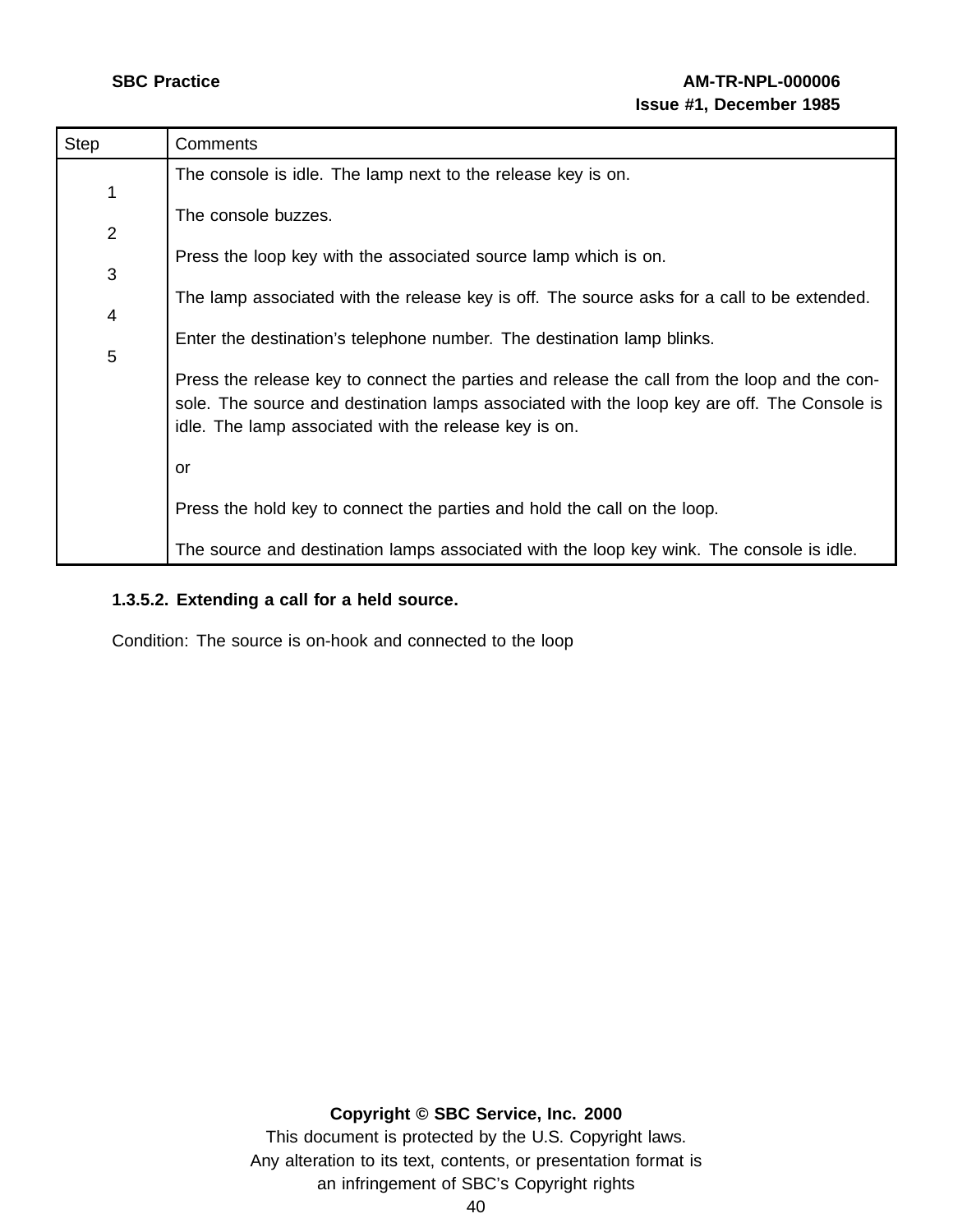| Step | Comments |
| --- | --- |
| | The console is idle. The lamp next to the release key is on. |
| 1 | The console buzzes. |
| 2 | Press the loop key with the associated source lamp which is on. |
| 3 | The lamp associated with the release key is off. The source asks for a call to be extended. |
| 4 | Enter the destination's telephone number. The destination lamp blinks. |
| 5 | Press the release key to connect the parties and release the call from the loop and the console. The source and destination lamps associated with the loop key are off. The Console is idle. The lamp associated with the release key is on. |
| | or |
| | Press the hold key to connect the parties and hold the call on the loop. |
| | The source and destination lamps associated with the loop key wink. The console is idle. |

**1.3.5.2. Extending a call for a held source.**

Condition: The source is on-hook and connected to the loop

**Copyright © SBC Service, Inc. 2000**
This document is protected by the U.S. Copyright laws.
Any alteration to its text, contents, or presentation format is an infringement of SBC's Copyright rights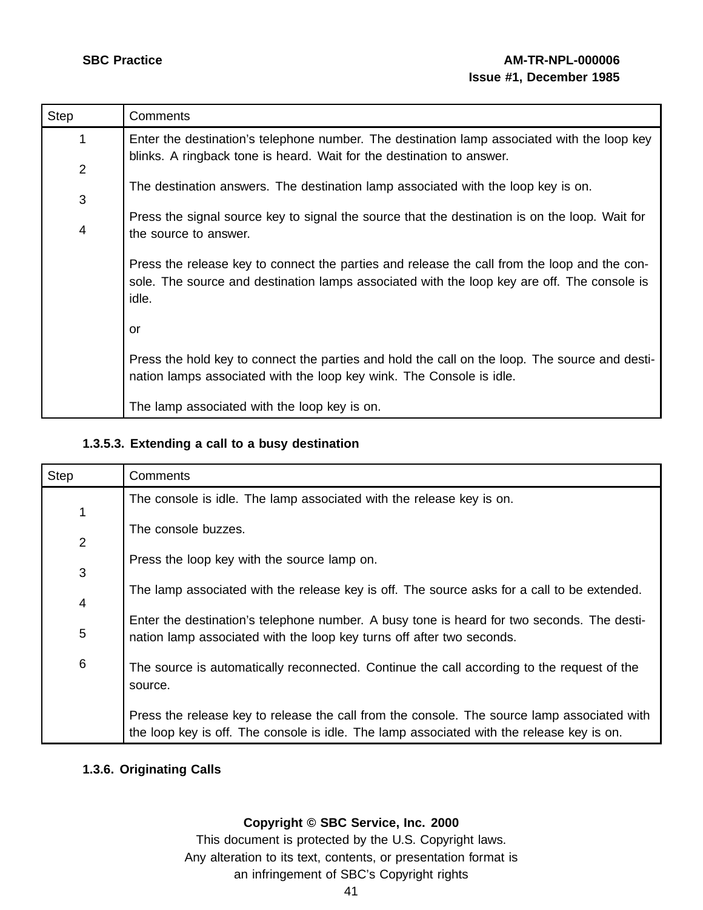| Step | Comments |
|---|---|
| 1 | Enter the destination’s telephone number. The destination lamp associated with the loop key blinks. A ringback tone is heard. Wait for the destination to answer. |
| 2 | The destination answers. The destination lamp associated with the loop key is on. |
| 3 | Press the signal source key to signal the source that the destination is on the loop. Wait for the source to answer. |
| 4 | Press the release key to connect the parties and release the call from the loop and the console. The source and destination lamps associated with the loop key are off. The console is idle. |
| | or |
| | Press the hold key to connect the parties and hold the call on the loop. The source and destination lamps associated with the loop key wink. The Console is idle. |
| | The lamp associated with the loop key is on. |

#### 1.3.5.3. Extending a call to a busy destination

| Step | Comments |
|---|---|
| | The console is idle. The lamp associated with the release key is on. |
| 1 | The console buzzes. |
| 2 | Press the loop key with the source lamp on. |
| 3 | The lamp associated with the release key is off. The source asks for a call to be extended. |
| 4 | Enter the destination’s telephone number. A busy tone is heard for two seconds. The destination lamp associated with the loop key turns off after two seconds. |
| 5 | The source is automatically reconnected. Continue the call according to the request of the source. |
| 6 | Press the release key to release the call from the console. The source lamp associated with the loop key is off. The console is idle. The lamp associated with the release key is on. |

### 1.3.6. Originating Calls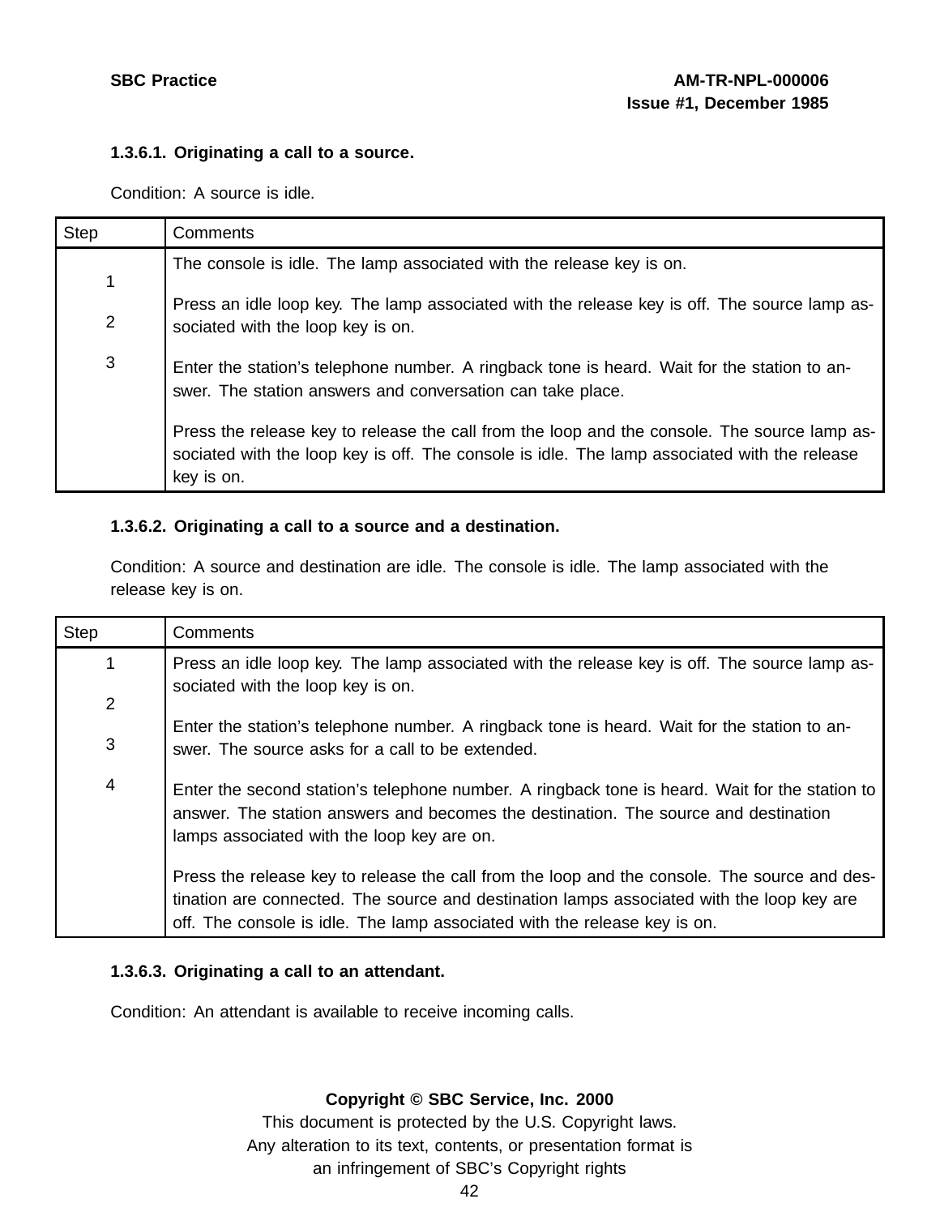#### 1.3.6.1. Originating a call to a source.

Condition: A source is idle.

| Step | Comments |
|---|---|
| 1 | The console is idle. The lamp associated with the release key is on. |
| 2 | Press an idle loop key. The lamp associated with the release key is off. The source lamp associated with the loop key is on. |
| 3 | Enter the station's telephone number. A ringback tone is heard. Wait for the station to answer. The station answers and conversation can take place. |
| | Press the release key to release the call from the loop and the console. The source lamp associated with the loop key is off. The console is idle. The lamp associated with the release key is on. |

#### 1.3.6.2. Originating a call to a source and a destination.

Condition: A source and destination are idle. The console is idle. The lamp associated with the release key is on.

| Step | Comments |
|---|---|
| 1 | Press an idle loop key. The lamp associated with the release key is off. The source lamp associated with the loop key is on. |
| 2 | Enter the station's telephone number. A ringback tone is heard. Wait for the station to answer. The source asks for a call to be extended. |
| 3 | Enter the second station's telephone number. A ringback tone is heard. Wait for the station to answer. The station answers and becomes the destination. The source and destination lamps associated with the loop key are on. |
| 4 | Press the release key to release the call from the loop and the console. The source and destination are connected. The source and destination lamps associated with the loop key are off. The console is idle. The lamp associated with the release key is on. |

#### 1.3.6.3. Originating a call to an attendant.

Condition: An attendant is available to receive incoming calls.

**Copyright © SBC Service, Inc. 2000**
This document is protected by the U.S. Copyright laws.
Any alteration to its text, contents, or presentation format is
an infringement of SBC's Copyright rights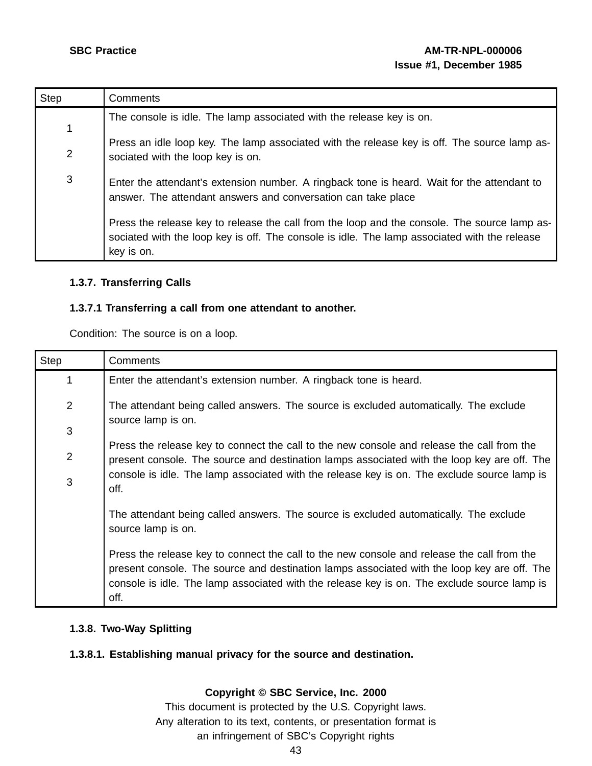| Step | Comments |
|---|---|
| 1 | The console is idle. The lamp associated with the release key is on. |
| 2 | Press an idle loop key. The lamp associated with the release key is off. The source lamp associated with the loop key is on. |
| 3 | Enter the attendant’s extension number. A ringback tone is heard. Wait for the attendant to answer. The attendant answers and conversation can take place |
| | Press the release key to release the call from the loop and the console. The source lamp associated with the loop key is off. The console is idle. The lamp associated with the release key is on. |

### 1.3.7. Transferring Calls

#### 1.3.7.1 Transferring a call from one attendant to another.

Condition: The source is on a loop.

| Step | Comments |
|---|---|
| 1 | Enter the attendant’s extension number. A ringback tone is heard. |
| 2 | The attendant being called answers. The source is excluded automatically. The exclude source lamp is on. |
| 3 | Press the release key to connect the call to the new console and release the call from the present console. The source and destination lamps associated with the loop key are off. The console is idle. The lamp associated with the release key is on. The exclude source lamp is off. |
| 2 | The attendant being called answers. The source is excluded automatically. The exclude source lamp is on. |
| 3 | Press the release key to connect the call to the new console and release the call from the present console. The source and destination lamps associated with the loop key are off. The console is idle. The lamp associated with the release key is on. The exclude source lamp is off. |

### 1.3.8. Two-Way Splitting

#### 1.3.8.1. Establishing manual privacy for the source and destination.

**Copyright © SBC Service, Inc. 2000**

This document is protected by the U.S. Copyright laws.
Any alteration to its text, contents, or presentation format is
an infringement of SBC’s Copyright rights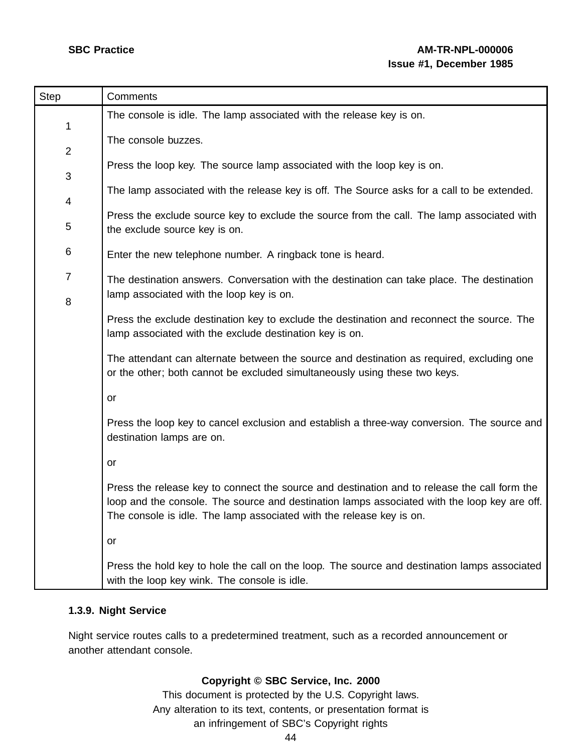| Step | Comments |
|---|---|
| | The console is idle. The lamp associated with the release key is on. |
| 1 | The console buzzes. |
| 2 | Press the loop key. The source lamp associated with the loop key is on. |
| 3 | The lamp associated with the release key is off. The Source asks for a call to be extended. |
| 4 | Press the exclude source key to exclude the source from the call. The lamp associated with the exclude source key is on. |
| 5 | Enter the new telephone number. A ringback tone is heard. |
| 6 | The destination answers. Conversation with the destination can take place. The destination lamp associated with the loop key is on. |
| 7 | Press the exclude destination key to exclude the destination and reconnect the source. The lamp associated with the exclude destination key is on. |
| 8 | The attendant can alternate between the source and destination as required, excluding one or the other; both cannot be excluded simultaneously using these two keys.<br><br>or<br><br>Press the loop key to cancel exclusion and establish a three-way conversion. The source and destination lamps are on.<br><br>or<br><br>Press the release key to connect the source and destination and to release the call form the loop and the console. The source and destination lamps associated with the loop key are off. The console is idle. The lamp associated with the release key is on.<br><br>or<br><br>Press the hold key to hole the call on the loop. The source and destination lamps associated with the loop key wink. The console is idle. |

### 1.3.9. Night Service

Night service routes calls to a predetermined treatment, such as a recorded announcement or another attendant console.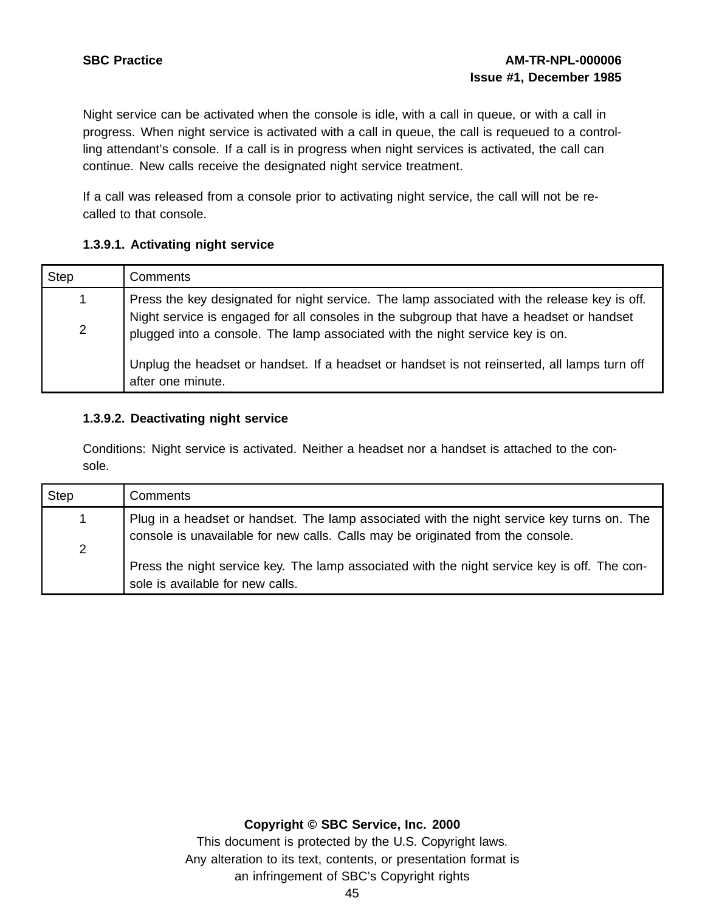Night service can be activated when the console is idle, with a call in queue, or with a call in progress. When night service is activated with a call in queue, the call is requeued to a controlling attendant's console. If a call is in progress when night services is activated, the call can continue. New calls receive the designated night service treatment.

If a call was released from a console prior to activating night service, the call will not be recalled to that console.

#### 1.3.9.1. Activating night service

| Step | Comments |
|---|---|
| 1 | Press the key designated for night service. The lamp associated with the release key is off. Night service is engaged for all consoles in the subgroup that have a headset or handset plugged into a console. The lamp associated with the night service key is on. |
| 2 | Unplug the headset or handset. If a headset or handset is not reinserted, all lamps turn off after one minute. |

#### 1.3.9.2. Deactivating night service

Conditions: Night service is activated. Neither a headset nor a handset is attached to the console.

| Step | Comments |
|---|---|
| 1 | Plug in a headset or handset. The lamp associated with the night service key turns on. The console is unavailable for new calls. Calls may be originated from the console. |
| 2 | Press the night service key. The lamp associated with the night service key is off. The console is available for new calls. |

**Copyright © SBC Service, Inc. 2000**

This document is protected by the U.S. Copyright laws.
Any alteration to its text, contents, or presentation format is an infringement of SBC's Copyright rights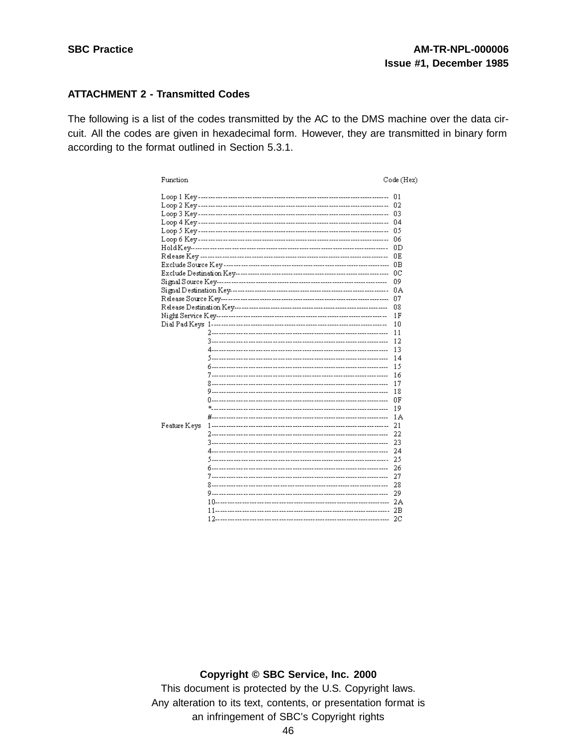### ATTACHMENT 2 - Transmitted Codes

The following is a list of the codes transmitted by the AC to the DMS machine over the data circuit. All the codes are given in hexadecimal form. However, they are transmitted in binary form according to the format outlined in Section 5.3.1.

| Function | | Code (Hex) |
|---|---|---|
| Loop 1 Key | | 01 |
| Loop 2 Key | | 02 |
| Loop 3 Key | | 03 |
| Loop 4 Key | | 04 |
| Loop 5 Key | | 05 |
| Loop 6 Key | | 06 |
| Hold Key | | 0D |
| Release Key | | 0E |
| Exclude Source Key | | 0B |
| Exclude Destination Key | | 0C |
| Signal Source Key | | 09 |
| Signal Destination Key | | 0A |
| Release Source Key | | 07 |
| Release Destination Key | | 08 |
| Night Service Key | | 1F |
| Dial Pad Keys | 1 | 10 |
| | 2 | 11 |
| | 3 | 12 |
| | 4 | 13 |
| | 5 | 14 |
| | 6 | 15 |
| | 7 | 16 |
| | 8 | 17 |
| | 9 | 18 |
| | 0 | 0F |
| | * | 19 |
| | # | 1A |
| Feature Keys | 1 | 21 |
| | 2 | 22 |
| | 3 | 23 |
| | 4 | 24 |
| | 5 | 25 |
| | 6 | 26 |
| | 7 | 27 |
| | 8 | 28 |
| | 9 | 29 |
| | 10 | 2A |
| | 11 | 2B |
| | 12 | 2C |

**Copyright © SBC Service, Inc. 2000**

This document is protected by the U.S. Copyright laws.
Any alteration to its text, contents, or presentation format is an infringement of SBC's Copyright rights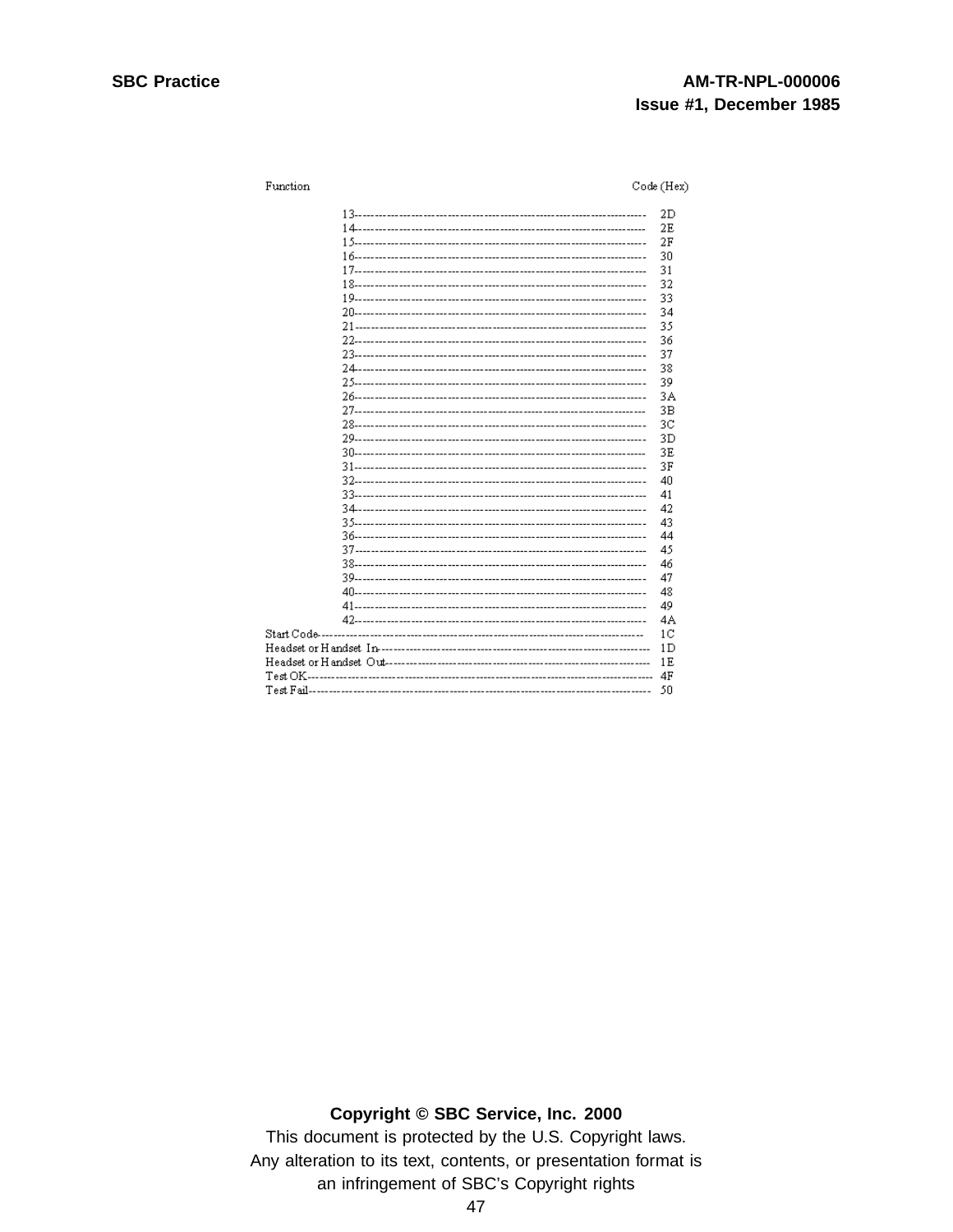| Function | Code (Hex) |
|---|---|
| 13 | 2D |
| 14 | 2E |
| 15 | 2F |
| 16 | 30 |
| 17 | 31 |
| 18 | 32 |
| 19 | 33 |
| 20 | 34 |
| 21 | 35 |
| 22 | 36 |
| 23 | 37 |
| 24 | 38 |
| 25 | 39 |
| 26 | 3A |
| 27 | 3B |
| 28 | 3C |
| 29 | 3D |
| 30 | 3E |
| 31 | 3F |
| 32 | 40 |
| 33 | 41 |
| 34 | 42 |
| 35 | 43 |
| 36 | 44 |
| 37 | 45 |
| 38 | 46 |
| 39 | 47 |
| 40 | 48 |
| 41 | 49 |
| 42 | 4A |
| Start Code | 1C |
| Headset or Handset In | 1D |
| Headset or Handset Out | 1E |
| Test OK | 4F |
| Test Fail | 50 |

**Copyright © SBC Service, Inc. 2000**

This document is protected by the U.S. Copyright laws.
Any alteration to its text, contents, or presentation format is an infringement of SBC's Copyright rights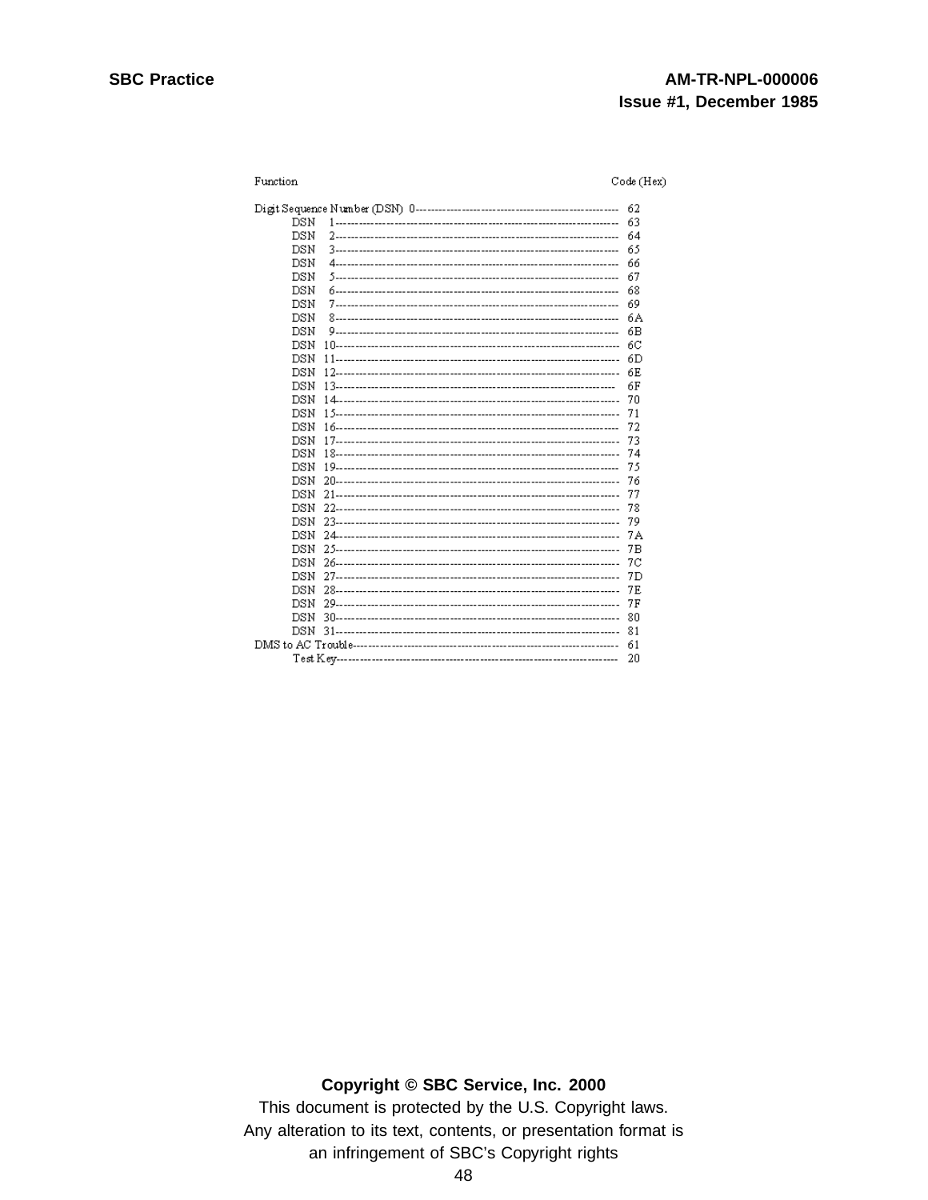| Function | Code (Hex) |
|---|---|
| Digit Sequence Number (DSN) 0 | 62 |
| DSN 1 | 63 |
| DSN 2 | 64 |
| DSN 3 | 65 |
| DSN 4 | 66 |
| DSN 5 | 67 |
| DSN 6 | 68 |
| DSN 7 | 69 |
| DSN 8 | 6A |
| DSN 9 | 6B |
| DSN 10 | 6C |
| DSN 11 | 6D |
| DSN 12 | 6E |
| DSN 13 | 6F |
| DSN 14 | 70 |
| DSN 15 | 71 |
| DSN 16 | 72 |
| DSN 17 | 73 |
| DSN 18 | 74 |
| DSN 19 | 75 |
| DSN 20 | 76 |
| DSN 21 | 77 |
| DSN 22 | 78 |
| DSN 23 | 79 |
| DSN 24 | 7A |
| DSN 25 | 7B |
| DSN 26 | 7C |
| DSN 27 | 7D |
| DSN 28 | 7E |
| DSN 29 | 7F |
| DSN 30 | 80 |
| DSN 31 | 81 |
| DMS to AC Trouble | 61 |
| Test Key | 20 |

**Copyright © SBC Service, Inc. 2000**

This document is protected by the U.S. Copyright laws.
Any alteration to its text, contents, or presentation format is an infringement of SBC's Copyright rights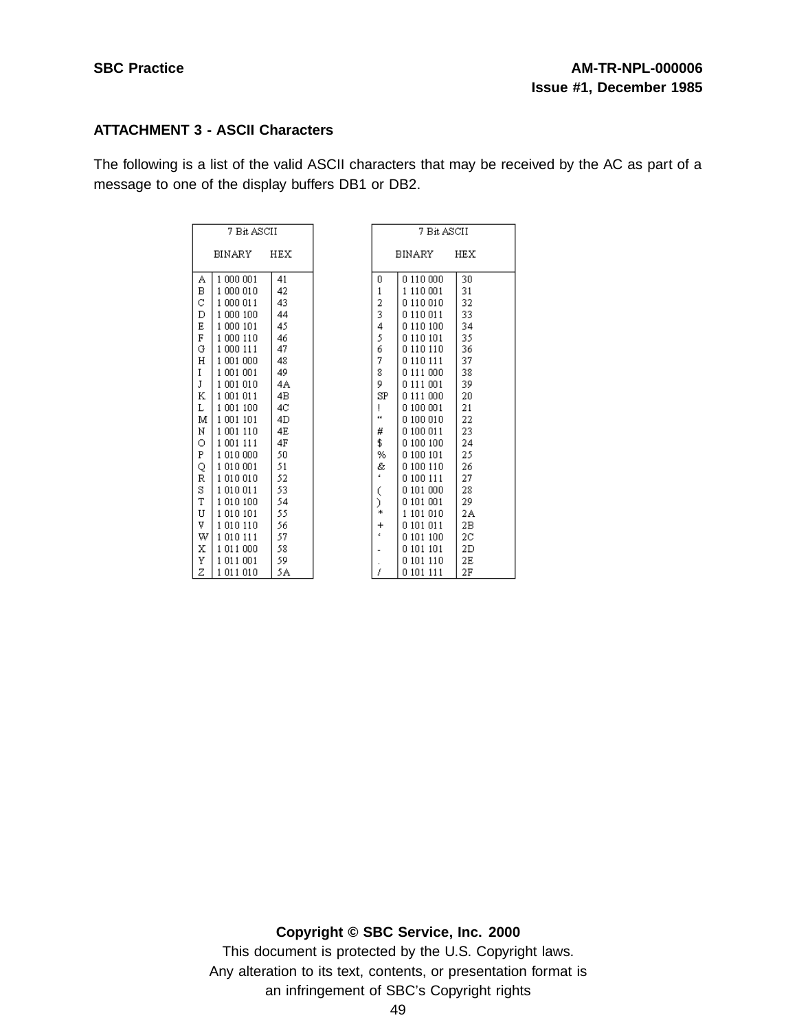**ATTACHMENT 3 - ASCII Characters**

The following is a list of the valid ASCII characters that may be received by the AC as part of a message to one of the display buffers DB1 or DB2.

| 7 Bit ASCII | | |
|---|---|---|
| | BINARY | HEX |
| A | 1 000 001 | 41 |
| B | 1 000 010 | 42 |
| C | 1 000 011 | 43 |
| D | 1 000 100 | 44 |
| E | 1 000 101 | 45 |
| F | 1 000 110 | 46 |
| G | 1 000 111 | 47 |
| H | 1 001 000 | 48 |
| I | 1 001 001 | 49 |
| J | 1 001 010 | 4A |
| K | 1 001 011 | 4B |
| L | 1 001 100 | 4C |
| M | 1 001 101 | 4D |
| N | 1 001 110 | 4E |
| O | 1 001 111 | 4F |
| P | 1 010 000 | 50 |
| Q | 1 010 001 | 51 |
| R | 1 010 010 | 52 |
| S | 1 010 011 | 53 |
| T | 1 010 100 | 54 |
| U | 1 010 101 | 55 |
| V | 1 010 110 | 56 |
| W | 1 010 111 | 57 |
| X | 1 011 000 | 58 |
| Y | 1 011 001 | 59 |
| Z | 1 011 010 | 5A |

| 7 Bit ASCII | | |
|---|---|---|
| | BINARY | HEX |
| 0 | 0 110 000 | 30 |
| 1 | 1 110 001 | 31 |
| 2 | 0 110 010 | 32 |
| 3 | 0 110 011 | 33 |
| 4 | 0 110 100 | 34 |
| 5 | 0 110 101 | 35 |
| 6 | 0 110 110 | 36 |
| 7 | 0 110 111 | 37 |
| 8 | 0 111 000 | 38 |
| 9 | 0 111 001 | 39 |
| SP | 0 111 000 | 20 |
| ! | 0 100 001 | 21 |
| “ | 0 100 010 | 22 |
| # | 0 100 011 | 23 |
| $ | 0 100 100 | 24 |
| % | 0 100 101 | 25 |
| & | 0 100 110 | 26 |
| ‘ | 0 100 111 | 27 |
| ( | 0 101 000 | 28 |
| ) | 0 101 001 | 29 |
| * | 1 101 010 | 2A |
| + | 0 101 011 | 2B |
| ‘ | 0 101 100 | 2C |
| - | 0 101 101 | 2D |
| . | 0 101 110 | 2E |
| / | 0 101 111 | 2F |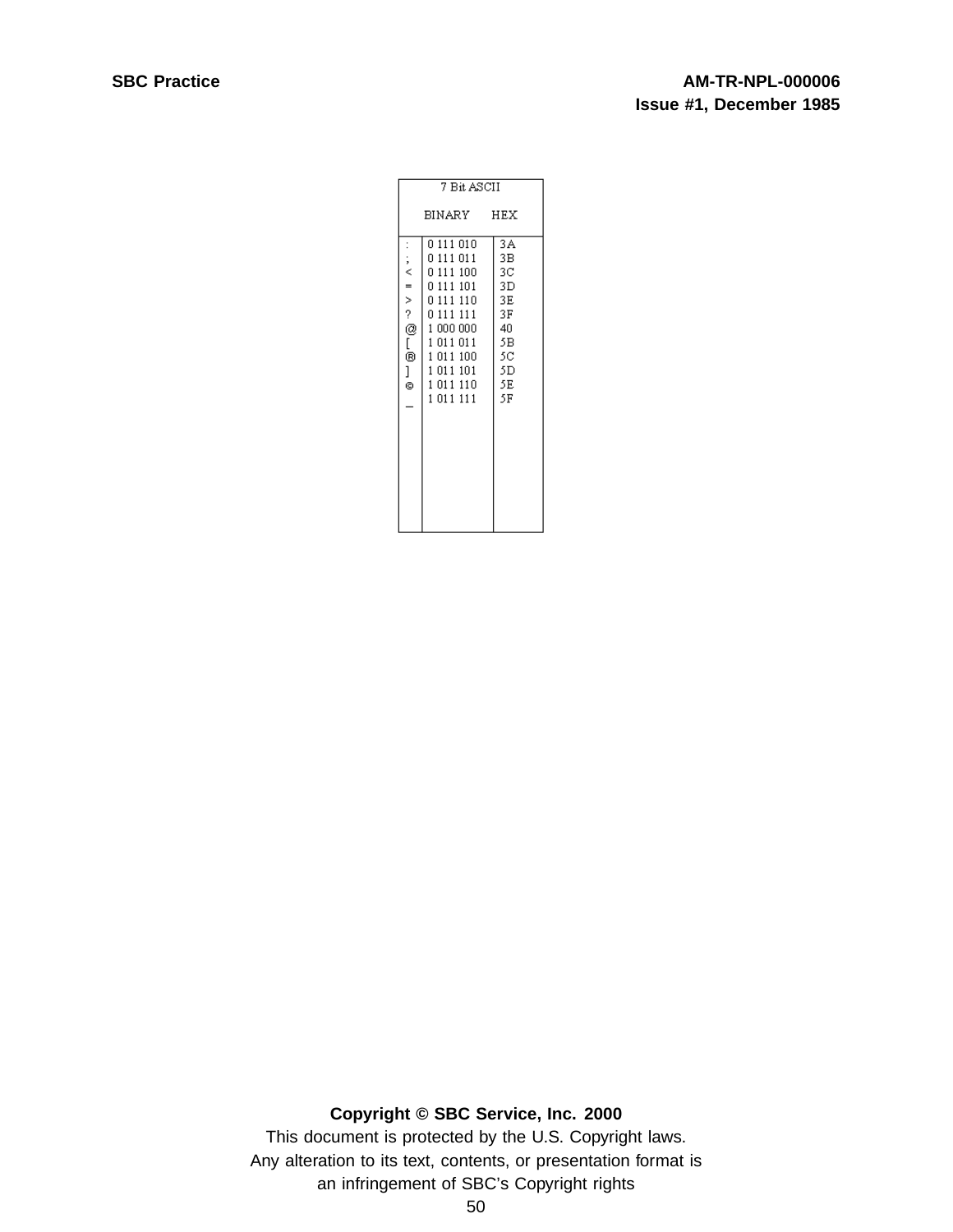| 7 Bit ASCII | | |
| --- | --- | --- |
| | BINARY | HEX |
| : | 0 111 010 | 3A |
| ; | 0 111 011 | 3B |
| < | 0 111 100 | 3C |
| = | 0 111 101 | 3D |
| > | 0 111 110 | 3E |
| ? | 0 111 111 | 3F |
| @ | 1 000 000 | 40 |
| [ | 1 011 011 | 5B |
| ® | 1 011 100 | 5C |
| ] | 1 011 101 | 5D |
| © | 1 011 110 | 5E |
| _ | 1 011 111 | 5F |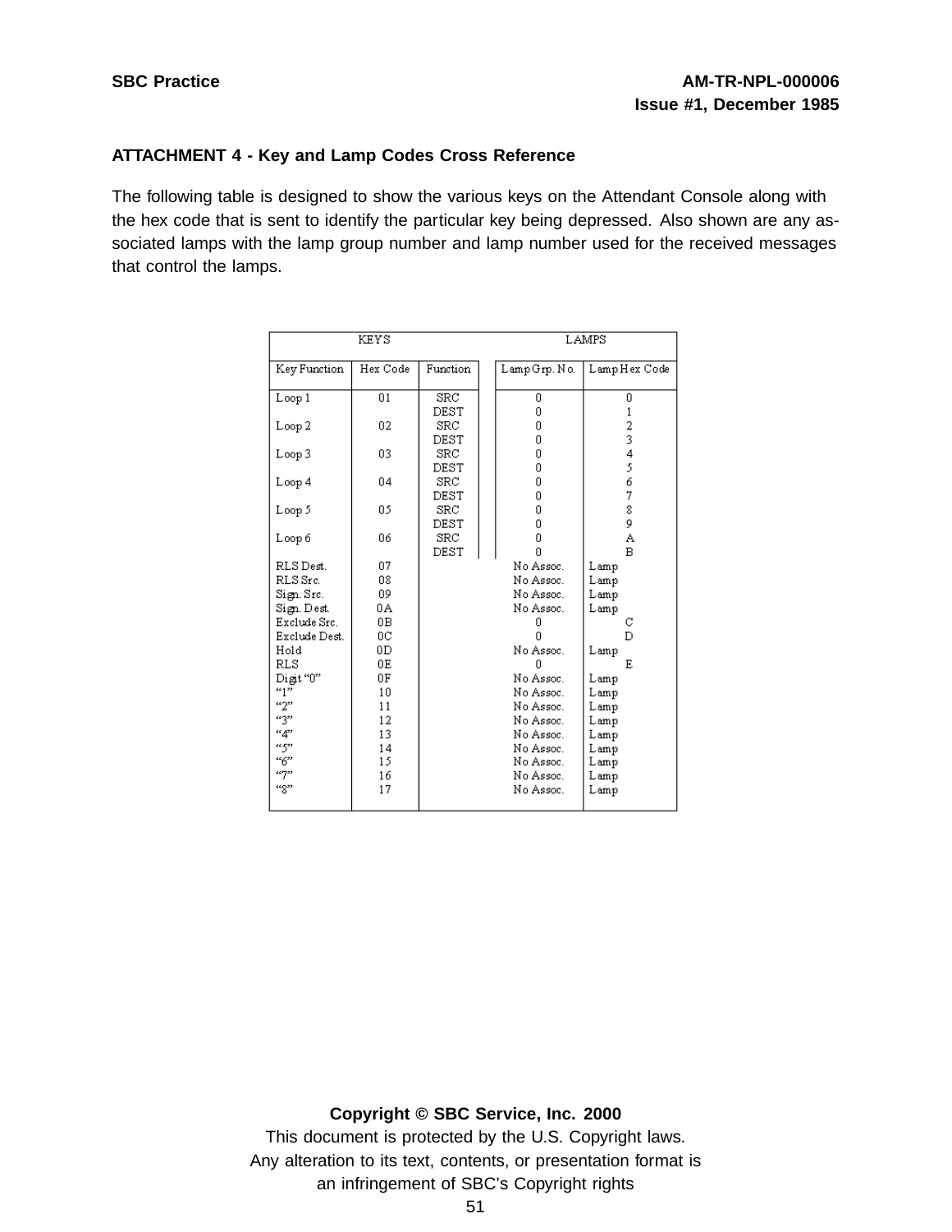**ATTACHMENT 4 - Key and Lamp Codes Cross Reference**

The following table is designed to show the various keys on the Attendant Console along with the hex code that is sent to identify the particular key being depressed. Also shown are any associated lamps with the lamp group number and lamp number used for the received messages that control the lamps.

| KEYS | | | LAMPS | |
|---|---|---|---|---|
| Key Function | Hex Code | Function | Lamp Grp. No. | Lamp Hex Code |
| Loop 1 | 01 | SRC | 0 | 0 |
| | | DEST | 0 | 1 |
| Loop 2 | 02 | SRC | 0 | 2 |
| | | DEST | 0 | 3 |
| Loop 3 | 03 | SRC | 0 | 4 |
| | | DEST | 0 | 5 |
| Loop 4 | 04 | SRC | 0 | 6 |
| | | DEST | 0 | 7 |
| Loop 5 | 05 | SRC | 0 | 8 |
| | | DEST | 0 | 9 |
| Loop 6 | 06 | SRC | 0 | A |
| | | DEST | 0 | B |
| RLS Dest. | 07 | | No Assoc. | Lamp |
| RLS Src. | 08 | | No Assoc. | Lamp |
| Sign. Src. | 09 | | No Assoc. | Lamp |
| Sign. Dest. | 0A | | No Assoc. | Lamp |
| Exclude Src. | 0B | | 0 | C |
| Exclude Dest. | 0C | | 0 | D |
| Hold | 0D | | No Assoc. | Lamp |
| RLS | 0E | | 0 | E |
| Digit “0” | 0F | | No Assoc. | Lamp |
| “1” | 10 | | No Assoc. | Lamp |
| “2” | 11 | | No Assoc. | Lamp |
| “3” | 12 | | No Assoc. | Lamp |
| “4” | 13 | | No Assoc. | Lamp |
| “5” | 14 | | No Assoc. | Lamp |
| “6” | 15 | | No Assoc. | Lamp |
| “7” | 16 | | No Assoc. | Lamp |
| “8” | 17 | | No Assoc. | Lamp |

**Copyright © SBC Service, Inc. 2000**

This document is protected by the U.S. Copyright laws.

Any alteration to its text, contents, or presentation format is an infringement of SBC’s Copyright rights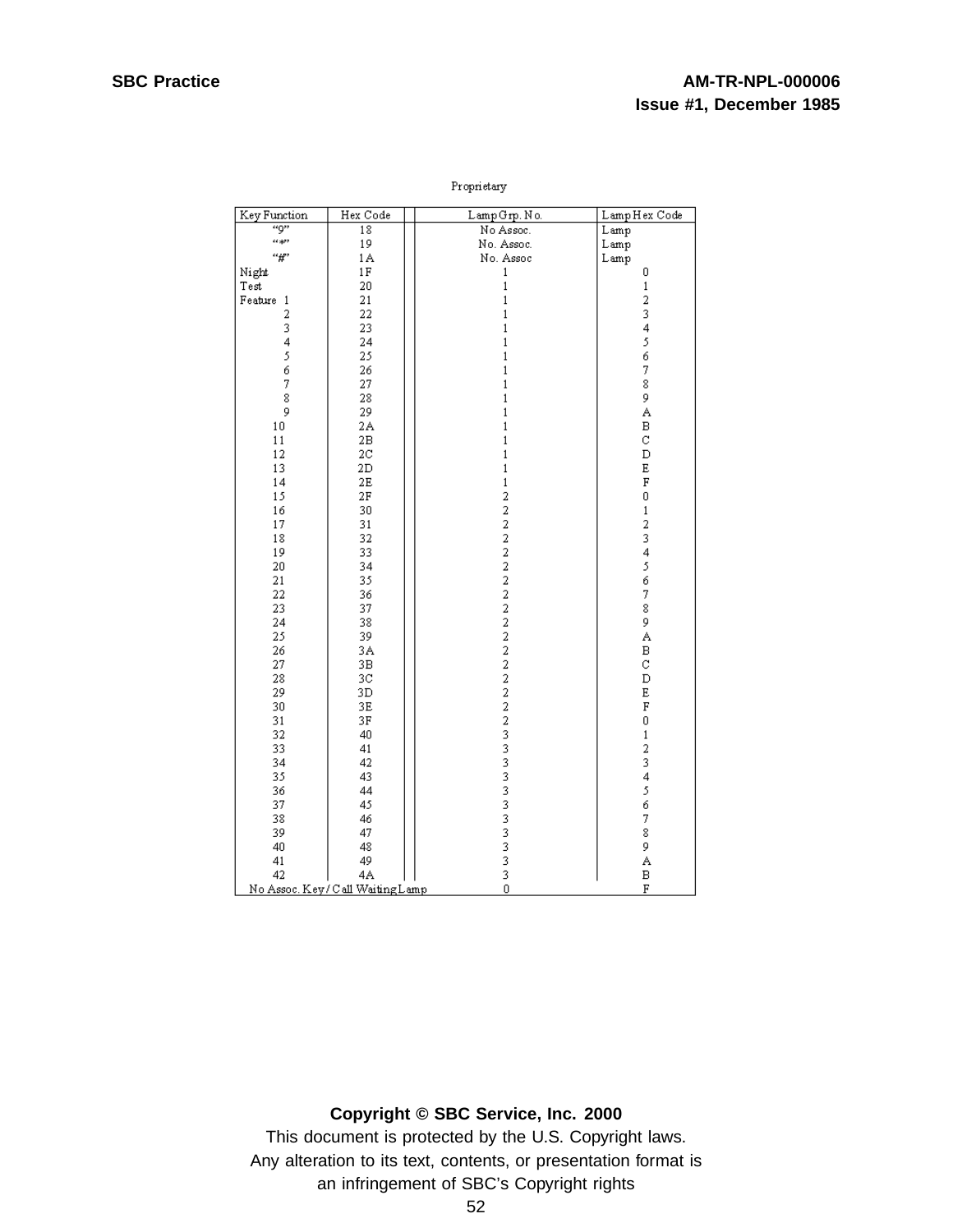Proprietary

| Key Function | Hex Code | Lamp Grp. No. | Lamp Hex Code |
|---|---|---|---|
| "9" | 18 | No Assoc. | Lamp |
| "*" | 19 | No. Assoc. | Lamp |
| "#" | 1A | No. Assoc | Lamp |
| Night | 1F | 1 | 0 |
| Test | 20 | 1 | 1 |
| Feature 1 | 21 | 1 | 2 |
| 2 | 22 | 1 | 3 |
| 3 | 23 | 1 | 4 |
| 4 | 24 | 1 | 5 |
| 5 | 25 | 1 | 6 |
| 6 | 26 | 1 | 7 |
| 7 | 27 | 1 | 8 |
| 8 | 28 | 1 | 9 |
| 9 | 29 | 1 | A |
| 10 | 2A | 1 | B |
| 11 | 2B | 1 | C |
| 12 | 2C | 1 | D |
| 13 | 2D | 1 | E |
| 14 | 2E | 1 | F |
| 15 | 2F | 2 | 0 |
| 16 | 30 | 2 | 1 |
| 17 | 31 | 2 | 2 |
| 18 | 32 | 2 | 3 |
| 19 | 33 | 2 | 4 |
| 20 | 34 | 2 | 5 |
| 21 | 35 | 2 | 6 |
| 22 | 36 | 2 | 7 |
| 23 | 37 | 2 | 8 |
| 24 | 38 | 2 | 9 |
| 25 | 39 | 2 | A |
| 26 | 3A | 2 | B |
| 27 | 3B | 2 | C |
| 28 | 3C | 2 | D |
| 29 | 3D | 2 | E |
| 30 | 3E | 2 | F |
| 31 | 3F | 2 | 0 |
| 32 | 40 | 3 | 1 |
| 33 | 41 | 3 | 2 |
| 34 | 42 | 3 | 3 |
| 35 | 43 | 3 | 4 |
| 36 | 44 | 3 | 5 |
| 37 | 45 | 3 | 6 |
| 38 | 46 | 3 | 7 |
| 39 | 47 | 3 | 8 |
| 40 | 48 | 3 | 9 |
| 41 | 49 | 3 | A |
| 42 | 4A | 3 | B |
| No Assoc. Key / Call Waiting Lamp | | 0 | F |

**Copyright © SBC Service, Inc. 2000**

This document is protected by the U.S. Copyright laws.
Any alteration to its text, contents, or presentation format is an infringement of SBC's Copyright rights